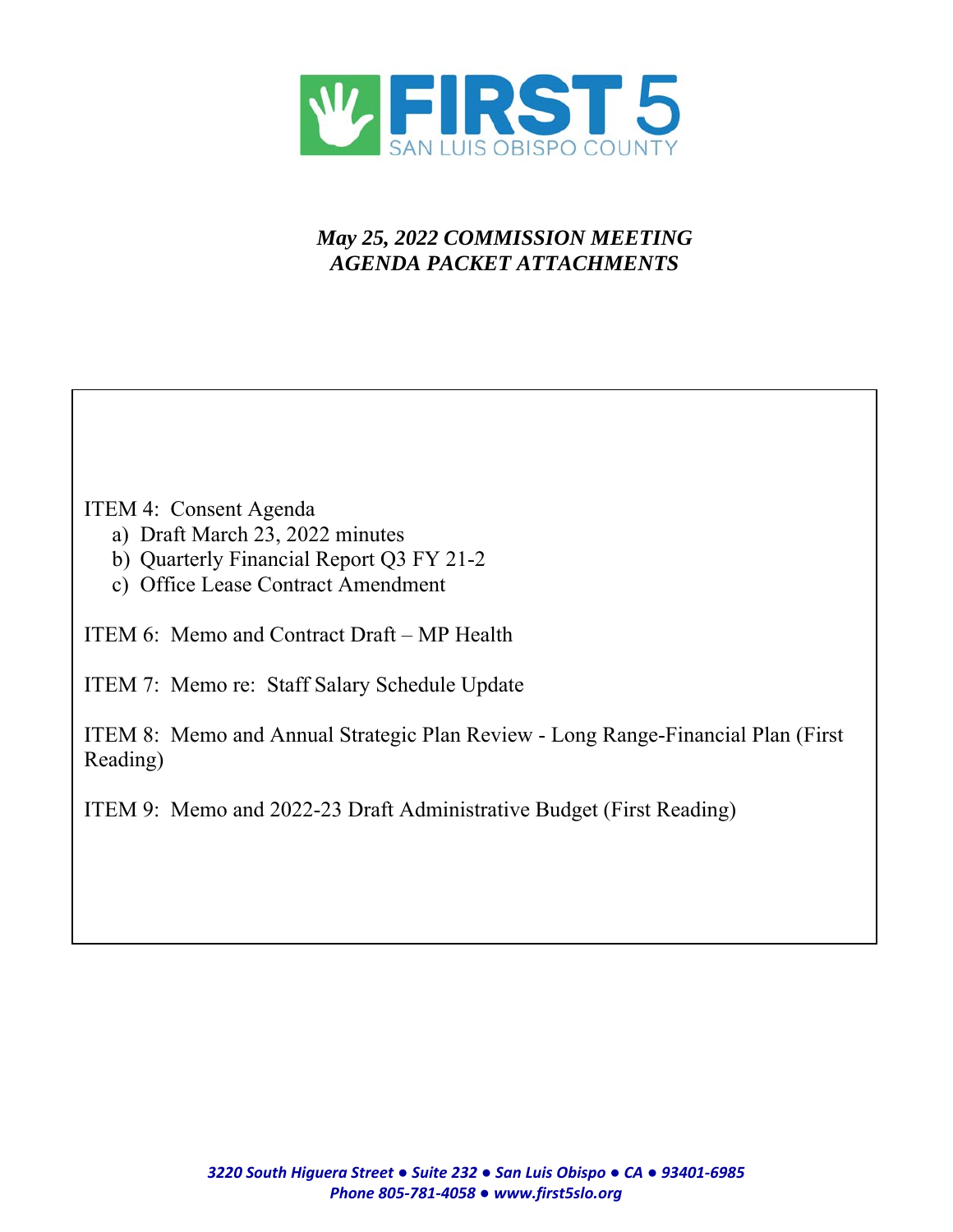FIRST 5
SAN LUIS OBISPO COUNTY

***May 25, 2022 COMMISSION MEETING***
***AGENDA PACKET ATTACHMENTS***

ITEM 4: Consent Agenda

a) Draft March 23, 2022 minutes
b) Quarterly Financial Report Q3 FY 21-2
c) Office Lease Contract Amendment

ITEM 6: Memo and Contract Draft – MP Health

ITEM 7: Memo re: Staff Salary Schedule Update

ITEM 8: Memo and Annual Strategic Plan Review - Long Range-Financial Plan (First Reading)

ITEM 9: Memo and 2022-23 Draft Administrative Budget (First Reading)

***3220 South Higuera Street ● Suite 232 ● San Luis Obispo ● CA ● 93401-6985***
***Phone 805-781-4058 ● www.first5slo.org***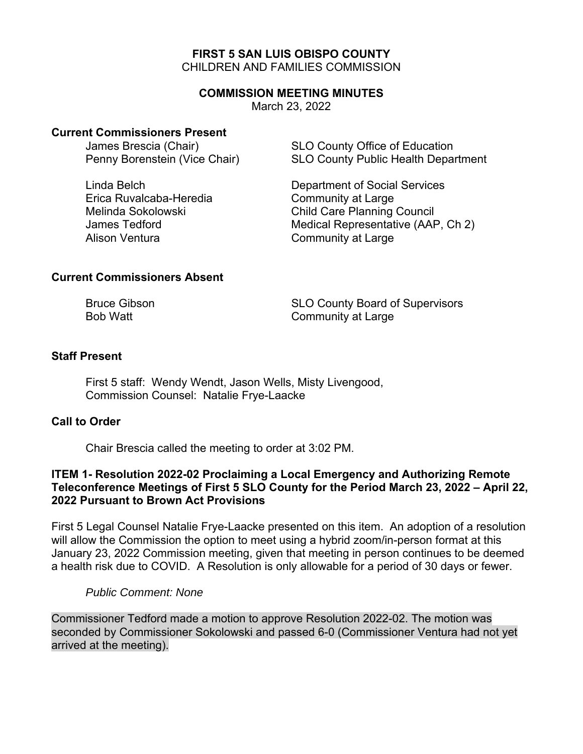**FIRST 5 SAN LUIS OBISPO COUNTY**
CHILDREN AND FAMILIES COMMISSION

**COMMISSION MEETING MINUTES**
March 23, 2022

### Current Commissioners Present

| | |
|---|---|
| James Brescia (Chair) | SLO County Office of Education |
| Penny Borenstein (Vice Chair) | SLO County Public Health Department |
| Linda Belch | Department of Social Services |
| Erica Ruvalcaba-Heredia | Community at Large |
| Melinda Sokolowski | Child Care Planning Council |
| James Tedford | Medical Representative (AAP, Ch 2) |
| Alison Ventura | Community at Large |

### Current Commissioners Absent

| | |
|---|---|
| Bruce Gibson | SLO County Board of Supervisors |
| Bob Watt | Community at Large |

### Staff Present

First 5 staff: Wendy Wendt, Jason Wells, Misty Livengood,
Commission Counsel: Natalie Frye-Laacke

### Call to Order

Chair Brescia called the meeting to order at 3:02 PM.

### ITEM 1- Resolution 2022-02 Proclaiming a Local Emergency and Authorizing Remote Teleconference Meetings of First 5 SLO County for the Period March 23, 2022 – April 22, 2022 Pursuant to Brown Act Provisions

First 5 Legal Counsel Natalie Frye-Laacke presented on this item. An adoption of a resolution will allow the Commission the option to meet using a hybrid zoom/in-person format at this January 23, 2022 Commission meeting, given that meeting in person continues to be deemed a health risk due to COVID. A Resolution is only allowable for a period of 30 days or fewer.

*Public Comment: None*

Commissioner Tedford made a motion to approve Resolution 2022-02. The motion was seconded by Commissioner Sokolowski and passed 6-0 (Commissioner Ventura had not yet arrived at the meeting).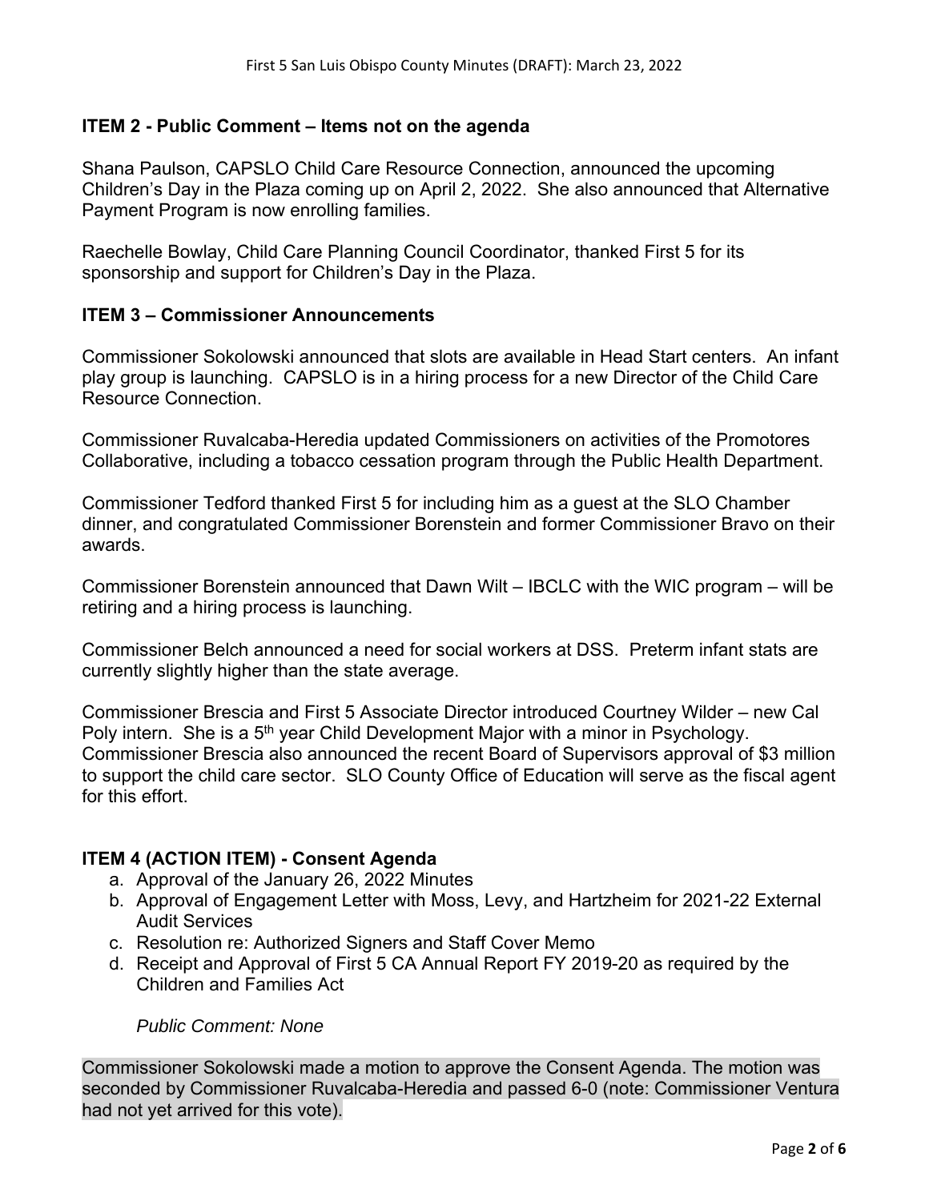## ITEM 2 - Public Comment – Items not on the agenda

Shana Paulson, CAPSLO Child Care Resource Connection, announced the upcoming Children's Day in the Plaza coming up on April 2, 2022. She also announced that Alternative Payment Program is now enrolling families.

Raechelle Bowlay, Child Care Planning Council Coordinator, thanked First 5 for its sponsorship and support for Children's Day in the Plaza.

## ITEM 3 – Commissioner Announcements

Commissioner Sokolowski announced that slots are available in Head Start centers. An infant play group is launching. CAPSLO is in a hiring process for a new Director of the Child Care Resource Connection.

Commissioner Ruvalcaba-Heredia updated Commissioners on activities of the Promotores Collaborative, including a tobacco cessation program through the Public Health Department.

Commissioner Tedford thanked First 5 for including him as a guest at the SLO Chamber dinner, and congratulated Commissioner Borenstein and former Commissioner Bravo on their awards.

Commissioner Borenstein announced that Dawn Wilt – IBCLC with the WIC program – will be retiring and a hiring process is launching.

Commissioner Belch announced a need for social workers at DSS. Preterm infant stats are currently slightly higher than the state average.

Commissioner Brescia and First 5 Associate Director introduced Courtney Wilder – new Cal Poly intern. She is a 5th year Child Development Major with a minor in Psychology. Commissioner Brescia also announced the recent Board of Supervisors approval of $3 million to support the child care sector. SLO County Office of Education will serve as the fiscal agent for this effort.

## ITEM 4 (ACTION ITEM) - Consent Agenda

a. Approval of the January 26, 2022 Minutes
b. Approval of Engagement Letter with Moss, Levy, and Hartzheim for 2021-22 External Audit Services
c. Resolution re: Authorized Signers and Staff Cover Memo
d. Receipt and Approval of First 5 CA Annual Report FY 2019-20 as required by the Children and Families Act

*Public Comment: None*

Commissioner Sokolowski made a motion to approve the Consent Agenda. The motion was seconded by Commissioner Ruvalcaba-Heredia and passed 6-0 (note: Commissioner Ventura had not yet arrived for this vote).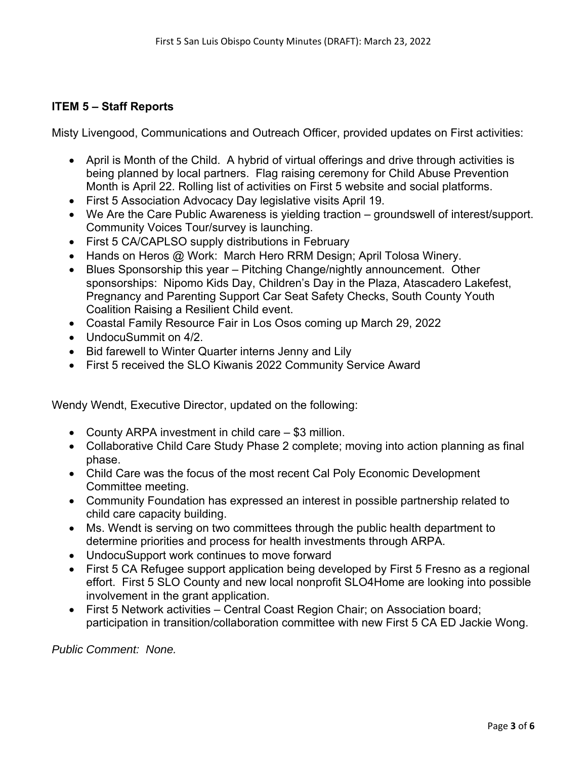### ITEM 5 – Staff Reports

Misty Livengood, Communications and Outreach Officer, provided updates on First activities:

- April is Month of the Child. A hybrid of virtual offerings and drive through activities is being planned by local partners. Flag raising ceremony for Child Abuse Prevention Month is April 22. Rolling list of activities on First 5 website and social platforms.
- First 5 Association Advocacy Day legislative visits April 19.
- We Are the Care Public Awareness is yielding traction – groundswell of interest/support. Community Voices Tour/survey is launching.
- First 5 CA/CAPLSO supply distributions in February
- Hands on Heros @ Work: March Hero RRM Design; April Tolosa Winery.
- Blues Sponsorship this year – Pitching Change/nightly announcement. Other sponsorships: Nipomo Kids Day, Children's Day in the Plaza, Atascadero Lakefest, Pregnancy and Parenting Support Car Seat Safety Checks, South County Youth Coalition Raising a Resilient Child event.
- Coastal Family Resource Fair in Los Osos coming up March 29, 2022
- UndocuSummit on 4/2.
- Bid farewell to Winter Quarter interns Jenny and Lily
- First 5 received the SLO Kiwanis 2022 Community Service Award

Wendy Wendt, Executive Director, updated on the following:

- County ARPA investment in child care – $3 million.
- Collaborative Child Care Study Phase 2 complete; moving into action planning as final phase.
- Child Care was the focus of the most recent Cal Poly Economic Development Committee meeting.
- Community Foundation has expressed an interest in possible partnership related to child care capacity building.
- Ms. Wendt is serving on two committees through the public health department to determine priorities and process for health investments through ARPA.
- UndocuSupport work continues to move forward
- First 5 CA Refugee support application being developed by First 5 Fresno as a regional effort. First 5 SLO County and new local nonprofit SLO4Home are looking into possible involvement in the grant application.
- First 5 Network activities – Central Coast Region Chair; on Association board; participation in transition/collaboration committee with new First 5 CA ED Jackie Wong.

*Public Comment: None.*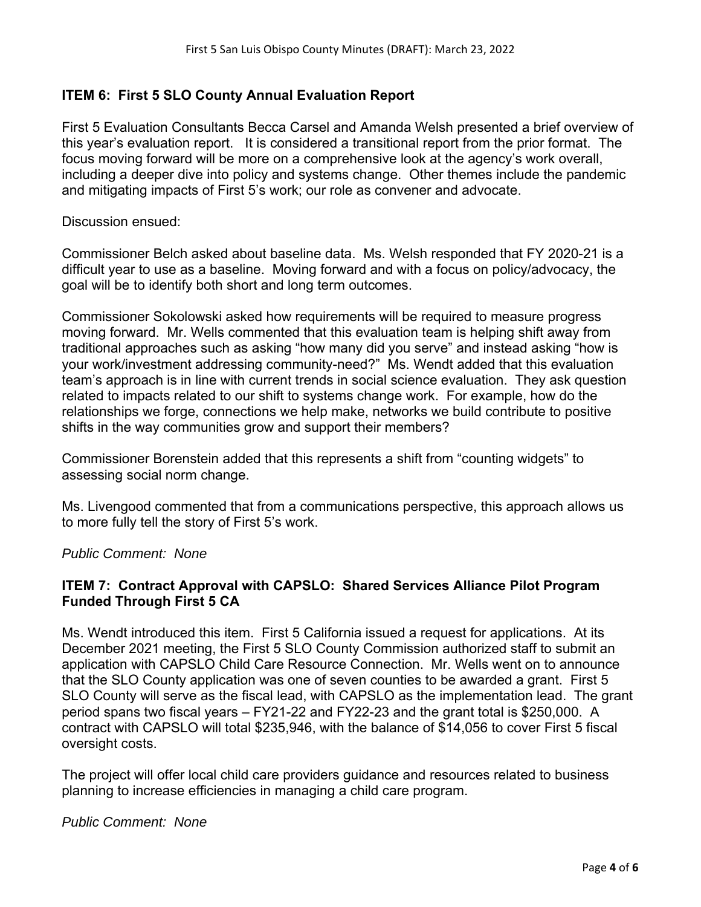**ITEM 6: First 5 SLO County Annual Evaluation Report**

First 5 Evaluation Consultants Becca Carsel and Amanda Welsh presented a brief overview of this year's evaluation report. It is considered a transitional report from the prior format. The focus moving forward will be more on a comprehensive look at the agency's work overall, including a deeper dive into policy and systems change. Other themes include the pandemic and mitigating impacts of First 5's work; our role as convener and advocate.

Discussion ensued:

Commissioner Belch asked about baseline data. Ms. Welsh responded that FY 2020-21 is a difficult year to use as a baseline. Moving forward and with a focus on policy/advocacy, the goal will be to identify both short and long term outcomes.

Commissioner Sokolowski asked how requirements will be required to measure progress moving forward. Mr. Wells commented that this evaluation team is helping shift away from traditional approaches such as asking "how many did you serve" and instead asking "how is your work/investment addressing community-need?" Ms. Wendt added that this evaluation team's approach is in line with current trends in social science evaluation. They ask question related to impacts related to our shift to systems change work. For example, how do the relationships we forge, connections we help make, networks we build contribute to positive shifts in the way communities grow and support their members?

Commissioner Borenstein added that this represents a shift from "counting widgets" to assessing social norm change.

Ms. Livengood commented that from a communications perspective, this approach allows us to more fully tell the story of First 5's work.

*Public Comment: None*

**ITEM 7: Contract Approval with CAPSLO: Shared Services Alliance Pilot Program Funded Through First 5 CA**

Ms. Wendt introduced this item. First 5 California issued a request for applications. At its December 2021 meeting, the First 5 SLO County Commission authorized staff to submit an application with CAPSLO Child Care Resource Connection. Mr. Wells went on to announce that the SLO County application was one of seven counties to be awarded a grant. First 5 SLO County will serve as the fiscal lead, with CAPSLO as the implementation lead. The grant period spans two fiscal years – FY21-22 and FY22-23 and the grant total is $250,000. A contract with CAPSLO will total $235,946, with the balance of $14,056 to cover First 5 fiscal oversight costs.

The project will offer local child care providers guidance and resources related to business planning to increase efficiencies in managing a child care program.

*Public Comment: None*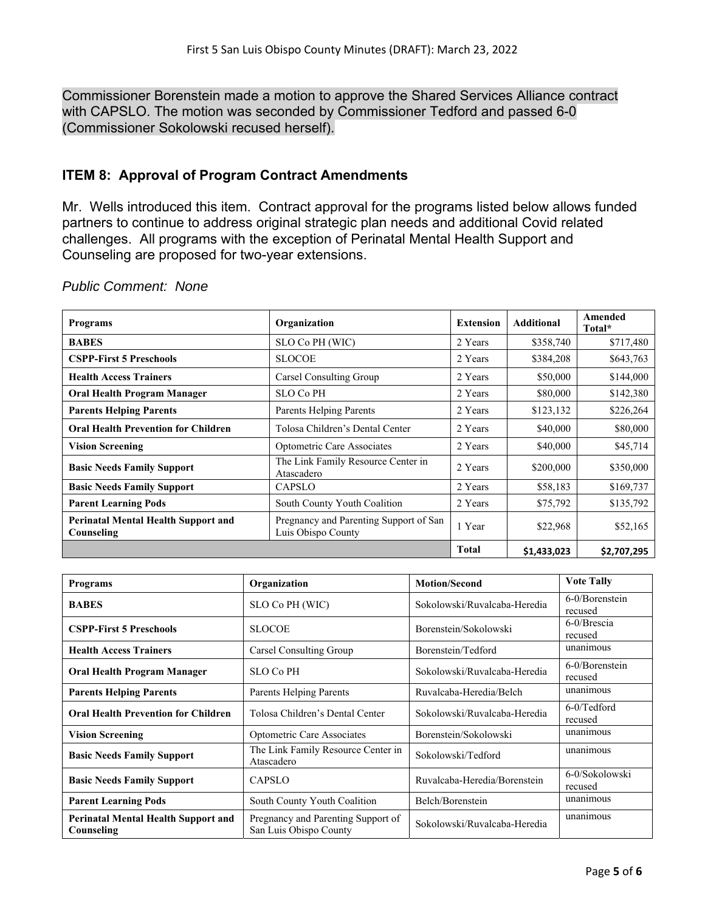Commissioner Borenstein made a motion to approve the Shared Services Alliance contract with CAPSLO. The motion was seconded by Commissioner Tedford and passed 6-0 (Commissioner Sokolowski recused herself).

## ITEM 8: Approval of Program Contract Amendments

Mr. Wells introduced this item. Contract approval for the programs listed below allows funded partners to continue to address original strategic plan needs and additional Covid related challenges. All programs with the exception of Perinatal Mental Health Support and Counseling are proposed for two-year extensions.

*Public Comment: None*

| Programs | Organization | Extension | Additional | Amended Total* |
|---|---|---|---|---|
| **BABES** | SLO Co PH (WIC) | 2 Years | $358,740 | $717,480 |
| **CSPP-First 5 Preschools** | SLOCOE | 2 Years | $384,208 | $643,763 |
| **Health Access Trainers** | Carsel Consulting Group | 2 Years | $50,000 | $144,000 |
| **Oral Health Program Manager** | SLO Co PH | 2 Years | $80,000 | $142,380 |
| **Parents Helping Parents** | Parents Helping Parents | 2 Years | $123,132 | $226,264 |
| **Oral Health Prevention for Children** | Tolosa Children's Dental Center | 2 Years | $40,000 | $80,000 |
| **Vision Screening** | Optometric Care Associates | 2 Years | $40,000 | $45,714 |
| **Basic Needs Family Support** | The Link Family Resource Center in Atascadero | 2 Years | $200,000 | $350,000 |
| **Basic Needs Family Support** | CAPSLO | 2 Years | $58,183 | $169,737 |
| **Parent Learning Pods** | South County Youth Coalition | 2 Years | $75,792 | $135,792 |
| **Perinatal Mental Health Support and Counseling** | Pregnancy and Parenting Support of San Luis Obispo County | 1 Year | $22,968 | $52,165 |
| | | **Total** | **$1,433,023** | **$2,707,295** |

| Programs | Organization | Motion/Second | Vote Tally |
|---|---|---|---|
| **BABES** | SLO Co PH (WIC) | Sokolowski/Ruvalcaba-Heredia | 6-0/Borenstein recused |
| **CSPP-First 5 Preschools** | SLOCOE | Borenstein/Sokolowski | 6-0/Brescia recused |
| **Health Access Trainers** | Carsel Consulting Group | Borenstein/Tedford | unanimous |
| **Oral Health Program Manager** | SLO Co PH | Sokolowski/Ruvalcaba-Heredia | 6-0/Borenstein recused |
| **Parents Helping Parents** | Parents Helping Parents | Ruvalcaba-Heredia/Belch | unanimous |
| **Oral Health Prevention for Children** | Tolosa Children's Dental Center | Sokolowski/Ruvalcaba-Heredia | 6-0/Tedford recused |
| **Vision Screening** | Optometric Care Associates | Borenstein/Sokolowski | unanimous |
| **Basic Needs Family Support** | The Link Family Resource Center in Atascadero | Sokolowski/Tedford | unanimous |
| **Basic Needs Family Support** | CAPSLO | Ruvalcaba-Heredia/Borenstein | 6-0/Sokolowski recused |
| **Parent Learning Pods** | South County Youth Coalition | Belch/Borenstein | unanimous |
| **Perinatal Mental Health Support and Counseling** | Pregnancy and Parenting Support of San Luis Obispo County | Sokolowski/Ruvalcaba-Heredia | unanimous |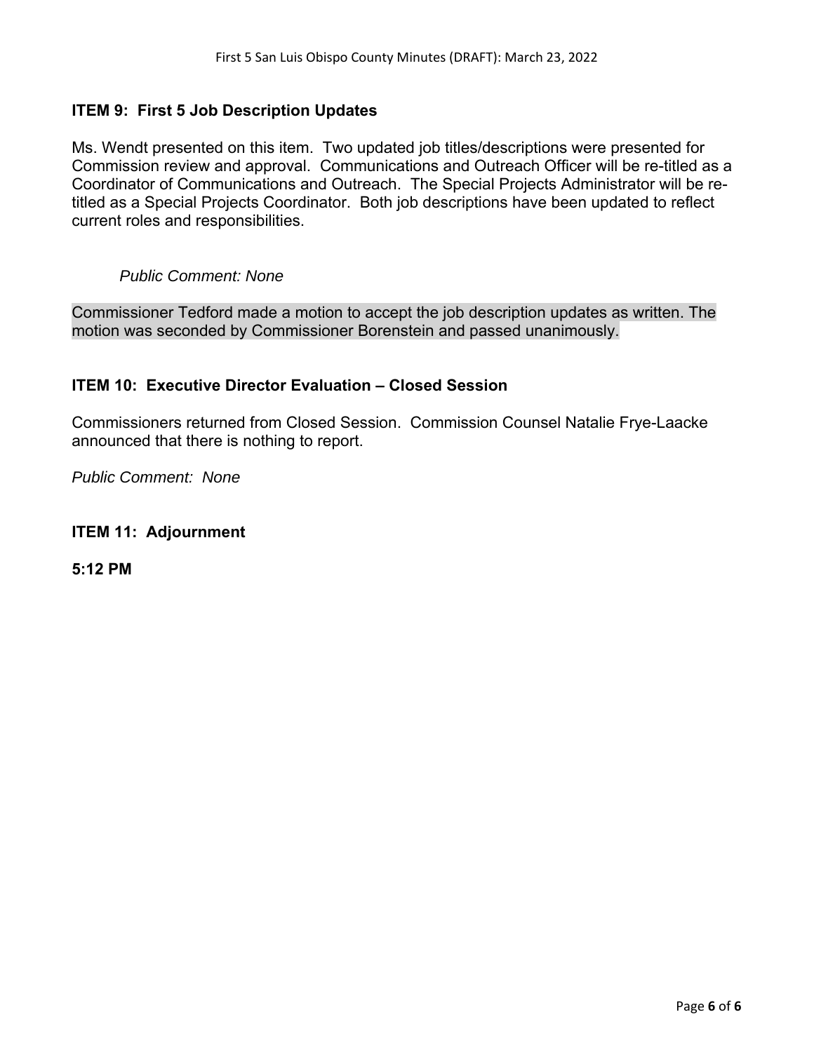## ITEM 9: First 5 Job Description Updates

Ms. Wendt presented on this item. Two updated job titles/descriptions were presented for Commission review and approval. Communications and Outreach Officer will be re-titled as a Coordinator of Communications and Outreach. The Special Projects Administrator will be re-titled as a Special Projects Coordinator. Both job descriptions have been updated to reflect current roles and responsibilities.

*Public Comment: None*

Commissioner Tedford made a motion to accept the job description updates as written. The motion was seconded by Commissioner Borenstein and passed unanimously.

## ITEM 10: Executive Director Evaluation – Closed Session

Commissioners returned from Closed Session. Commission Counsel Natalie Frye-Laacke announced that there is nothing to report.

*Public Comment: None*

## ITEM 11: Adjournment

**5:12 PM**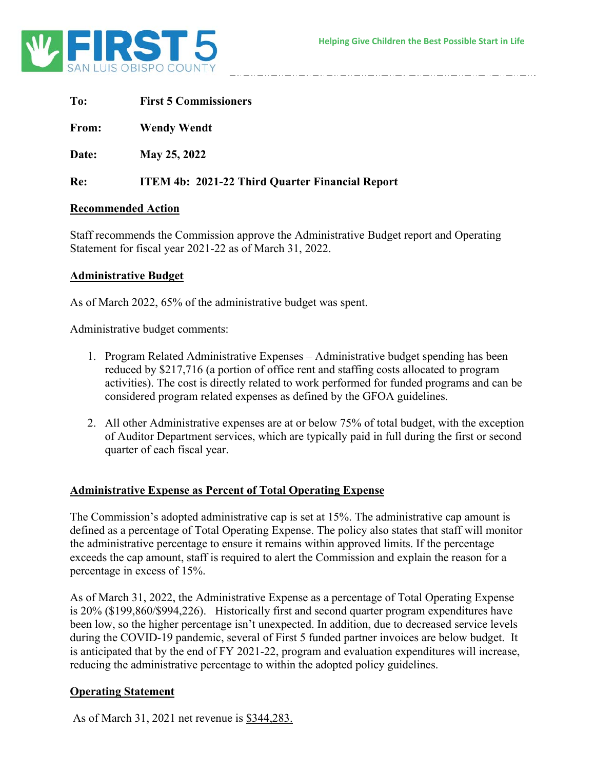FIRST 5 SAN LUIS OBISPO COUNTY

Helping Give Children the Best Possible Start in Life

**To:** First 5 Commissioners

**From:** Wendy Wendt

**Date:** May 25, 2022

**Re:** ITEM 4b: 2021-22 Third Quarter Financial Report

## Recommended Action

Staff recommends the Commission approve the Administrative Budget report and Operating Statement for fiscal year 2021-22 as of March 31, 2022.

## Administrative Budget

As of March 2022, 65% of the administrative budget was spent.

Administrative budget comments:

1. Program Related Administrative Expenses – Administrative budget spending has been reduced by $217,716 (a portion of office rent and staffing costs allocated to program activities). The cost is directly related to work performed for funded programs and can be considered program related expenses as defined by the GFOA guidelines.

2. All other Administrative expenses are at or below 75% of total budget, with the exception of Auditor Department services, which are typically paid in full during the first or second quarter of each fiscal year.

## Administrative Expense as Percent of Total Operating Expense

The Commission's adopted administrative cap is set at 15%. The administrative cap amount is defined as a percentage of Total Operating Expense. The policy also states that staff will monitor the administrative percentage to ensure it remains within approved limits. If the percentage exceeds the cap amount, staff is required to alert the Commission and explain the reason for a percentage in excess of 15%.

As of March 31, 2022, the Administrative Expense as a percentage of Total Operating Expense is 20% ($199,860/$994,226). Historically first and second quarter program expenditures have been low, so the higher percentage isn't unexpected. In addition, due to decreased service levels during the COVID-19 pandemic, several of First 5 funded partner invoices are below budget. It is anticipated that by the end of FY 2021-22, program and evaluation expenditures will increase, reducing the administrative percentage to within the adopted policy guidelines.

## Operating Statement

As of March 31, 2021 net revenue is $344,283.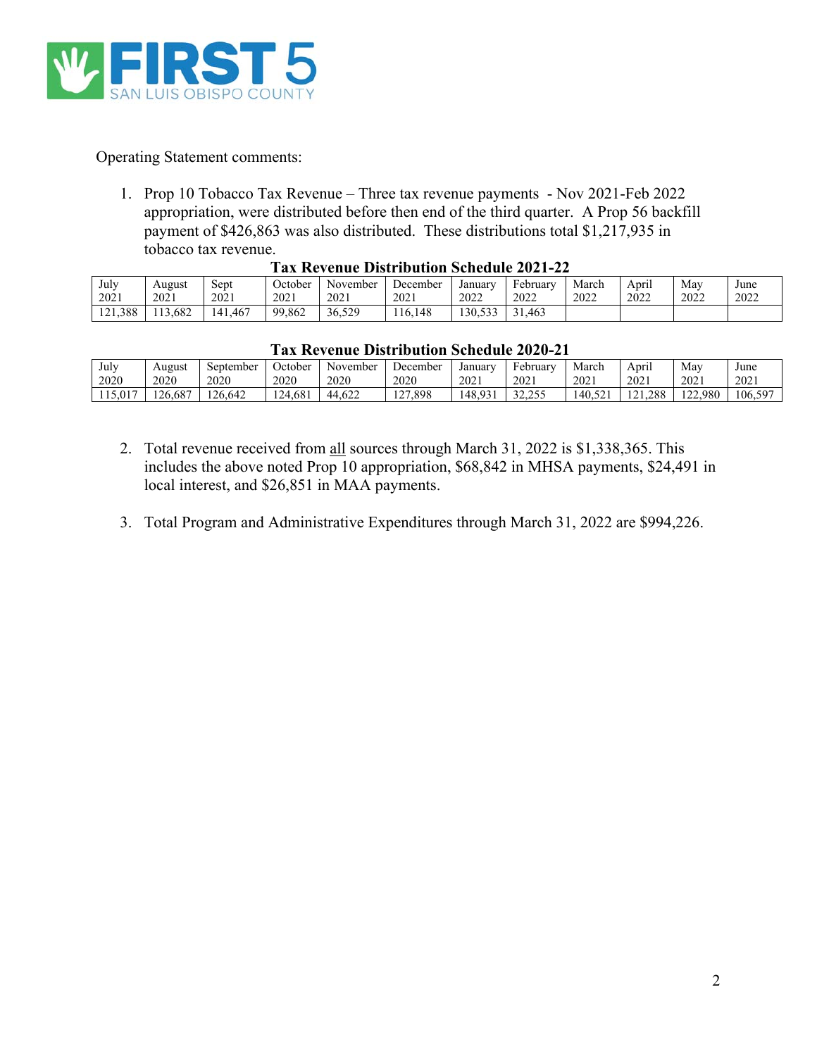Operating Statement comments:

1. Prop 10 Tobacco Tax Revenue – Three tax revenue payments - Nov 2021-Feb 2022 appropriation, were distributed before then end of the third quarter. A Prop 56 backfill payment of $426,863 was also distributed. These distributions total $1,217,935 in tobacco tax revenue.

**Tax Revenue Distribution Schedule 2021-22**

| July 2021 | August 2021 | Sept 2021 | October 2021 | November 2021 | December 2021 | January 2022 | February 2022 | March 2022 | April 2022 | May 2022 | June 2022 |
|---|---|---|---|---|---|---|---|---|---|---|---|
| 121,388 | 113,682 | 141,467 | 99,862 | 36,529 | 116,148 | 130,533 | 31,463 | | | | |

**Tax Revenue Distribution Schedule 2020-21**

| July 2020 | August 2020 | September 2020 | October 2020 | November 2020 | December 2020 | January 2021 | February 2021 | March 2021 | April 2021 | May 2021 | June 2021 |
|---|---|---|---|---|---|---|---|---|---|---|---|
| 115,017 | 126,687 | 126,642 | 124,681 | 44,622 | 127,898 | 148,931 | 32,255 | 140,521 | 121,288 | 122,980 | 106,597 |

2. Total revenue received from all sources through March 31, 2022 is $1,338,365. This includes the above noted Prop 10 appropriation, $68,842 in MHSA payments, $24,491 in local interest, and $26,851 in MAA payments.

3. Total Program and Administrative Expenditures through March 31, 2022 are $994,226.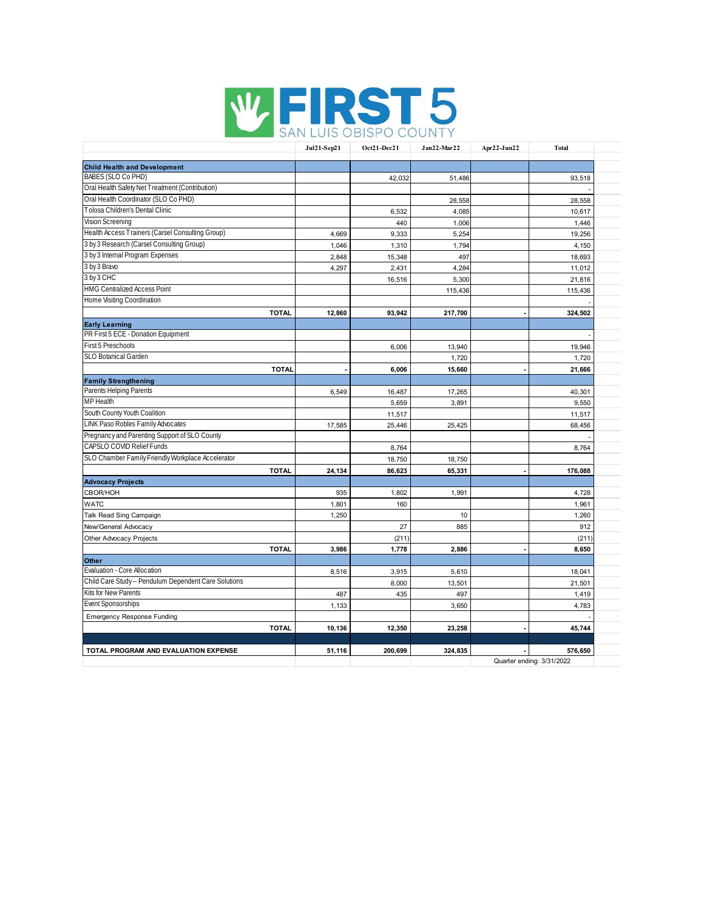# FIRST 5 SAN LUIS OBISPO COUNTY

| | Jul21-Sep21 | Oct21-Dec21 | Jan22-Mar22 | Apr22-Jun22 | Total |
|---|---|---|---|---|---|
| **Child Health and Development** | | | | | |
| BABES (SLO Co PHD) | | 42,032 | 51,486 | | 93,518 |
| Oral Health Safety Net Treatment (Contribution) | | | | | - |
| Oral Health Coordinator (SLO Co PHD) | | | 28,558 | | 28,558 |
| Tolosa Children's Dental Clinic | | 6,532 | 4,085 | | 10,617 |
| Vision Screening | | 440 | 1,006 | | 1,446 |
| Health Access Trainers (Carsel Consulting Group) | 4,669 | 9,333 | 5,254 | | 19,256 |
| 3 by 3 Research (Carsel Consulting Group) | 1,046 | 1,310 | 1,794 | | 4,150 |
| 3 by 3 Internal Program Expenses | 2,848 | 15,348 | 497 | | 18,693 |
| 3 by 3 Bravo | 4,297 | 2,431 | 4,284 | | 11,012 |
| 3 by 3 CHC | | 16,516 | 5,300 | | 21,816 |
| HMG Centralized Access Point | | | 115,436 | | 115,436 |
| Home Visiting Coordination | | | | | - |
| **TOTAL** | **12,860** | **93,942** | **217,700** | **-** | **324,502** |
| **Early Learning** | | | | | |
| PR First 5 ECE - Donation Equipment | | | | | - |
| First 5 Preschools | | 6,006 | 13,940 | | 19,946 |
| SLO Botanical Garden | | | 1,720 | | 1,720 |
| **TOTAL** | **-** | **6,006** | **15,660** | **-** | **21,666** |
| **Family Strengthening** | | | | | |
| Parents Helping Parents | 6,549 | 16,487 | 17,265 | | 40,301 |
| MP Health | | 5,659 | 3,891 | | 9,550 |
| South County Youth Coalition | | 11,517 | | | 11,517 |
| LINK Paso Robles Family Advocates | 17,585 | 25,446 | 25,425 | | 68,456 |
| Pregnancy and Parenting Support of SLO County | | | | | - |
| CAPSLO COVID Relief Funds | | 8,764 | | | 8,764 |
| SLO Chamber Family Friendly Workplace Accelerator | | 18,750 | 18,750 | | |
| **TOTAL** | **24,134** | **86,623** | **65,331** | **-** | **176,088** |
| **Advocacy Projects** | | | | | |
| CBOR/HOH | 935 | 1,802 | 1,991 | | 4,728 |
| WATC | 1,801 | 160 | | | 1,961 |
| Talk Read Sing Campaign | 1,250 | | 10 | | 1,260 |
| New/General Advocacy | | 27 | 885 | | 912 |
| Other Advocacy Projects | | (211) | | | (211) |
| **TOTAL** | **3,986** | **1,778** | **2,886** | **-** | **8,650** |
| **Other** | | | | | |
| Evaluation - Core Allocation | 8,516 | 3,915 | 5,610 | | 18,041 |
| Child Care Study -- Pendulum Dependent Care Solutions | | 8,000 | 13,501 | | 21,501 |
| Kits for New Parents | 487 | 435 | 497 | | 1,419 |
| Event Sponsorships | 1,133 | | 3,650 | | 4,783 |
| Emergency Response Funding | | | | | - |
| **TOTAL** | **10,136** | **12,350** | **23,258** | **-** | **45,744** |
| | | | | | |
| **TOTAL PROGRAM AND EVALUATION EXPENSE** | **51,116** | **200,699** | **324,835** | **-** | **576,650** |

Quarter ending: 3/31/2022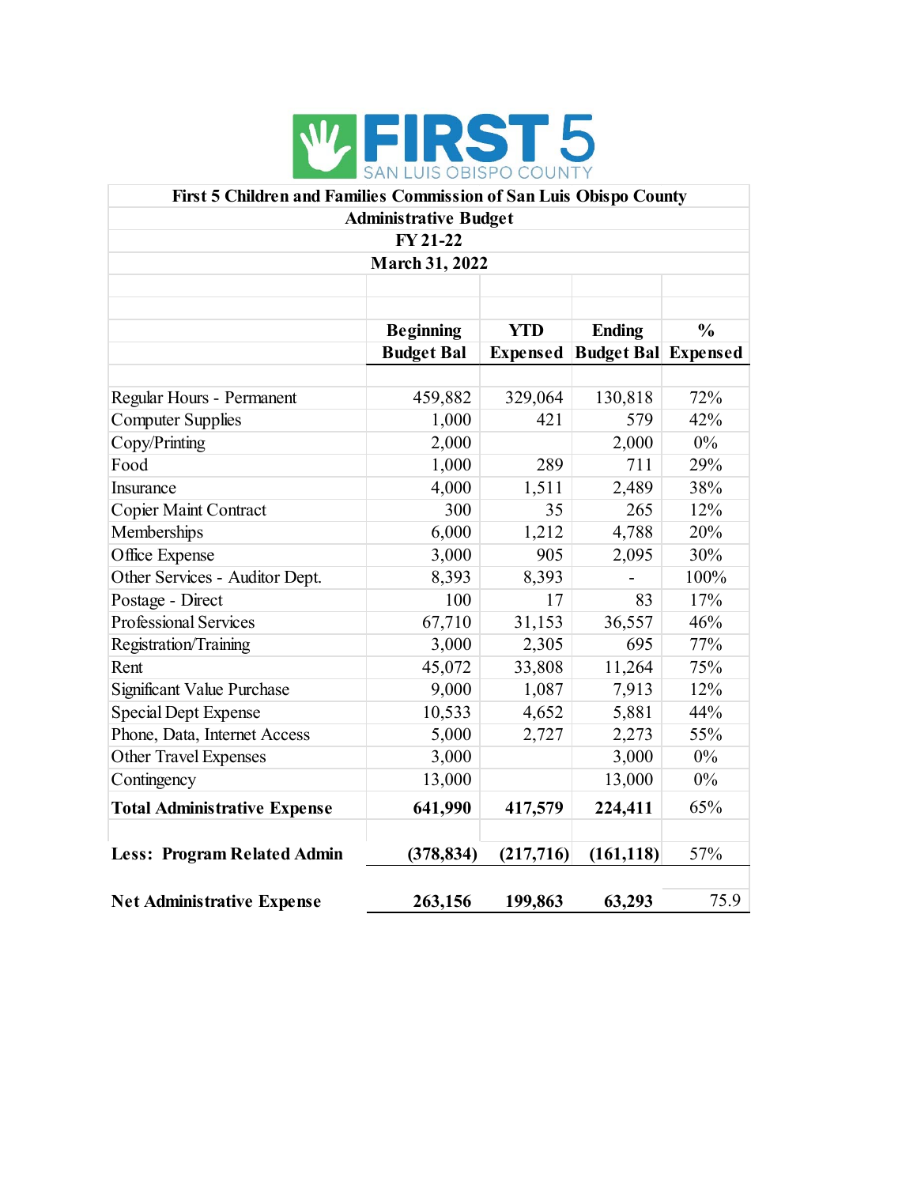FIRST 5 SAN LUIS OBISPO COUNTY

**First 5 Children and Families Commission of San Luis Obispo County**
**Administrative Budget**
**FY 21-22**
**March 31, 2022**

| | Beginning Budget Bal | YTD Expensed | Ending Budget Bal | % Expensed |
|---|---|---|---|---|
| Regular Hours - Permanent | 459,882 | 329,064 | 130,818 | 72% |
| Computer Supplies | 1,000 | 421 | 579 | 42% |
| Copy/Printing | 2,000 | | 2,000 | 0% |
| Food | 1,000 | 289 | 711 | 29% |
| Insurance | 4,000 | 1,511 | 2,489 | 38% |
| Copier Maint Contract | 300 | 35 | 265 | 12% |
| Memberships | 6,000 | 1,212 | 4,788 | 20% |
| Office Expense | 3,000 | 905 | 2,095 | 30% |
| Other Services - Auditor Dept. | 8,393 | 8,393 | - | 100% |
| Postage - Direct | 100 | 17 | 83 | 17% |
| Professional Services | 67,710 | 31,153 | 36,557 | 46% |
| Registration/Training | 3,000 | 2,305 | 695 | 77% |
| Rent | 45,072 | 33,808 | 11,264 | 75% |
| Significant Value Purchase | 9,000 | 1,087 | 7,913 | 12% |
| Special Dept Expense | 10,533 | 4,652 | 5,881 | 44% |
| Phone, Data, Internet Access | 5,000 | 2,727 | 2,273 | 55% |
| Other Travel Expenses | 3,000 | | 3,000 | 0% |
| Contingency | 13,000 | | 13,000 | 0% |
| **Total Administrative Expense** | **641,990** | **417,579** | **224,411** | 65% |
| | | | | |
| **Less: Program Related Admin** | **(378,834)** | **(217,716)** | **(161,118)** | 57% |
| | | | | |
| **Net Administrative Expense** | **263,156** | **199,863** | **63,293** | 75.9 |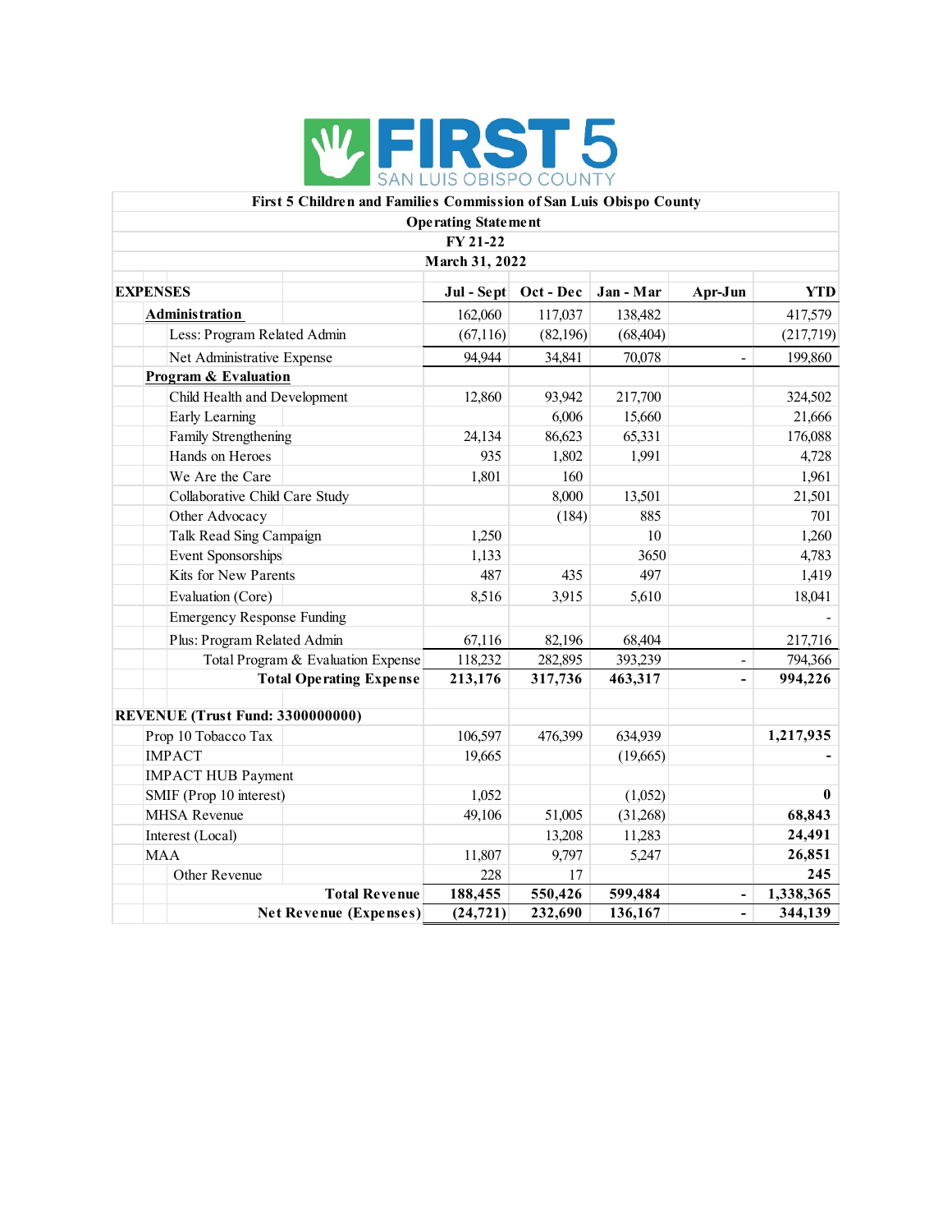FIRST 5 SAN LUIS OBISPO COUNTY

**First 5 Children and Families Commission of San Luis Obispo County**

**Operating Statement**

**FY 21-22**

**March 31, 2022**

| **EXPENSES** | **Jul - Sept** | **Oct - Dec** | **Jan - Mar** | **Apr-Jun** | **YTD** |
|---|---|---|---|---|---|
| **Administration** | 162,060 | 117,037 | 138,482 | | 417,579 |
| Less: Program Related Admin | (67,116) | (82,196) | (68,404) | | (217,719) |
| Net Administrative Expense | 94,944 | 34,841 | 70,078 | - | 199,860 |
| **Program & Evaluation** | | | | | |
| Child Health and Development | 12,860 | 93,942 | 217,700 | | 324,502 |
| Early Learning | | 6,006 | 15,660 | | 21,666 |
| Family Strengthening | 24,134 | 86,623 | 65,331 | | 176,088 |
| Hands on Heroes | 935 | 1,802 | 1,991 | | 4,728 |
| We Are the Care | 1,801 | 160 | | | 1,961 |
| Collaborative Child Care Study | | 8,000 | 13,501 | | 21,501 |
| Other Advocacy | | (184) | 885 | | 701 |
| Talk Read Sing Campaign | 1,250 | | 10 | | 1,260 |
| Event Sponsorships | 1,133 | | 3650 | | 4,783 |
| Kits for New Parents | 487 | 435 | 497 | | 1,419 |
| Evaluation (Core) | 8,516 | 3,915 | 5,610 | | 18,041 |
| Emergency Response Funding | | | | | - |
| Plus: Program Related Admin | 67,116 | 82,196 | 68,404 | | 217,716 |
| Total Program & Evaluation Expense | 118,232 | 282,895 | 393,239 | - | 794,366 |
| **Total Operating Expense** | **213,176** | **317,736** | **463,317** | **-** | **994,226** |
| | | | | | |
| **REVENUE (Trust Fund: 3300000000)** | | | | | |
| Prop 10 Tobacco Tax | 106,597 | 476,399 | 634,939 | | **1,217,935** |
| IMPACT | 19,665 | | (19,665) | | **-** |
| IMPACT HUB Payment | | | | | |
| SMIF (Prop 10 interest) | 1,052 | | (1,052) | | **0** |
| MHSA Revenue | 49,106 | 51,005 | (31,268) | | **68,843** |
| Interest (Local) | | 13,208 | 11,283 | | **24,491** |
| MAA | 11,807 | 9,797 | 5,247 | | **26,851** |
| Other Revenue | 228 | 17 | | | **245** |
| **Total Revenue** | **188,455** | **550,426** | **599,484** | **-** | **1,338,365** |
| **Net Revenue (Expenses)** | **(24,721)** | **232,690** | **136,167** | **-** | **344,139** |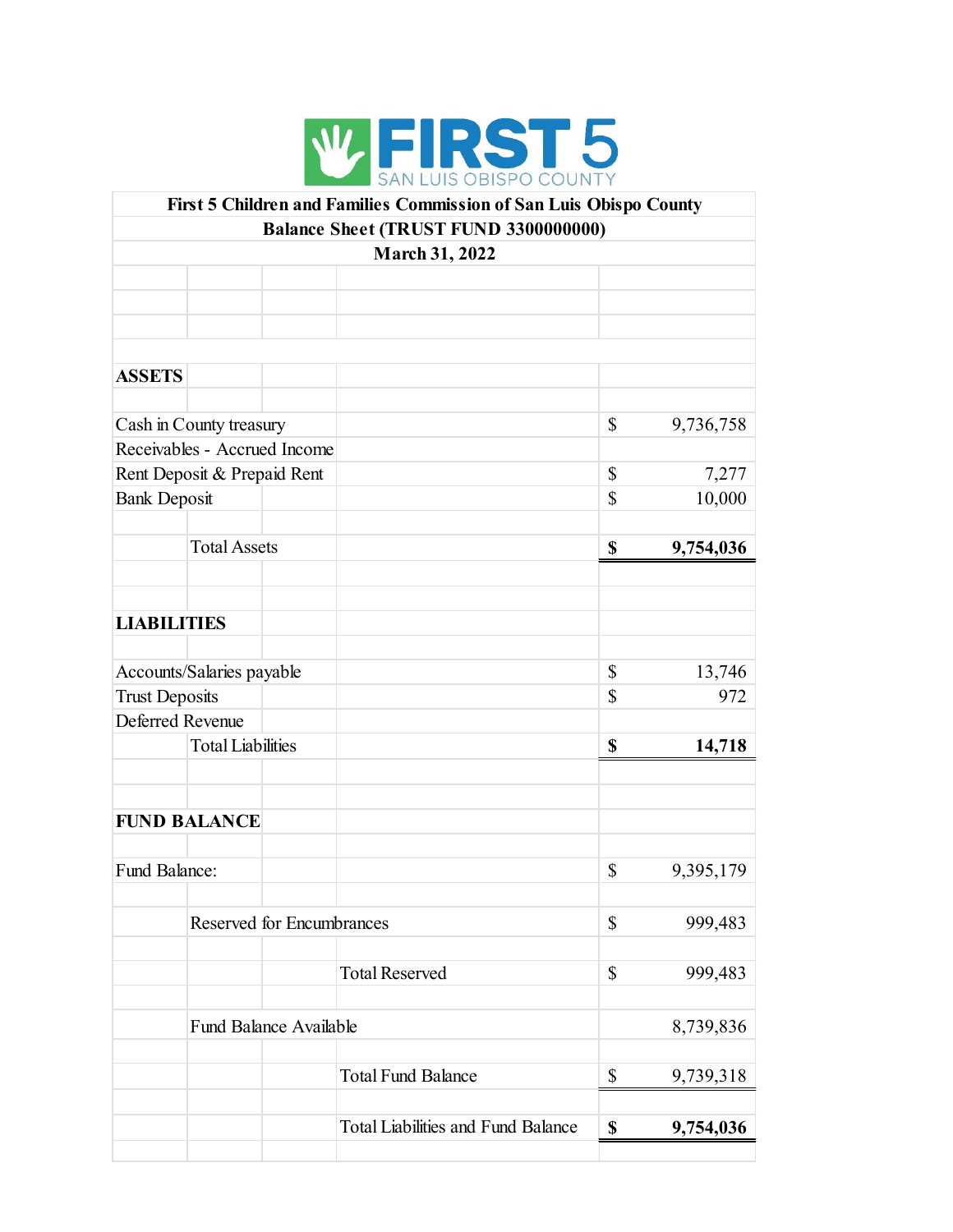FIRST 5 SAN LUIS OBISPO COUNTY

**First 5 Children and Families Commission of San Luis Obispo County**
**Balance Sheet (TRUST FUND 3300000000)**
**March 31, 2022**

| | | |
|---|---|---|
| **ASSETS** | | |
| Cash in County treasury | $ | 9,736,758 |
| Receivables - Accrued Income | | |
| Rent Deposit & Prepaid Rent | $ | 7,277 |
| Bank Deposit | $ | 10,000 |
| Total Assets | **$** | **9,754,036** |
| **LIABILITIES** | | |
| Accounts/Salaries payable | $ | 13,746 |
| Trust Deposits | $ | 972 |
| Deferred Revenue | | |
| Total Liabilities | **$** | **14,718** |
| **FUND BALANCE** | | |
| Fund Balance: | $ | 9,395,179 |
| Reserved for Encumbrances | $ | 999,483 |
| Total Reserved | $ | 999,483 |
| Fund Balance Available | | 8,739,836 |
| Total Fund Balance | $ | 9,739,318 |
| Total Liabilities and Fund Balance | **$** | **9,754,036** |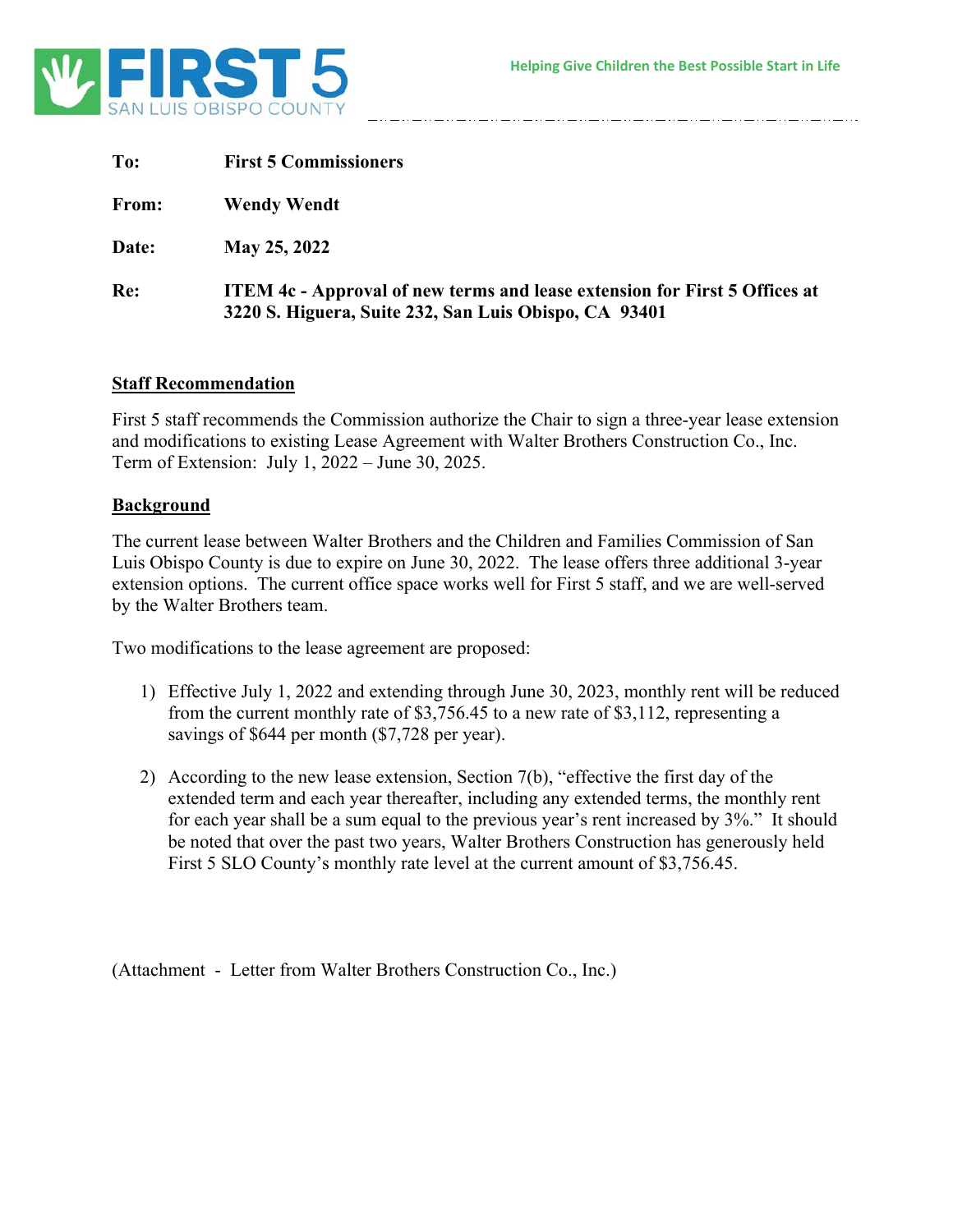FIRST 5 SAN LUIS OBISPO COUNTY

Helping Give Children the Best Possible Start in Life

**To:** First 5 Commissioners

**From:** Wendy Wendt

**Date:** May 25, 2022

**Re:** ITEM 4c - Approval of new terms and lease extension for First 5 Offices at 3220 S. Higuera, Suite 232, San Luis Obispo, CA 93401

**Staff Recommendation**

First 5 staff recommends the Commission authorize the Chair to sign a three-year lease extension and modifications to existing Lease Agreement with Walter Brothers Construction Co., Inc. Term of Extension: July 1, 2022 – June 30, 2025.

**Background**

The current lease between Walter Brothers and the Children and Families Commission of San Luis Obispo County is due to expire on June 30, 2022. The lease offers three additional 3-year extension options. The current office space works well for First 5 staff, and we are well-served by the Walter Brothers team.

Two modifications to the lease agreement are proposed:

1) Effective July 1, 2022 and extending through June 30, 2023, monthly rent will be reduced from the current monthly rate of $3,756.45 to a new rate of $3,112, representing a savings of $644 per month ($7,728 per year).

2) According to the new lease extension, Section 7(b), "effective the first day of the extended term and each year thereafter, including any extended terms, the monthly rent for each year shall be a sum equal to the previous year's rent increased by 3%." It should be noted that over the past two years, Walter Brothers Construction has generously held First 5 SLO County's monthly rate level at the current amount of $3,756.45.

(Attachment - Letter from Walter Brothers Construction Co., Inc.)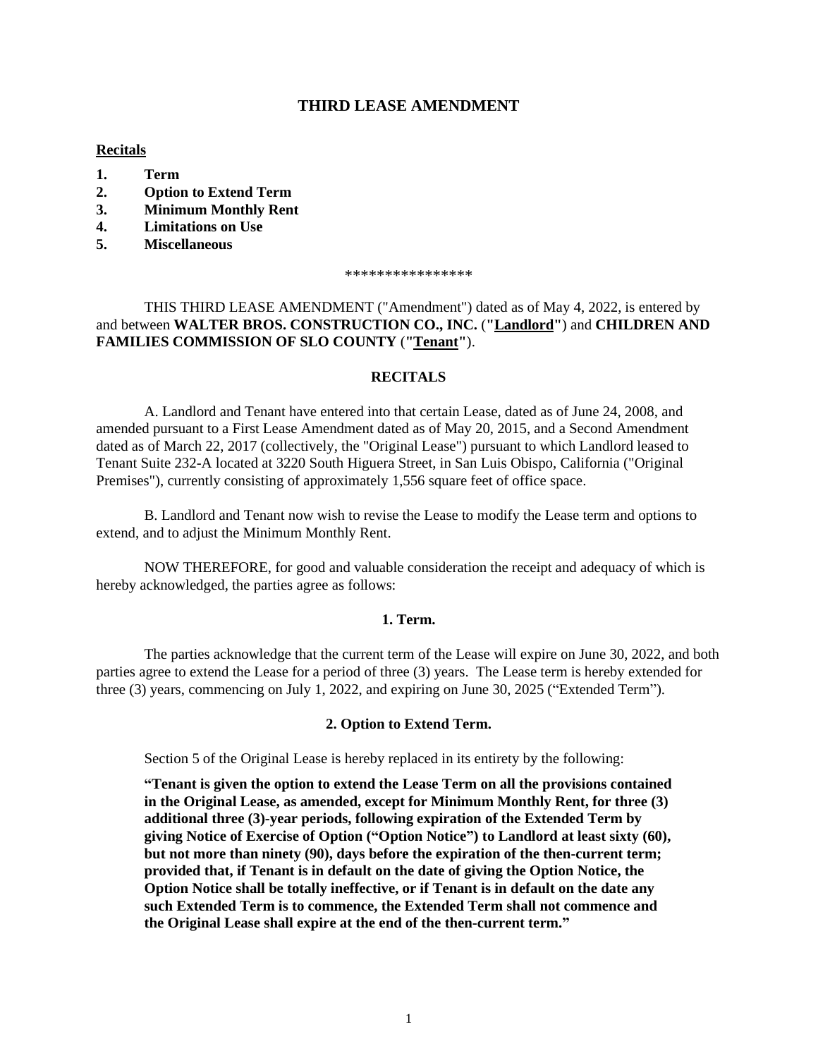## THIRD LEASE AMENDMENT

**Recitals**

1. **Term**
2. **Option to Extend Term**
3. **Minimum Monthly Rent**
4. **Limitations on Use**
5. **Miscellaneous**

****************

THIS THIRD LEASE AMENDMENT ("Amendment") dated as of May 4, 2022, is entered by and between **WALTER BROS. CONSTRUCTION CO., INC.** (**"Landlord"**) and **CHILDREN AND FAMILIES COMMISSION OF SLO COUNTY** (**"Tenant"**).

### RECITALS

A. Landlord and Tenant have entered into that certain Lease, dated as of June 24, 2008, and amended pursuant to a First Lease Amendment dated as of May 20, 2015, and a Second Amendment dated as of March 22, 2017 (collectively, the "Original Lease") pursuant to which Landlord leased to Tenant Suite 232-A located at 3220 South Higuera Street, in San Luis Obispo, California ("Original Premises"), currently consisting of approximately 1,556 square feet of office space.

B. Landlord and Tenant now wish to revise the Lease to modify the Lease term and options to extend, and to adjust the Minimum Monthly Rent.

NOW THEREFORE, for good and valuable consideration the receipt and adequacy of which is hereby acknowledged, the parties agree as follows:

### 1. Term.

The parties acknowledge that the current term of the Lease will expire on June 30, 2022, and both parties agree to extend the Lease for a period of three (3) years. The Lease term is hereby extended for three (3) years, commencing on July 1, 2022, and expiring on June 30, 2025 ("Extended Term").

### 2. Option to Extend Term.

Section 5 of the Original Lease is hereby replaced in its entirety by the following:

**"Tenant is given the option to extend the Lease Term on all the provisions contained in the Original Lease, as amended, except for Minimum Monthly Rent, for three (3) additional three (3)-year periods, following expiration of the Extended Term by giving Notice of Exercise of Option ("Option Notice") to Landlord at least sixty (60), but not more than ninety (90), days before the expiration of the then-current term; provided that, if Tenant is in default on the date of giving the Option Notice, the Option Notice shall be totally ineffective, or if Tenant is in default on the date any such Extended Term is to commence, the Extended Term shall not commence and the Original Lease shall expire at the end of the then-current term."**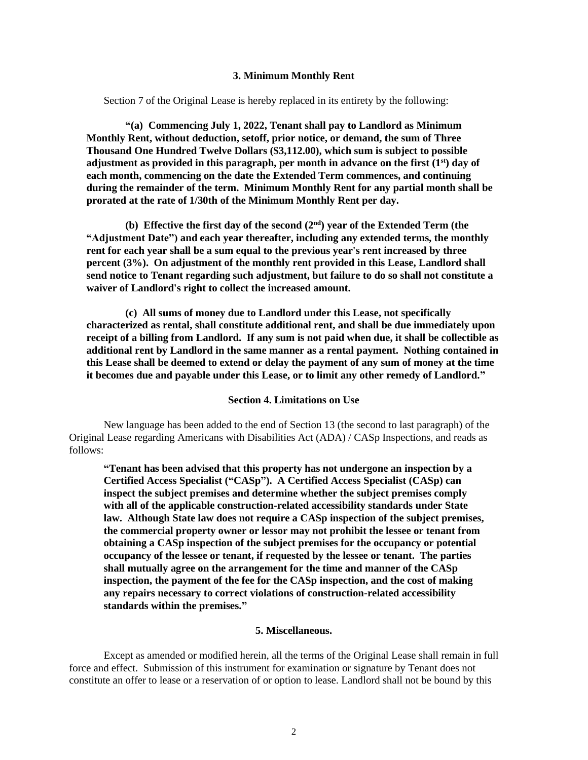### 3. Minimum Monthly Rent

Section 7 of the Original Lease is hereby replaced in its entirety by the following:

**"(a) Commencing July 1, 2022, Tenant shall pay to Landlord as Minimum Monthly Rent, without deduction, setoff, prior notice, or demand, the sum of Three Thousand One Hundred Twelve Dollars ($3,112.00), which sum is subject to possible adjustment as provided in this paragraph, per month in advance on the first (1st) day of each month, commencing on the date the Extended Term commences, and continuing during the remainder of the term. Minimum Monthly Rent for any partial month shall be prorated at the rate of 1/30th of the Minimum Monthly Rent per day.**

**(b) Effective the first day of the second (2nd) year of the Extended Term (the "Adjustment Date") and each year thereafter, including any extended terms, the monthly rent for each year shall be a sum equal to the previous year's rent increased by three percent (3%). On adjustment of the monthly rent provided in this Lease, Landlord shall send notice to Tenant regarding such adjustment, but failure to do so shall not constitute a waiver of Landlord's right to collect the increased amount.**

**(c) All sums of money due to Landlord under this Lease, not specifically characterized as rental, shall constitute additional rent, and shall be due immediately upon receipt of a billing from Landlord. If any sum is not paid when due, it shall be collectible as additional rent by Landlord in the same manner as a rental payment. Nothing contained in this Lease shall be deemed to extend or delay the payment of any sum of money at the time it becomes due and payable under this Lease, or to limit any other remedy of Landlord."**

### Section 4. Limitations on Use

New language has been added to the end of Section 13 (the second to last paragraph) of the Original Lease regarding Americans with Disabilities Act (ADA) / CASp Inspections, and reads as follows:

**"Tenant has been advised that this property has not undergone an inspection by a Certified Access Specialist ("CASp"). A Certified Access Specialist (CASp) can inspect the subject premises and determine whether the subject premises comply with all of the applicable construction-related accessibility standards under State law. Although State law does not require a CASp inspection of the subject premises, the commercial property owner or lessor may not prohibit the lessee or tenant from obtaining a CASp inspection of the subject premises for the occupancy or potential occupancy of the lessee or tenant, if requested by the lessee or tenant. The parties shall mutually agree on the arrangement for the time and manner of the CASp inspection, the payment of the fee for the CASp inspection, and the cost of making any repairs necessary to correct violations of construction-related accessibility standards within the premises."**

### 5. Miscellaneous.

Except as amended or modified herein, all the terms of the Original Lease shall remain in full force and effect. Submission of this instrument for examination or signature by Tenant does not constitute an offer to lease or a reservation of or option to lease. Landlord shall not be bound by this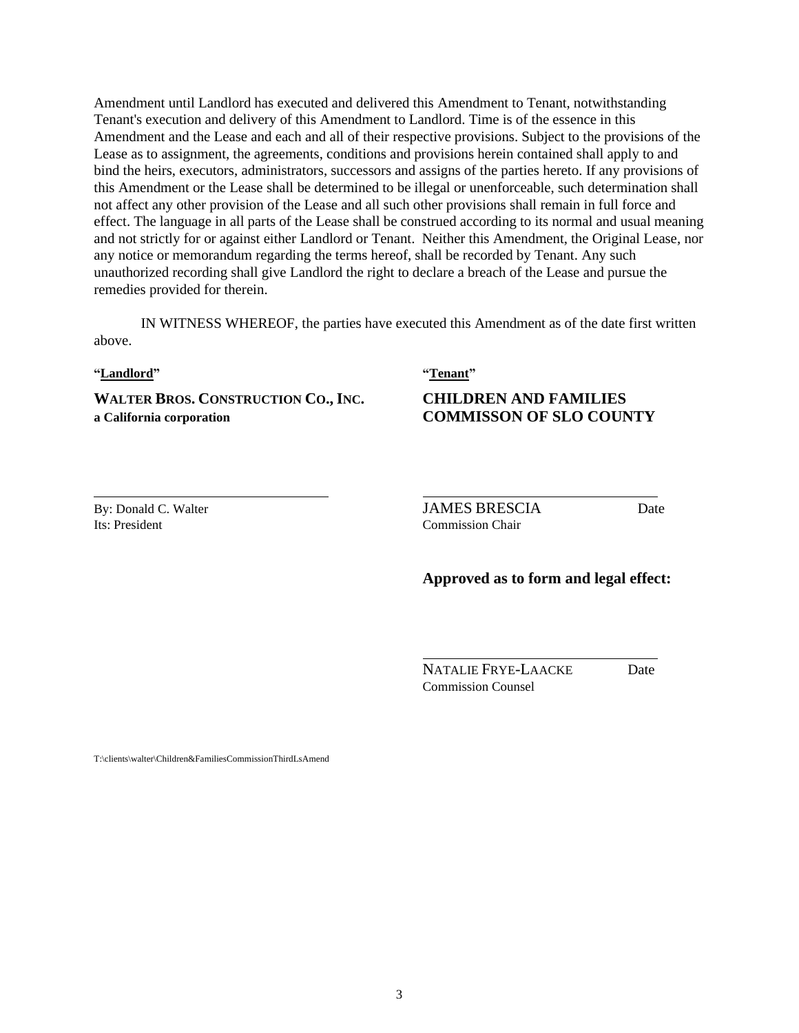Amendment until Landlord has executed and delivered this Amendment to Tenant, notwithstanding Tenant's execution and delivery of this Amendment to Landlord. Time is of the essence in this Amendment and the Lease and each and all of their respective provisions. Subject to the provisions of the Lease as to assignment, the agreements, conditions and provisions herein contained shall apply to and bind the heirs, executors, administrators, successors and assigns of the parties hereto. If any provisions of this Amendment or the Lease shall be determined to be illegal or unenforceable, such determination shall not affect any other provision of the Lease and all such other provisions shall remain in full force and effect. The language in all parts of the Lease shall be construed according to its normal and usual meaning and not strictly for or against either Landlord or Tenant. Neither this Amendment, the Original Lease, nor any notice or memorandum regarding the terms hereof, shall be recorded by Tenant. Any such unauthorized recording shall give Landlord the right to declare a breach of the Lease and pursue the remedies provided for therein.

IN WITNESS WHEREOF, the parties have executed this Amendment as of the date first written above.

**"Landlord"**

**WALTER BROS. CONSTRUCTION CO., INC.**
**a California corporation**

\_\_\_\_\_\_\_\_\_\_\_\_\_\_\_\_\_\_\_\_\_\_\_\_\_\_\_\_\_\_
By: Donald C. Walter
Its: President

**"Tenant"**

**CHILDREN AND FAMILIES COMMISSON OF SLO COUNTY**

\_\_\_\_\_\_\_\_\_\_\_\_\_\_\_\_\_\_\_\_\_\_\_\_\_\_\_\_\_\_
JAMES BRESCIA Date
Commission Chair

**Approved as to form and legal effect:**

\_\_\_\_\_\_\_\_\_\_\_\_\_\_\_\_\_\_\_\_\_\_\_\_\_\_\_\_\_\_
NATALIE FRYE-LAACKE Date
Commission Counsel

T:\clients\walter\Children&FamiliesCommissionThirdLsAmend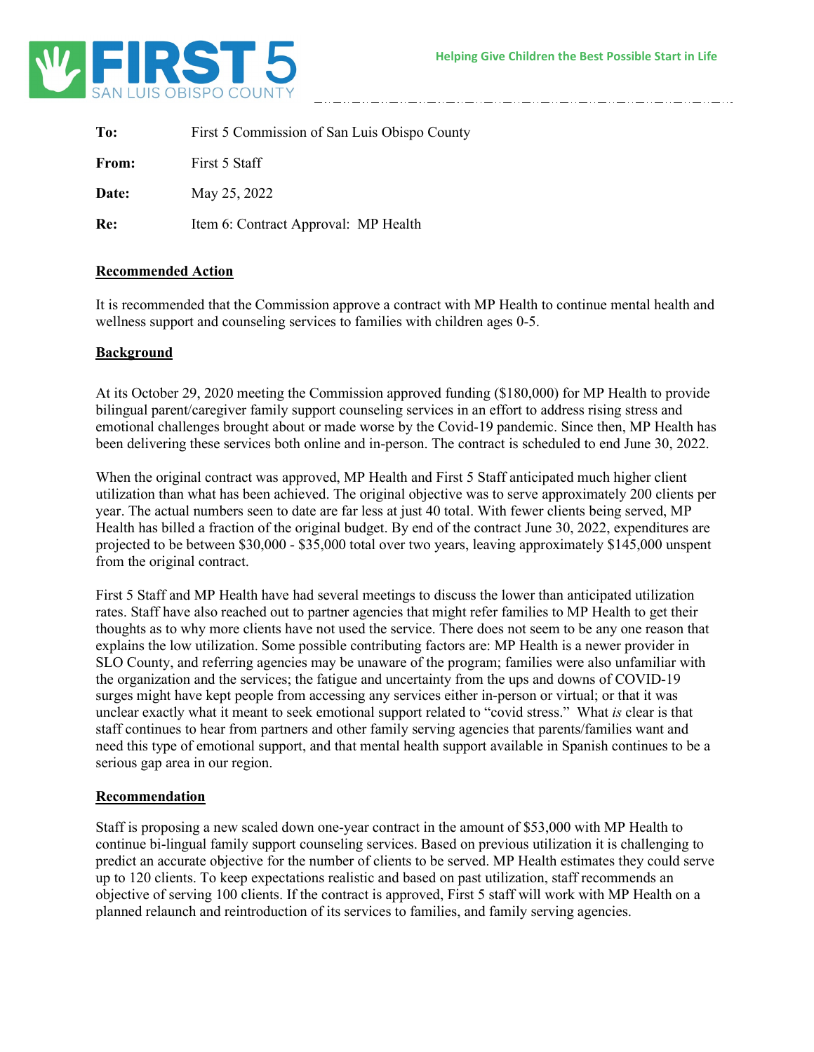**FIRST 5**
SAN LUIS OBISPO COUNTY

**Helping Give Children the Best Possible Start in Life**

| | |
|---|---|
| **To:** | First 5 Commission of San Luis Obispo County |
| **From:** | First 5 Staff |
| **Date:** | May 25, 2022 |
| **Re:** | Item 6: Contract Approval: MP Health |

**Recommended Action**

It is recommended that the Commission approve a contract with MP Health to continue mental health and wellness support and counseling services to families with children ages 0-5.

**Background**

At its October 29, 2020 meeting the Commission approved funding ($180,000) for MP Health to provide bilingual parent/caregiver family support counseling services in an effort to address rising stress and emotional challenges brought about or made worse by the Covid-19 pandemic. Since then, MP Health has been delivering these services both online and in-person. The contract is scheduled to end June 30, 2022.

When the original contract was approved, MP Health and First 5 Staff anticipated much higher client utilization than what has been achieved. The original objective was to serve approximately 200 clients per year. The actual numbers seen to date are far less at just 40 total. With fewer clients being served, MP Health has billed a fraction of the original budget. By end of the contract June 30, 2022, expenditures are projected to be between $30,000 - $35,000 total over two years, leaving approximately $145,000 unspent from the original contract.

First 5 Staff and MP Health have had several meetings to discuss the lower than anticipated utilization rates. Staff have also reached out to partner agencies that might refer families to MP Health to get their thoughts as to why more clients have not used the service. There does not seem to be any one reason that explains the low utilization. Some possible contributing factors are: MP Health is a newer provider in SLO County, and referring agencies may be unaware of the program; families were also unfamiliar with the organization and the services; the fatigue and uncertainty from the ups and downs of COVID-19 surges might have kept people from accessing any services either in-person or virtual; or that it was unclear exactly what it meant to seek emotional support related to "covid stress." What *is* clear is that staff continues to hear from partners and other family serving agencies that parents/families want and need this type of emotional support, and that mental health support available in Spanish continues to be a serious gap area in our region.

**Recommendation**

Staff is proposing a new scaled down one-year contract in the amount of $53,000 with MP Health to continue bi-lingual family support counseling services. Based on previous utilization it is challenging to predict an accurate objective for the number of clients to be served. MP Health estimates they could serve up to 120 clients. To keep expectations realistic and based on past utilization, staff recommends an objective of serving 100 clients. If the contract is approved, First 5 staff will work with MP Health on a planned relaunch and reintroduction of its services to families, and family serving agencies.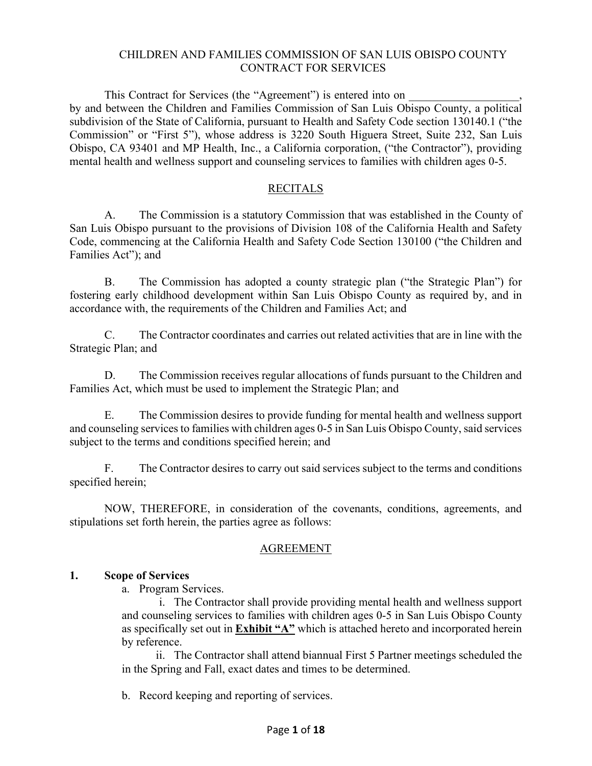CHILDREN AND FAMILIES COMMISSION OF SAN LUIS OBISPO COUNTY
CONTRACT FOR SERVICES

This Contract for Services (the "Agreement") is entered into on ___________________, by and between the Children and Families Commission of San Luis Obispo County, a political subdivision of the State of California, pursuant to Health and Safety Code section 130140.1 ("the Commission" or "First 5"), whose address is 3220 South Higuera Street, Suite 232, San Luis Obispo, CA 93401 and MP Health, Inc., a California corporation, ("the Contractor"), providing mental health and wellness support and counseling services to families with children ages 0-5.

## RECITALS

A. The Commission is a statutory Commission that was established in the County of San Luis Obispo pursuant to the provisions of Division 108 of the California Health and Safety Code, commencing at the California Health and Safety Code Section 130100 ("the Children and Families Act"); and

B. The Commission has adopted a county strategic plan ("the Strategic Plan") for fostering early childhood development within San Luis Obispo County as required by, and in accordance with, the requirements of the Children and Families Act; and

C. The Contractor coordinates and carries out related activities that are in line with the Strategic Plan; and

D. The Commission receives regular allocations of funds pursuant to the Children and Families Act, which must be used to implement the Strategic Plan; and

E. The Commission desires to provide funding for mental health and wellness support and counseling services to families with children ages 0-5 in San Luis Obispo County, said services subject to the terms and conditions specified herein; and

F. The Contractor desires to carry out said services subject to the terms and conditions specified herein;

NOW, THEREFORE, in consideration of the covenants, conditions, agreements, and stipulations set forth herein, the parties agree as follows:

## AGREEMENT

**1. Scope of Services**

a. Program Services.

i. The Contractor shall provide providing mental health and wellness support and counseling services to families with children ages 0-5 in San Luis Obispo County as specifically set out in **Exhibit "A"** which is attached hereto and incorporated herein by reference.

ii. The Contractor shall attend biannual First 5 Partner meetings scheduled the in the Spring and Fall, exact dates and times to be determined.

b. Record keeping and reporting of services.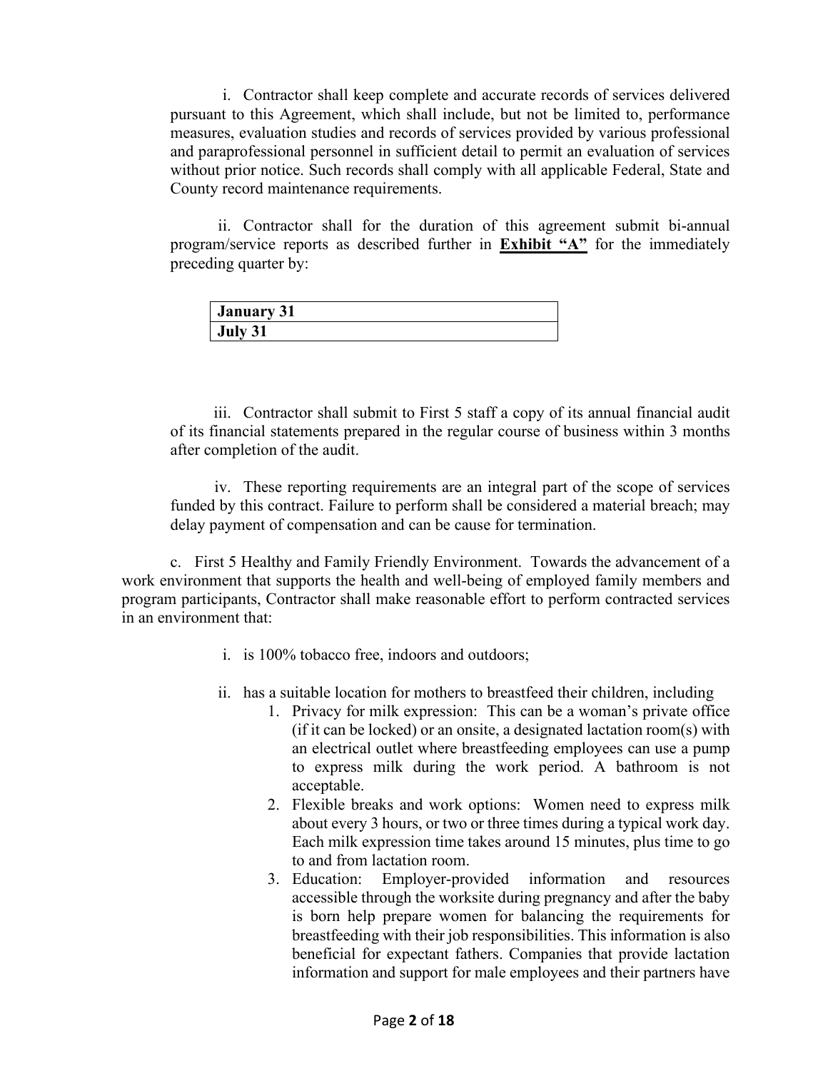i. Contractor shall keep complete and accurate records of services delivered pursuant to this Agreement, which shall include, but not be limited to, performance measures, evaluation studies and records of services provided by various professional and paraprofessional personnel in sufficient detail to permit an evaluation of services without prior notice. Such records shall comply with all applicable Federal, State and County record maintenance requirements.

ii. Contractor shall for the duration of this agreement submit bi-annual program/service reports as described further in **Exhibit "A"** for the immediately preceding quarter by:

| **January 31** |
|---|
| **July 31** |

iii. Contractor shall submit to First 5 staff a copy of its annual financial audit of its financial statements prepared in the regular course of business within 3 months after completion of the audit.

iv. These reporting requirements are an integral part of the scope of services funded by this contract. Failure to perform shall be considered a material breach; may delay payment of compensation and can be cause for termination.

c. First 5 Healthy and Family Friendly Environment. Towards the advancement of a work environment that supports the health and well-being of employed family members and program participants, Contractor shall make reasonable effort to perform contracted services in an environment that:

i. is 100% tobacco free, indoors and outdoors;

ii. has a suitable location for mothers to breastfeed their children, including

1. Privacy for milk expression: This can be a woman's private office (if it can be locked) or an onsite, a designated lactation room(s) with an electrical outlet where breastfeeding employees can use a pump to express milk during the work period. A bathroom is not acceptable.
2. Flexible breaks and work options: Women need to express milk about every 3 hours, or two or three times during a typical work day. Each milk expression time takes around 15 minutes, plus time to go to and from lactation room.
3. Education: Employer-provided information and resources accessible through the worksite during pregnancy and after the baby is born help prepare women for balancing the requirements for breastfeeding with their job responsibilities. This information is also beneficial for expectant fathers. Companies that provide lactation information and support for male employees and their partners have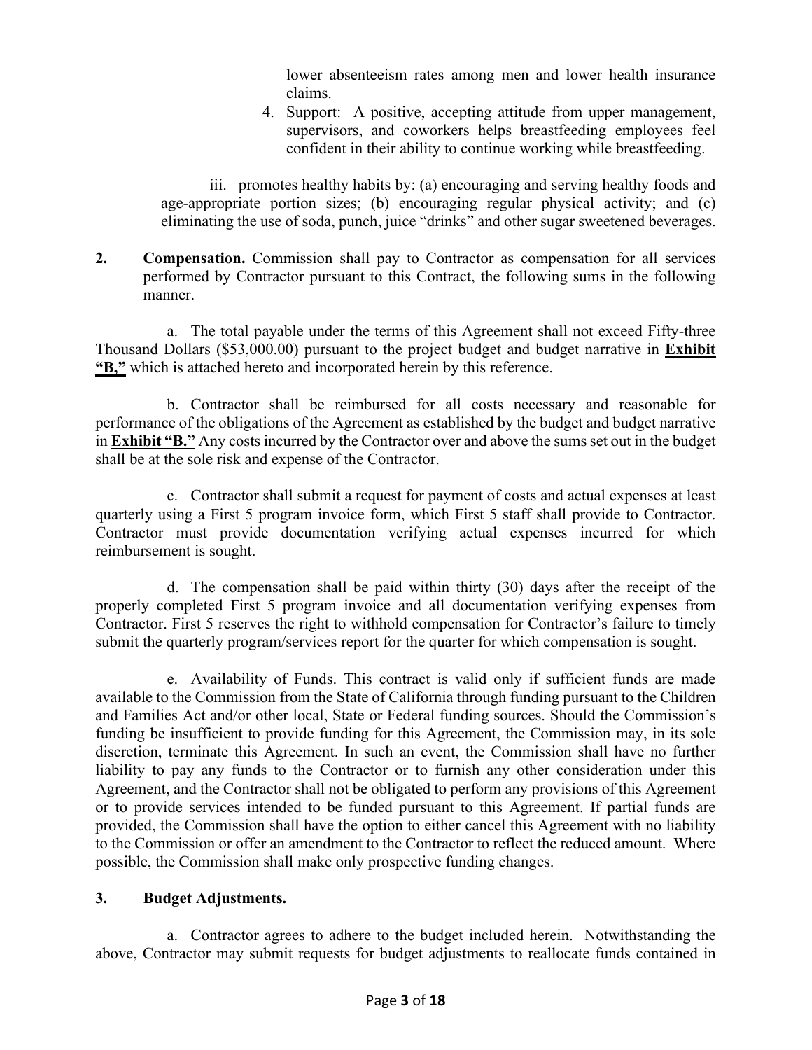lower absenteeism rates among men and lower health insurance claims.

4. Support: A positive, accepting attitude from upper management, supervisors, and coworkers helps breastfeeding employees feel confident in their ability to continue working while breastfeeding.

iii. promotes healthy habits by: (a) encouraging and serving healthy foods and age-appropriate portion sizes; (b) encouraging regular physical activity; and (c) eliminating the use of soda, punch, juice "drinks" and other sugar sweetened beverages.

**2. Compensation.** Commission shall pay to Contractor as compensation for all services performed by Contractor pursuant to this Contract, the following sums in the following manner.

a. The total payable under the terms of this Agreement shall not exceed Fifty-three Thousand Dollars ($53,000.00) pursuant to the project budget and budget narrative in **Exhibit "B,"** which is attached hereto and incorporated herein by this reference.

b. Contractor shall be reimbursed for all costs necessary and reasonable for performance of the obligations of the Agreement as established by the budget and budget narrative in **Exhibit "B."** Any costs incurred by the Contractor over and above the sums set out in the budget shall be at the sole risk and expense of the Contractor.

c. Contractor shall submit a request for payment of costs and actual expenses at least quarterly using a First 5 program invoice form, which First 5 staff shall provide to Contractor. Contractor must provide documentation verifying actual expenses incurred for which reimbursement is sought.

d. The compensation shall be paid within thirty (30) days after the receipt of the properly completed First 5 program invoice and all documentation verifying expenses from Contractor. First 5 reserves the right to withhold compensation for Contractor's failure to timely submit the quarterly program/services report for the quarter for which compensation is sought.

e. Availability of Funds. This contract is valid only if sufficient funds are made available to the Commission from the State of California through funding pursuant to the Children and Families Act and/or other local, State or Federal funding sources. Should the Commission's funding be insufficient to provide funding for this Agreement, the Commission may, in its sole discretion, terminate this Agreement. In such an event, the Commission shall have no further liability to pay any funds to the Contractor or to furnish any other consideration under this Agreement, and the Contractor shall not be obligated to perform any provisions of this Agreement or to provide services intended to be funded pursuant to this Agreement. If partial funds are provided, the Commission shall have the option to either cancel this Agreement with no liability to the Commission or offer an amendment to the Contractor to reflect the reduced amount. Where possible, the Commission shall make only prospective funding changes.

**3. Budget Adjustments.**

a. Contractor agrees to adhere to the budget included herein. Notwithstanding the above, Contractor may submit requests for budget adjustments to reallocate funds contained in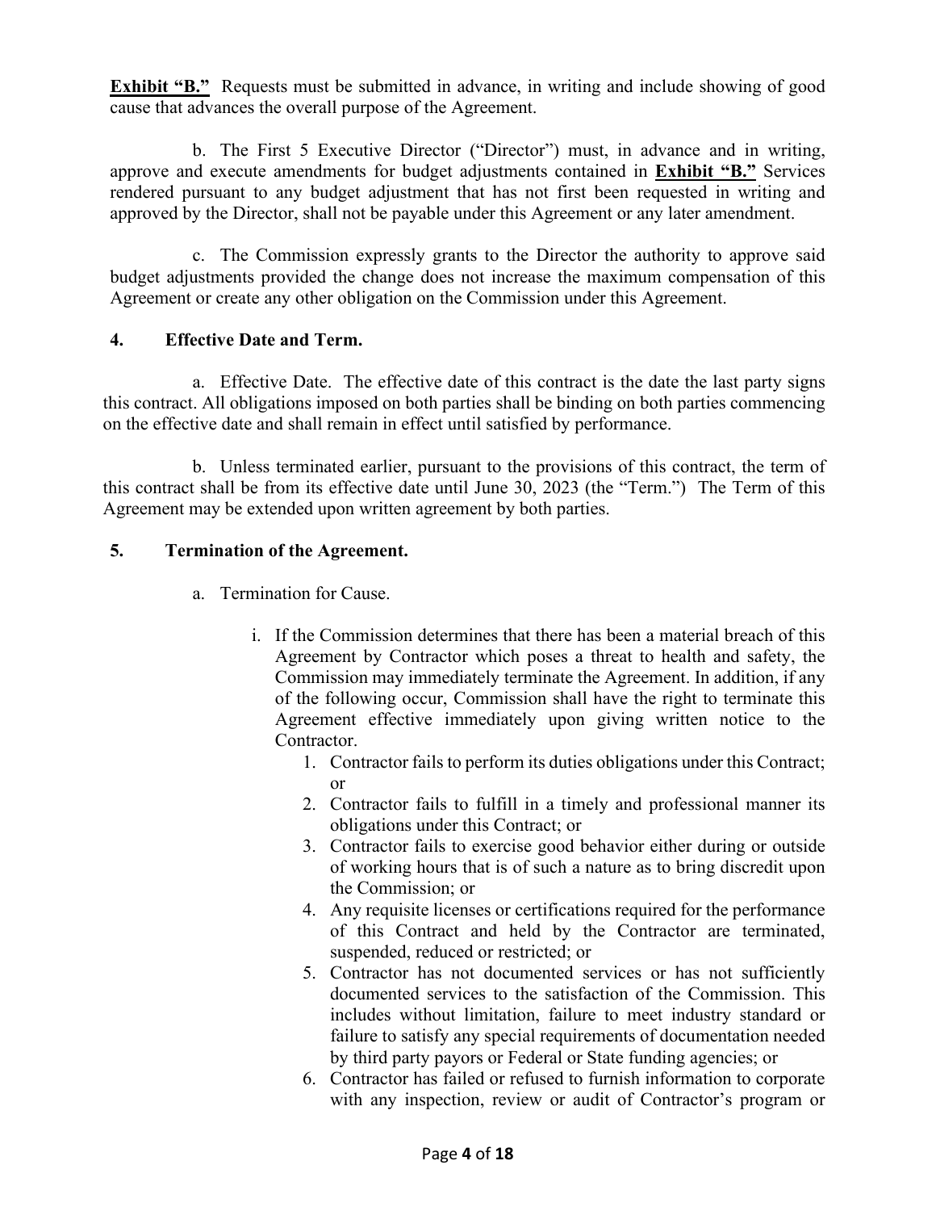**Exhibit "B."** Requests must be submitted in advance, in writing and include showing of good cause that advances the overall purpose of the Agreement.

b. The First 5 Executive Director ("Director") must, in advance and in writing, approve and execute amendments for budget adjustments contained in **Exhibit "B."** Services rendered pursuant to any budget adjustment that has not first been requested in writing and approved by the Director, shall not be payable under this Agreement or any later amendment.

c. The Commission expressly grants to the Director the authority to approve said budget adjustments provided the change does not increase the maximum compensation of this Agreement or create any other obligation on the Commission under this Agreement.

**4. Effective Date and Term.**

a. Effective Date. The effective date of this contract is the date the last party signs this contract. All obligations imposed on both parties shall be binding on both parties commencing on the effective date and shall remain in effect until satisfied by performance.

b. Unless terminated earlier, pursuant to the provisions of this contract, the term of this contract shall be from its effective date until June 30, 2023 (the "Term.") The Term of this Agreement may be extended upon written agreement by both parties.

**5. Termination of the Agreement.**

a. Termination for Cause.

i. If the Commission determines that there has been a material breach of this Agreement by Contractor which poses a threat to health and safety, the Commission may immediately terminate the Agreement. In addition, if any of the following occur, Commission shall have the right to terminate this Agreement effective immediately upon giving written notice to the Contractor.

1. Contractor fails to perform its duties obligations under this Contract; or
2. Contractor fails to fulfill in a timely and professional manner its obligations under this Contract; or
3. Contractor fails to exercise good behavior either during or outside of working hours that is of such a nature as to bring discredit upon the Commission; or
4. Any requisite licenses or certifications required for the performance of this Contract and held by the Contractor are terminated, suspended, reduced or restricted; or
5. Contractor has not documented services or has not sufficiently documented services to the satisfaction of the Commission. This includes without limitation, failure to meet industry standard or failure to satisfy any special requirements of documentation needed by third party payors or Federal or State funding agencies; or
6. Contractor has failed or refused to furnish information to corporate with any inspection, review or audit of Contractor's program or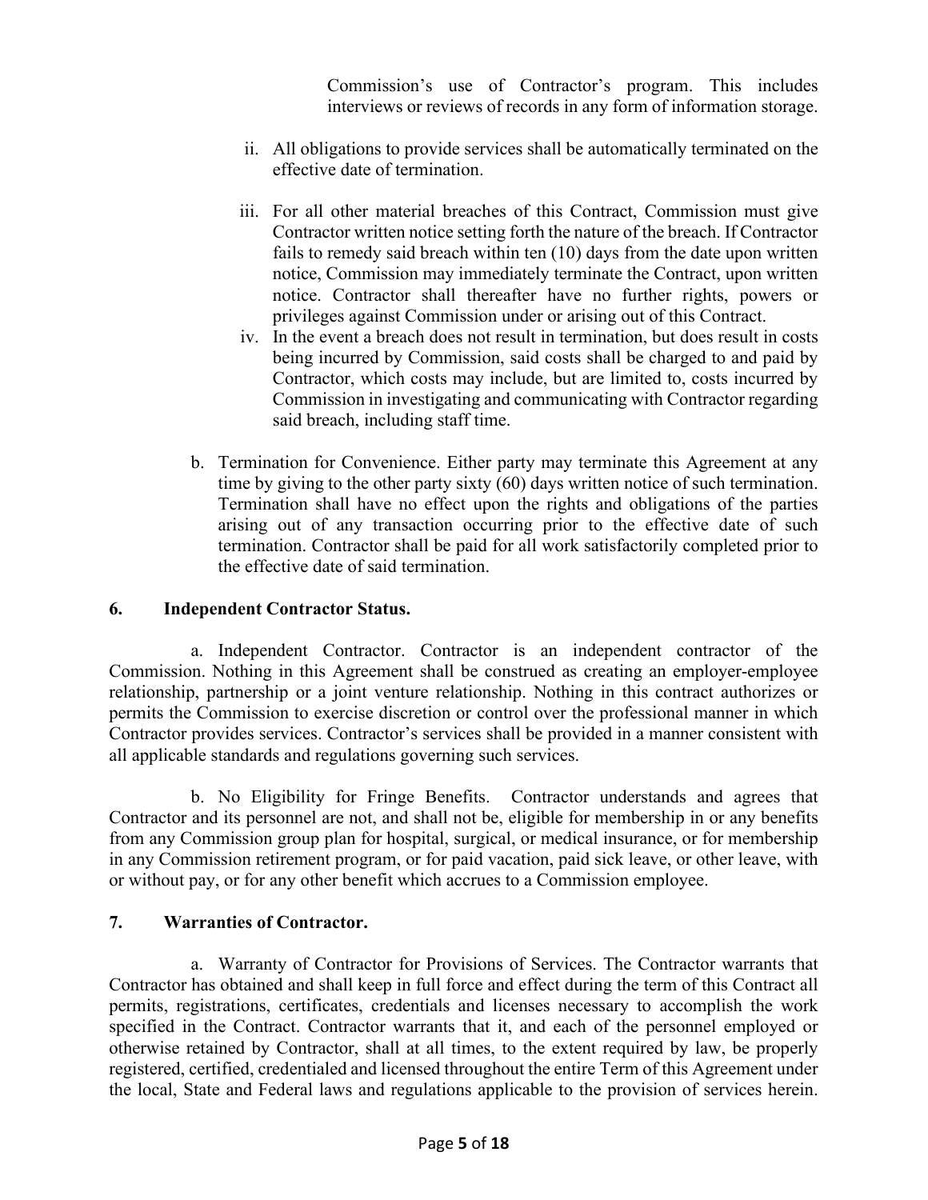Commission's use of Contractor's program. This includes interviews or reviews of records in any form of information storage.

ii. All obligations to provide services shall be automatically terminated on the effective date of termination.

iii. For all other material breaches of this Contract, Commission must give Contractor written notice setting forth the nature of the breach. If Contractor fails to remedy said breach within ten (10) days from the date upon written notice, Commission may immediately terminate the Contract, upon written notice. Contractor shall thereafter have no further rights, powers or privileges against Commission under or arising out of this Contract.

iv. In the event a breach does not result in termination, but does result in costs being incurred by Commission, said costs shall be charged to and paid by Contractor, which costs may include, but are limited to, costs incurred by Commission in investigating and communicating with Contractor regarding said breach, including staff time.

b. Termination for Convenience. Either party may terminate this Agreement at any time by giving to the other party sixty (60) days written notice of such termination. Termination shall have no effect upon the rights and obligations of the parties arising out of any transaction occurring prior to the effective date of such termination. Contractor shall be paid for all work satisfactorily completed prior to the effective date of said termination.

**6. Independent Contractor Status.**

a. Independent Contractor. Contractor is an independent contractor of the Commission. Nothing in this Agreement shall be construed as creating an employer-employee relationship, partnership or a joint venture relationship. Nothing in this contract authorizes or permits the Commission to exercise discretion or control over the professional manner in which Contractor provides services. Contractor's services shall be provided in a manner consistent with all applicable standards and regulations governing such services.

b. No Eligibility for Fringe Benefits. Contractor understands and agrees that Contractor and its personnel are not, and shall not be, eligible for membership in or any benefits from any Commission group plan for hospital, surgical, or medical insurance, or for membership in any Commission retirement program, or for paid vacation, paid sick leave, or other leave, with or without pay, or for any other benefit which accrues to a Commission employee.

**7. Warranties of Contractor.**

a. Warranty of Contractor for Provisions of Services. The Contractor warrants that Contractor has obtained and shall keep in full force and effect during the term of this Contract all permits, registrations, certificates, credentials and licenses necessary to accomplish the work specified in the Contract. Contractor warrants that it, and each of the personnel employed or otherwise retained by Contractor, shall at all times, to the extent required by law, be properly registered, certified, credentialed and licensed throughout the entire Term of this Agreement under the local, State and Federal laws and regulations applicable to the provision of services herein.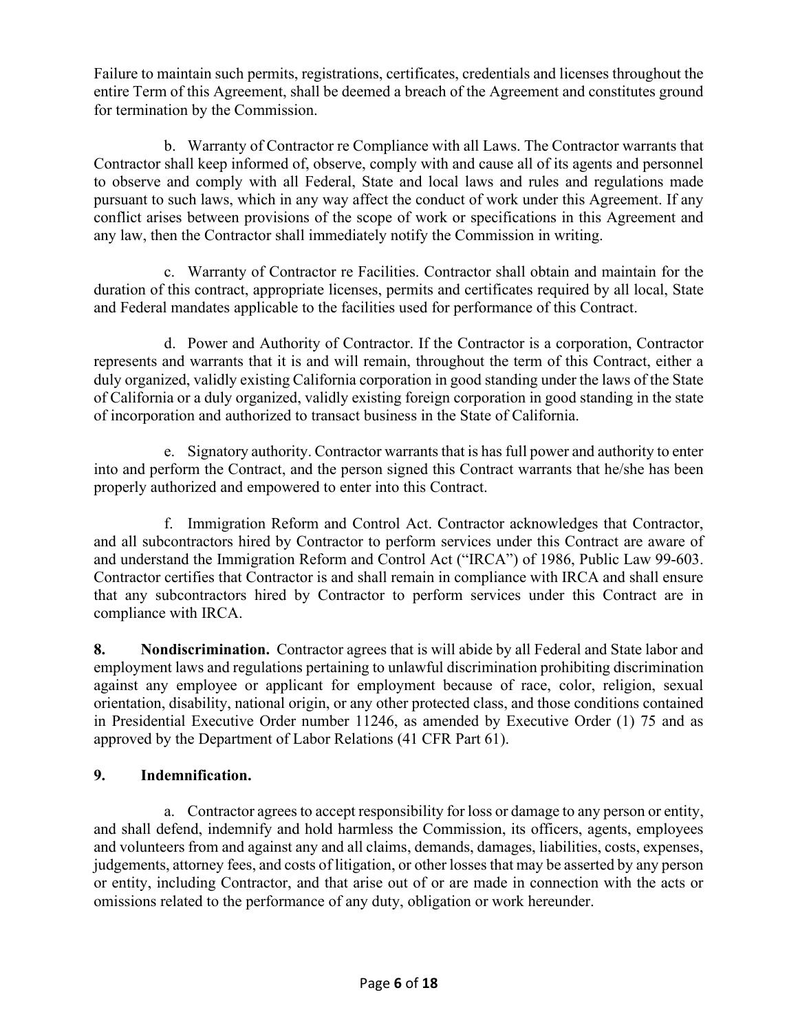Failure to maintain such permits, registrations, certificates, credentials and licenses throughout the entire Term of this Agreement, shall be deemed a breach of the Agreement and constitutes ground for termination by the Commission.

b. Warranty of Contractor re Compliance with all Laws. The Contractor warrants that Contractor shall keep informed of, observe, comply with and cause all of its agents and personnel to observe and comply with all Federal, State and local laws and rules and regulations made pursuant to such laws, which in any way affect the conduct of work under this Agreement. If any conflict arises between provisions of the scope of work or specifications in this Agreement and any law, then the Contractor shall immediately notify the Commission in writing.

c. Warranty of Contractor re Facilities. Contractor shall obtain and maintain for the duration of this contract, appropriate licenses, permits and certificates required by all local, State and Federal mandates applicable to the facilities used for performance of this Contract.

d. Power and Authority of Contractor. If the Contractor is a corporation, Contractor represents and warrants that it is and will remain, throughout the term of this Contract, either a duly organized, validly existing California corporation in good standing under the laws of the State of California or a duly organized, validly existing foreign corporation in good standing in the state of incorporation and authorized to transact business in the State of California.

e. Signatory authority. Contractor warrants that is has full power and authority to enter into and perform the Contract, and the person signed this Contract warrants that he/she has been properly authorized and empowered to enter into this Contract.

f. Immigration Reform and Control Act. Contractor acknowledges that Contractor, and all subcontractors hired by Contractor to perform services under this Contract are aware of and understand the Immigration Reform and Control Act ("IRCA") of 1986, Public Law 99-603. Contractor certifies that Contractor is and shall remain in compliance with IRCA and shall ensure that any subcontractors hired by Contractor to perform services under this Contract are in compliance with IRCA.

**8. Nondiscrimination.** Contractor agrees that is will abide by all Federal and State labor and employment laws and regulations pertaining to unlawful discrimination prohibiting discrimination against any employee or applicant for employment because of race, color, religion, sexual orientation, disability, national origin, or any other protected class, and those conditions contained in Presidential Executive Order number 11246, as amended by Executive Order (1) 75 and as approved by the Department of Labor Relations (41 CFR Part 61).

## 9. Indemnification.

a. Contractor agrees to accept responsibility for loss or damage to any person or entity, and shall defend, indemnify and hold harmless the Commission, its officers, agents, employees and volunteers from and against any and all claims, demands, damages, liabilities, costs, expenses, judgements, attorney fees, and costs of litigation, or other losses that may be asserted by any person or entity, including Contractor, and that arise out of or are made in connection with the acts or omissions related to the performance of any duty, obligation or work hereunder.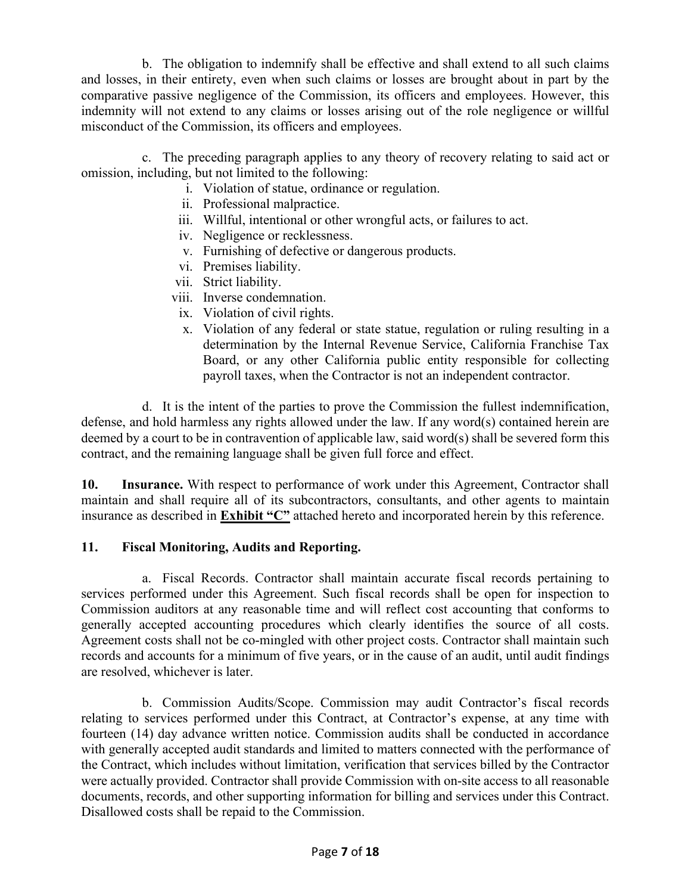b. The obligation to indemnify shall be effective and shall extend to all such claims and losses, in their entirety, even when such claims or losses are brought about in part by the comparative passive negligence of the Commission, its officers and employees. However, this indemnity will not extend to any claims or losses arising out of the role negligence or willful misconduct of the Commission, its officers and employees.

c. The preceding paragraph applies to any theory of recovery relating to said act or omission, including, but not limited to the following:

i. Violation of statue, ordinance or regulation.
ii. Professional malpractice.
iii. Willful, intentional or other wrongful acts, or failures to act.
iv. Negligence or recklessness.
v. Furnishing of defective or dangerous products.
vi. Premises liability.
vii. Strict liability.
viii. Inverse condemnation.
ix. Violation of civil rights.
x. Violation of any federal or state statue, regulation or ruling resulting in a determination by the Internal Revenue Service, California Franchise Tax Board, or any other California public entity responsible for collecting payroll taxes, when the Contractor is not an independent contractor.

d. It is the intent of the parties to prove the Commission the fullest indemnification, defense, and hold harmless any rights allowed under the law. If any word(s) contained herein are deemed by a court to be in contravention of applicable law, said word(s) shall be severed form this contract, and the remaining language shall be given full force and effect.

**10. Insurance.** With respect to performance of work under this Agreement, Contractor shall maintain and shall require all of its subcontractors, consultants, and other agents to maintain insurance as described in **Exhibit "C"** attached hereto and incorporated herein by this reference.

**11. Fiscal Monitoring, Audits and Reporting.**

a. Fiscal Records. Contractor shall maintain accurate fiscal records pertaining to services performed under this Agreement. Such fiscal records shall be open for inspection to Commission auditors at any reasonable time and will reflect cost accounting that conforms to generally accepted accounting procedures which clearly identifies the source of all costs. Agreement costs shall not be co-mingled with other project costs. Contractor shall maintain such records and accounts for a minimum of five years, or in the cause of an audit, until audit findings are resolved, whichever is later.

b. Commission Audits/Scope. Commission may audit Contractor's fiscal records relating to services performed under this Contract, at Contractor's expense, at any time with fourteen (14) day advance written notice. Commission audits shall be conducted in accordance with generally accepted audit standards and limited to matters connected with the performance of the Contract, which includes without limitation, verification that services billed by the Contractor were actually provided. Contractor shall provide Commission with on-site access to all reasonable documents, records, and other supporting information for billing and services under this Contract. Disallowed costs shall be repaid to the Commission.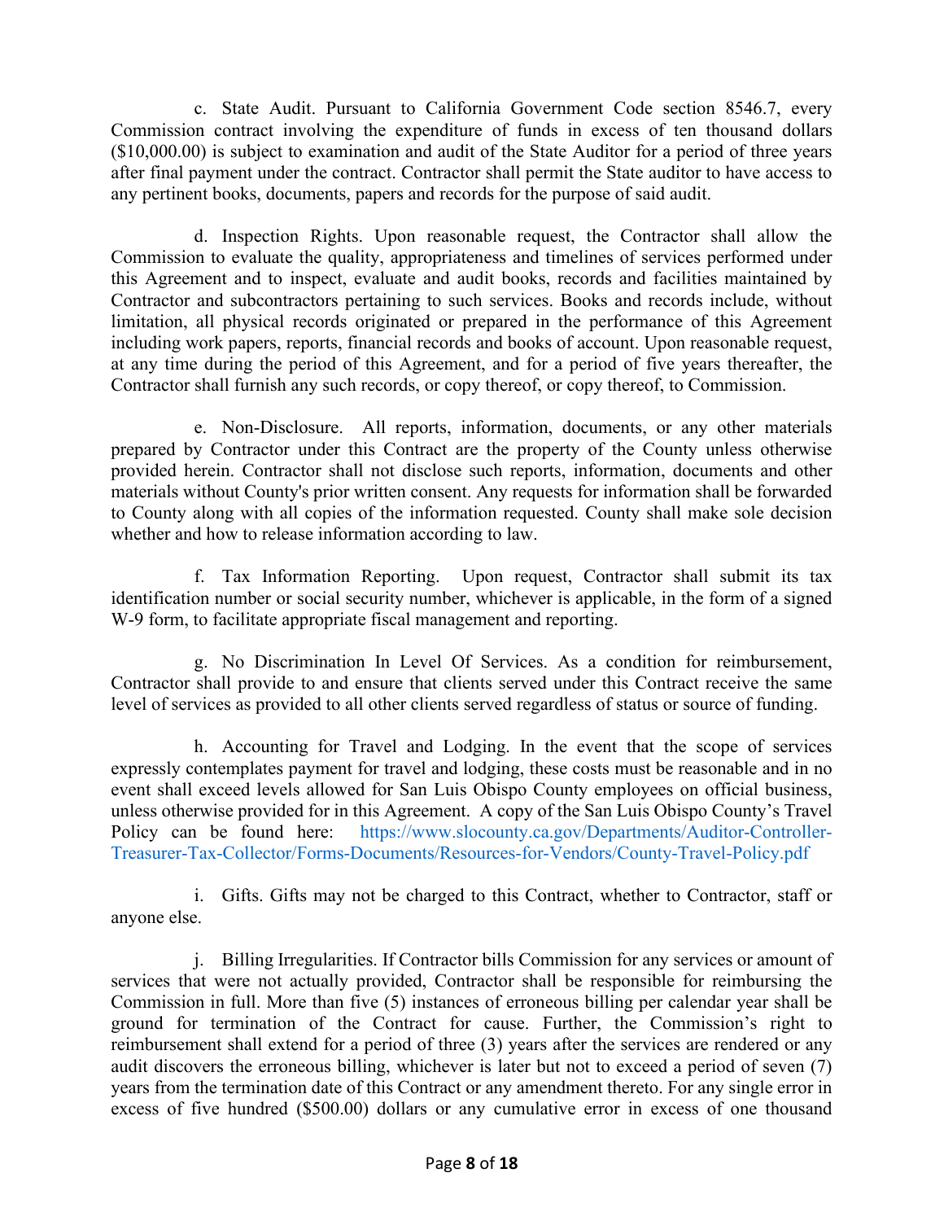c. State Audit. Pursuant to California Government Code section 8546.7, every Commission contract involving the expenditure of funds in excess of ten thousand dollars ($10,000.00) is subject to examination and audit of the State Auditor for a period of three years after final payment under the contract. Contractor shall permit the State auditor to have access to any pertinent books, documents, papers and records for the purpose of said audit.

d. Inspection Rights. Upon reasonable request, the Contractor shall allow the Commission to evaluate the quality, appropriateness and timelines of services performed under this Agreement and to inspect, evaluate and audit books, records and facilities maintained by Contractor and subcontractors pertaining to such services. Books and records include, without limitation, all physical records originated or prepared in the performance of this Agreement including work papers, reports, financial records and books of account. Upon reasonable request, at any time during the period of this Agreement, and for a period of five years thereafter, the Contractor shall furnish any such records, or copy thereof, or copy thereof, to Commission.

e. Non-Disclosure. All reports, information, documents, or any other materials prepared by Contractor under this Contract are the property of the County unless otherwise provided herein. Contractor shall not disclose such reports, information, documents and other materials without County's prior written consent. Any requests for information shall be forwarded to County along with all copies of the information requested. County shall make sole decision whether and how to release information according to law.

f. Tax Information Reporting. Upon request, Contractor shall submit its tax identification number or social security number, whichever is applicable, in the form of a signed W-9 form, to facilitate appropriate fiscal management and reporting.

g. No Discrimination In Level Of Services. As a condition for reimbursement, Contractor shall provide to and ensure that clients served under this Contract receive the same level of services as provided to all other clients served regardless of status or source of funding.

h. Accounting for Travel and Lodging. In the event that the scope of services expressly contemplates payment for travel and lodging, these costs must be reasonable and in no event shall exceed levels allowed for San Luis Obispo County employees on official business, unless otherwise provided for in this Agreement. A copy of the San Luis Obispo County's Travel Policy can be found here: https://www.slocounty.ca.gov/Departments/Auditor-Controller-Treasurer-Tax-Collector/Forms-Documents/Resources-for-Vendors/County-Travel-Policy.pdf

i. Gifts. Gifts may not be charged to this Contract, whether to Contractor, staff or anyone else.

j. Billing Irregularities. If Contractor bills Commission for any services or amount of services that were not actually provided, Contractor shall be responsible for reimbursing the Commission in full. More than five (5) instances of erroneous billing per calendar year shall be ground for termination of the Contract for cause. Further, the Commission's right to reimbursement shall extend for a period of three (3) years after the services are rendered or any audit discovers the erroneous billing, whichever is later but not to exceed a period of seven (7) years from the termination date of this Contract or any amendment thereto. For any single error in excess of five hundred ($500.00) dollars or any cumulative error in excess of one thousand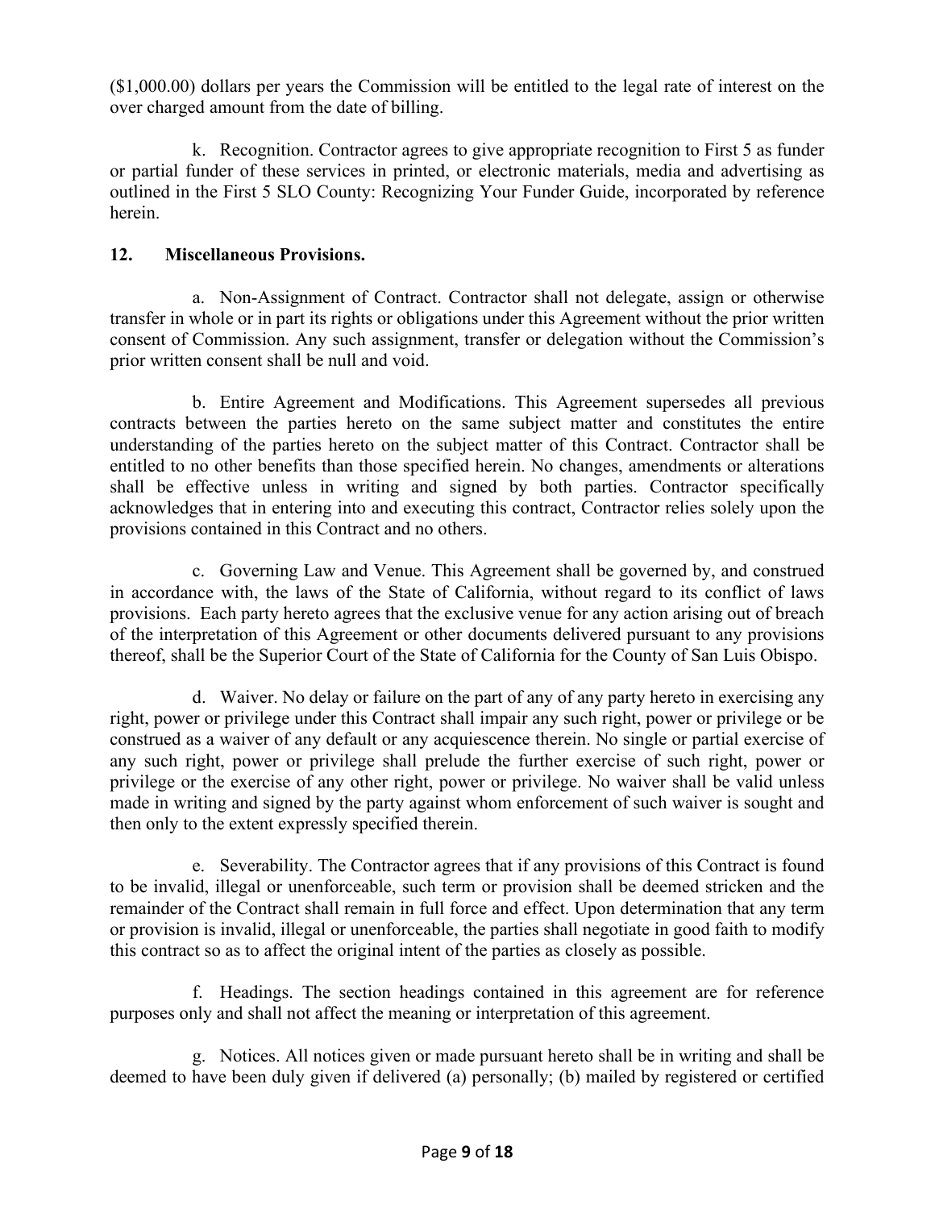($1,000.00) dollars per years the Commission will be entitled to the legal rate of interest on the over charged amount from the date of billing.

k. Recognition. Contractor agrees to give appropriate recognition to First 5 as funder or partial funder of these services in printed, or electronic materials, media and advertising as outlined in the First 5 SLO County: Recognizing Your Funder Guide, incorporated by reference herein.

**12. Miscellaneous Provisions.**

a. Non-Assignment of Contract. Contractor shall not delegate, assign or otherwise transfer in whole or in part its rights or obligations under this Agreement without the prior written consent of Commission. Any such assignment, transfer or delegation without the Commission's prior written consent shall be null and void.

b. Entire Agreement and Modifications. This Agreement supersedes all previous contracts between the parties hereto on the same subject matter and constitutes the entire understanding of the parties hereto on the subject matter of this Contract. Contractor shall be entitled to no other benefits than those specified herein. No changes, amendments or alterations shall be effective unless in writing and signed by both parties. Contractor specifically acknowledges that in entering into and executing this contract, Contractor relies solely upon the provisions contained in this Contract and no others.

c. Governing Law and Venue. This Agreement shall be governed by, and construed in accordance with, the laws of the State of California, without regard to its conflict of laws provisions. Each party hereto agrees that the exclusive venue for any action arising out of breach of the interpretation of this Agreement or other documents delivered pursuant to any provisions thereof, shall be the Superior Court of the State of California for the County of San Luis Obispo.

d. Waiver. No delay or failure on the part of any of any party hereto in exercising any right, power or privilege under this Contract shall impair any such right, power or privilege or be construed as a waiver of any default or any acquiescence therein. No single or partial exercise of any such right, power or privilege shall prelude the further exercise of such right, power or privilege or the exercise of any other right, power or privilege. No waiver shall be valid unless made in writing and signed by the party against whom enforcement of such waiver is sought and then only to the extent expressly specified therein.

e. Severability. The Contractor agrees that if any provisions of this Contract is found to be invalid, illegal or unenforceable, such term or provision shall be deemed stricken and the remainder of the Contract shall remain in full force and effect. Upon determination that any term or provision is invalid, illegal or unenforceable, the parties shall negotiate in good faith to modify this contract so as to affect the original intent of the parties as closely as possible.

f. Headings. The section headings contained in this agreement are for reference purposes only and shall not affect the meaning or interpretation of this agreement.

g. Notices. All notices given or made pursuant hereto shall be in writing and shall be deemed to have been duly given if delivered (a) personally; (b) mailed by registered or certified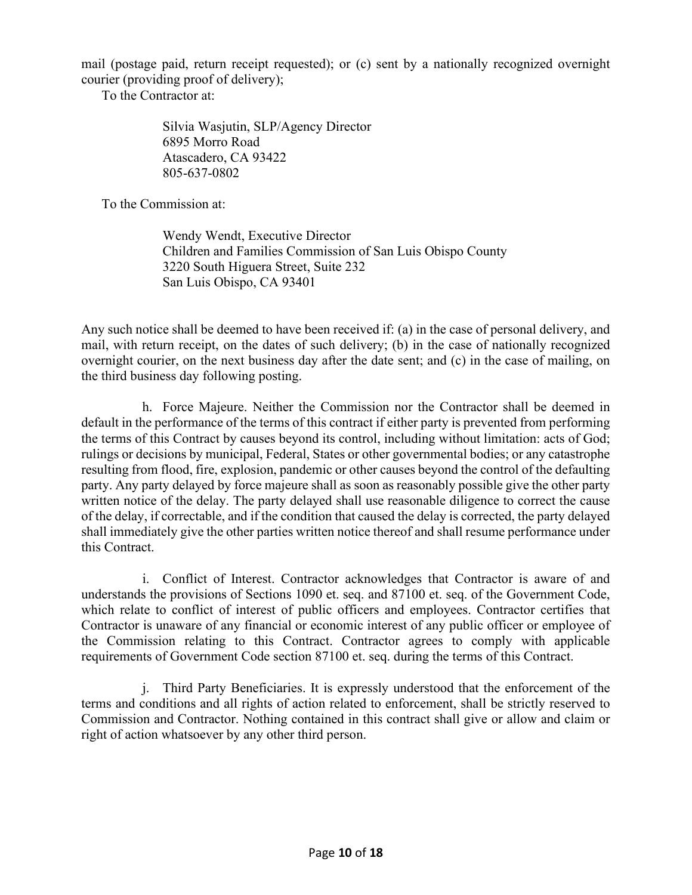mail (postage paid, return receipt requested); or (c) sent by a nationally recognized overnight courier (providing proof of delivery);

To the Contractor at:

> Silvia Wasjutin, SLP/Agency Director
> 6895 Morro Road
> Atascadero, CA 93422
> 805-637-0802

To the Commission at:

> Wendy Wendt, Executive Director
> Children and Families Commission of San Luis Obispo County
> 3220 South Higuera Street, Suite 232
> San Luis Obispo, CA 93401

Any such notice shall be deemed to have been received if: (a) in the case of personal delivery, and mail, with return receipt, on the dates of such delivery; (b) in the case of nationally recognized overnight courier, on the next business day after the date sent; and (c) in the case of mailing, on the third business day following posting.

h. Force Majeure. Neither the Commission nor the Contractor shall be deemed in default in the performance of the terms of this contract if either party is prevented from performing the terms of this Contract by causes beyond its control, including without limitation: acts of God; rulings or decisions by municipal, Federal, States or other governmental bodies; or any catastrophe resulting from flood, fire, explosion, pandemic or other causes beyond the control of the defaulting party. Any party delayed by force majeure shall as soon as reasonably possible give the other party written notice of the delay. The party delayed shall use reasonable diligence to correct the cause of the delay, if correctable, and if the condition that caused the delay is corrected, the party delayed shall immediately give the other parties written notice thereof and shall resume performance under this Contract.

i. Conflict of Interest. Contractor acknowledges that Contractor is aware of and understands the provisions of Sections 1090 et. seq. and 87100 et. seq. of the Government Code, which relate to conflict of interest of public officers and employees. Contractor certifies that Contractor is unaware of any financial or economic interest of any public officer or employee of the Commission relating to this Contract. Contractor agrees to comply with applicable requirements of Government Code section 87100 et. seq. during the terms of this Contract.

j. Third Party Beneficiaries. It is expressly understood that the enforcement of the terms and conditions and all rights of action related to enforcement, shall be strictly reserved to Commission and Contractor. Nothing contained in this contract shall give or allow and claim or right of action whatsoever by any other third person.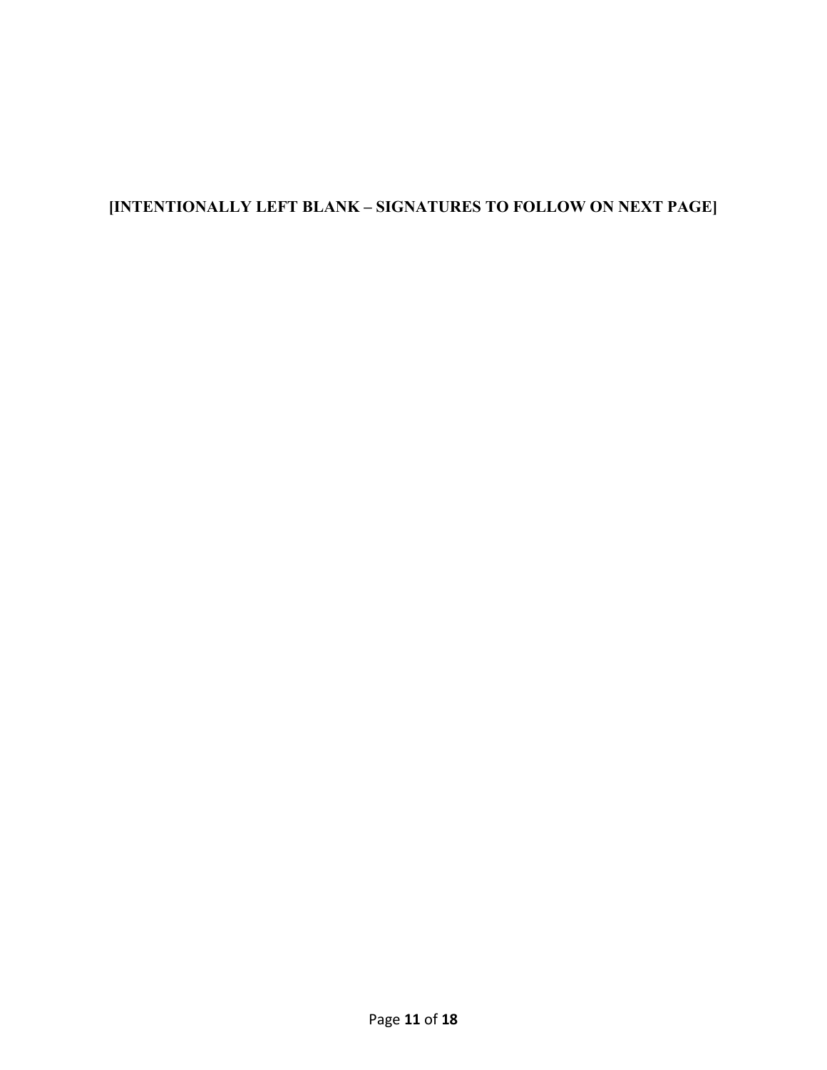**[INTENTIONALLY LEFT BLANK – SIGNATURES TO FOLLOW ON NEXT PAGE]**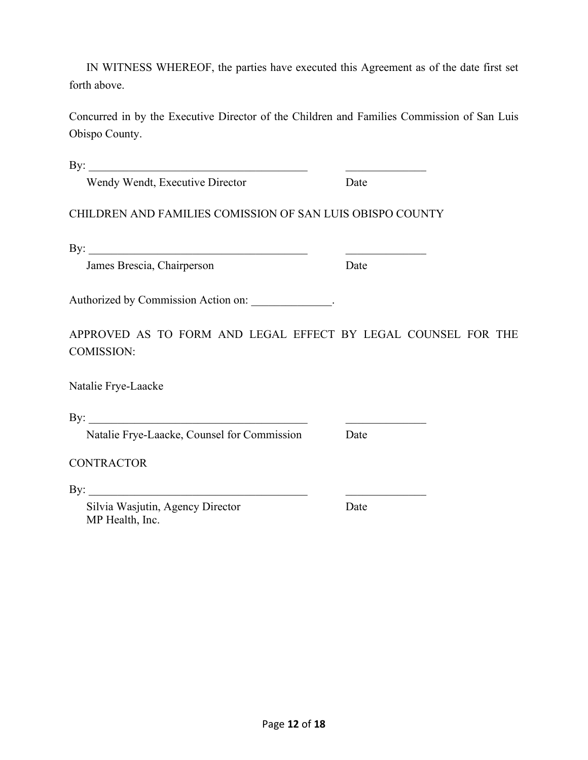IN WITNESS WHEREOF, the parties have executed this Agreement as of the date first set forth above.

Concurred in by the Executive Director of the Children and Families Commission of San Luis Obispo County.

By: _______________________________________ ______________

Wendy Wendt, Executive Director Date

CHILDREN AND FAMILIES COMISSION OF SAN LUIS OBISPO COUNTY

By: _______________________________________ ______________

James Brescia, Chairperson Date

Authorized by Commission Action on: ______________.

APPROVED AS TO FORM AND LEGAL EFFECT BY LEGAL COUNSEL FOR THE COMISSION:

Natalie Frye-Laacke

By: _______________________________________ ______________

Natalie Frye-Laacke, Counsel for Commission Date

CONTRACTOR

By: _______________________________________ ______________

Silvia Wasjutin, Agency Director Date
MP Health, Inc.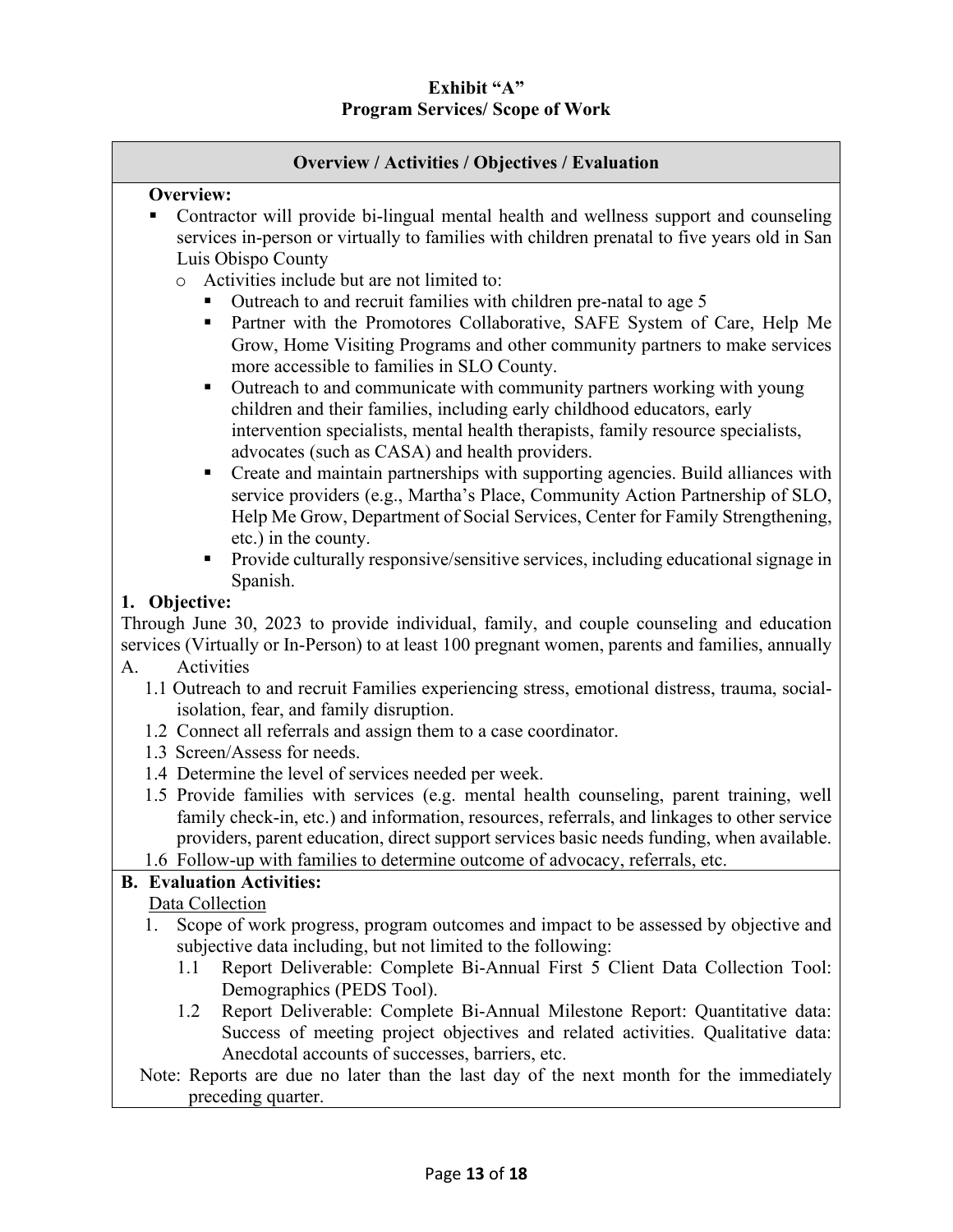**Exhibit "A"**
**Program Services/ Scope of Work**

**Overview / Activities / Objectives / Evaluation**

**Overview:**

- Contractor will provide bi-lingual mental health and wellness support and counseling services in-person or virtually to families with children prenatal to five years old in San Luis Obispo County
  - Activities include but are not limited to:
    - Outreach to and recruit families with children pre-natal to age 5
    - Partner with the Promotores Collaborative, SAFE System of Care, Help Me Grow, Home Visiting Programs and other community partners to make services more accessible to families in SLO County.
    - Outreach to and communicate with community partners working with young children and their families, including early childhood educators, early intervention specialists, mental health therapists, family resource specialists, advocates (such as CASA) and health providers.
    - Create and maintain partnerships with supporting agencies. Build alliances with service providers (e.g., Martha's Place, Community Action Partnership of SLO, Help Me Grow, Department of Social Services, Center for Family Strengthening, etc.) in the county.
    - Provide culturally responsive/sensitive services, including educational signage in Spanish.

**1. Objective:**

Through June 30, 2023 to provide individual, family, and couple counseling and education services (Virtually or In-Person) to at least 100 pregnant women, parents and families, annually

A. Activities

1.1 Outreach to and recruit Families experiencing stress, emotional distress, trauma, social-isolation, fear, and family disruption.

1.2 Connect all referrals and assign them to a case coordinator.

1.3 Screen/Assess for needs.

1.4 Determine the level of services needed per week.

1.5 Provide families with services (e.g. mental health counseling, parent training, well family check-in, etc.) and information, resources, referrals, and linkages to other service providers, parent education, direct support services basic needs funding, when available.

1.6 Follow-up with families to determine outcome of advocacy, referrals, etc.

**B. Evaluation Activities:**

Data Collection

1. Scope of work progress, program outcomes and impact to be assessed by objective and subjective data including, but not limited to the following:

   1.1 Report Deliverable: Complete Bi-Annual First 5 Client Data Collection Tool: Demographics (PEDS Tool).

   1.2 Report Deliverable: Complete Bi-Annual Milestone Report: Quantitative data: Success of meeting project objectives and related activities. Qualitative data: Anecdotal accounts of successes, barriers, etc.

Note: Reports are due no later than the last day of the next month for the immediately preceding quarter.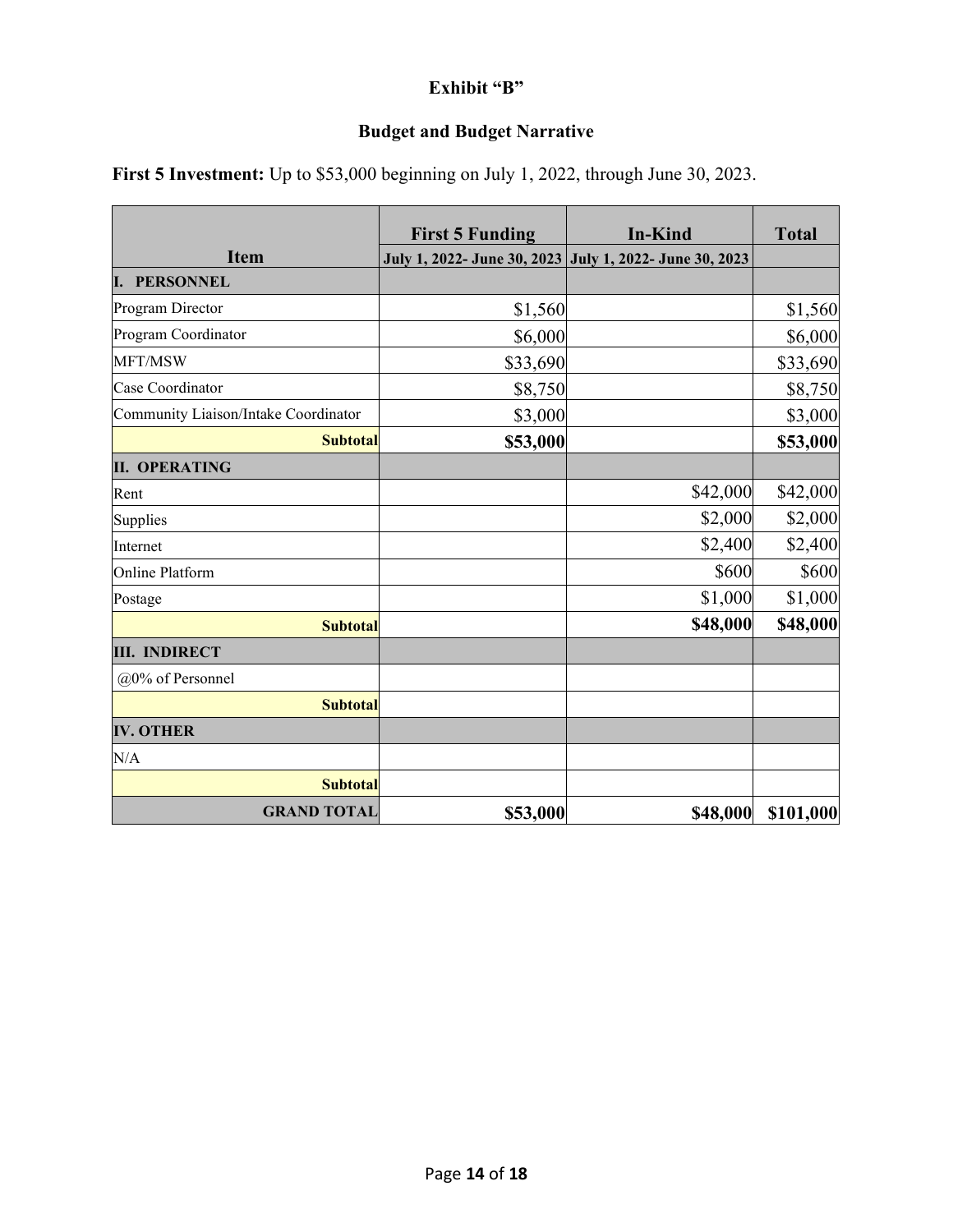# Exhibit "B"

## Budget and Budget Narrative

**First 5 Investment:** Up to $53,000 beginning on July 1, 2022, through June 30, 2023.

| Item | First 5 Funding<br>July 1, 2022- June 30, 2023 | In-Kind<br>July 1, 2022- June 30, 2023 | Total |
|---|---|---|---|
| **I. PERSONNEL** | | | |
| Program Director | $1,560 | | $1,560 |
| Program Coordinator | $6,000 | | $6,000 |
| MFT/MSW | $33,690 | | $33,690 |
| Case Coordinator | $8,750 | | $8,750 |
| Community Liaison/Intake Coordinator | $3,000 | | $3,000 |
| **Subtotal** | **$53,000** | | **$53,000** |
| **II. OPERATING** | | | |
| Rent | | $42,000 | $42,000 |
| Supplies | | $2,000 | $2,000 |
| Internet | | $2,400 | $2,400 |
| Online Platform | | $600 | $600 |
| Postage | | $1,000 | $1,000 |
| **Subtotal** | | **$48,000** | **$48,000** |
| **III. INDIRECT** | | | |
| @0% of Personnel | | | |
| **Subtotal** | | | |
| **IV. OTHER** | | | |
| N/A | | | |
| **Subtotal** | | | |
| **GRAND TOTAL** | **$53,000** | **$48,000** | **$101,000** |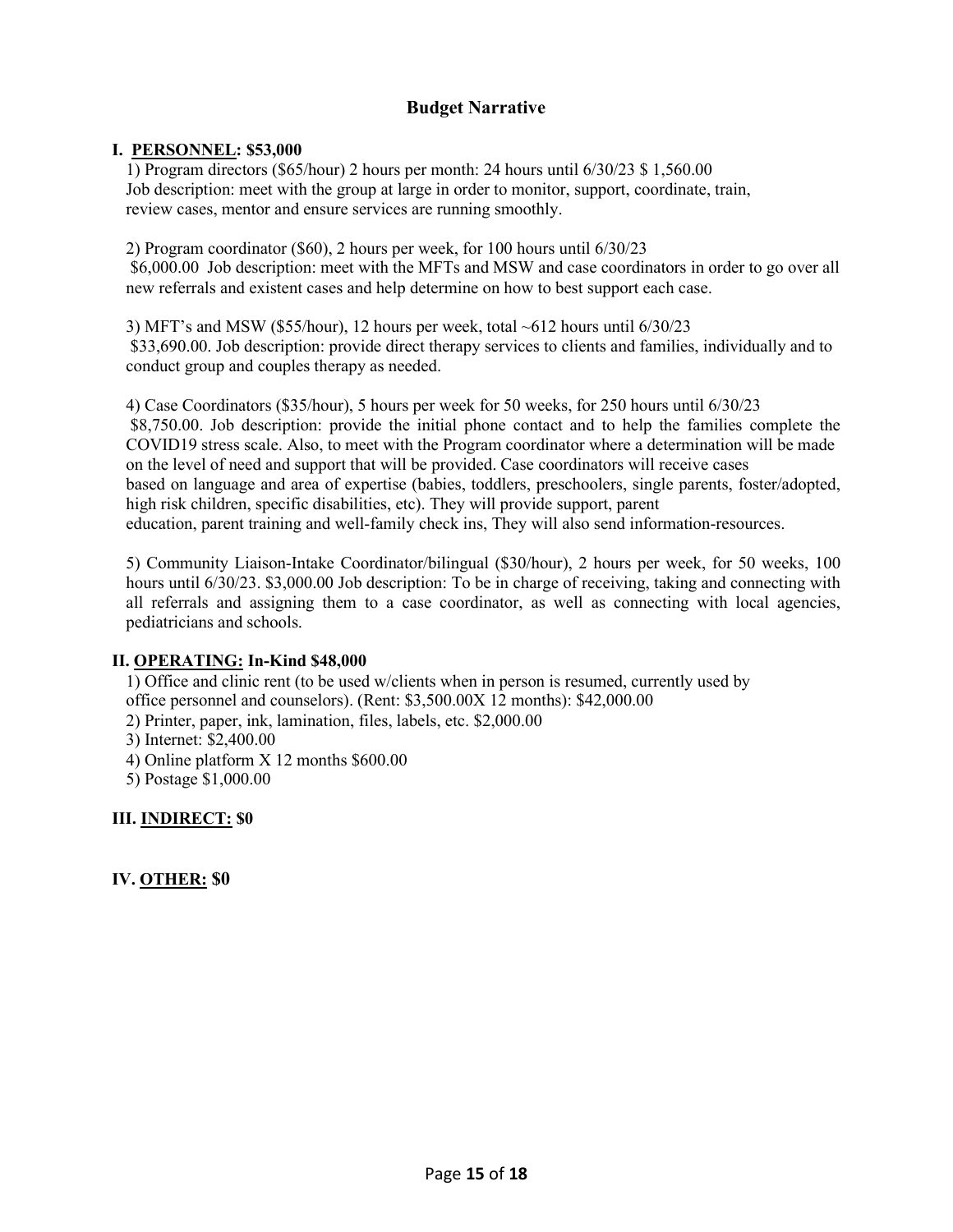## Budget Narrative

**I. <u>PERSONNEL</u>: $53,000**

1) Program directors ($65/hour) 2 hours per month: 24 hours until 6/30/23 $ 1,560.00
Job description: meet with the group at large in order to monitor, support, coordinate, train, review cases, mentor and ensure services are running smoothly.

2) Program coordinator ($60), 2 hours per week, for 100 hours until 6/30/23
$6,000.00 Job description: meet with the MFTs and MSW and case coordinators in order to go over all new referrals and existent cases and help determine on how to best support each case.

3) MFT's and MSW ($55/hour), 12 hours per week, total ~612 hours until 6/30/23
$33,690.00. Job description: provide direct therapy services to clients and families, individually and to conduct group and couples therapy as needed.

4) Case Coordinators ($35/hour), 5 hours per week for 50 weeks, for 250 hours until 6/30/23
$8,750.00. Job description: provide the initial phone contact and to help the families complete the COVID19 stress scale. Also, to meet with the Program coordinator where a determination will be made on the level of need and support that will be provided. Case coordinators will receive cases based on language and area of expertise (babies, toddlers, preschoolers, single parents, foster/adopted, high risk children, specific disabilities, etc). They will provide support, parent education, parent training and well-family check ins, They will also send information-resources.

5) Community Liaison-Intake Coordinator/bilingual ($30/hour), 2 hours per week, for 50 weeks, 100 hours until 6/30/23. $3,000.00 Job description: To be in charge of receiving, taking and connecting with all referrals and assigning them to a case coordinator, as well as connecting with local agencies, pediatricians and schools.

**II. <u>OPERATING</u>: In-Kind $48,000**

1) Office and clinic rent (to be used w/clients when in person is resumed, currently used by office personnel and counselors). (Rent: $3,500.00X 12 months): $42,000.00
2) Printer, paper, ink, lamination, files, labels, etc. $2,000.00
3) Internet: $2,400.00
4) Online platform X 12 months $600.00
5) Postage $1,000.00

**III. <u>INDIRECT</u>: $0**

**IV. <u>OTHER</u>: $0**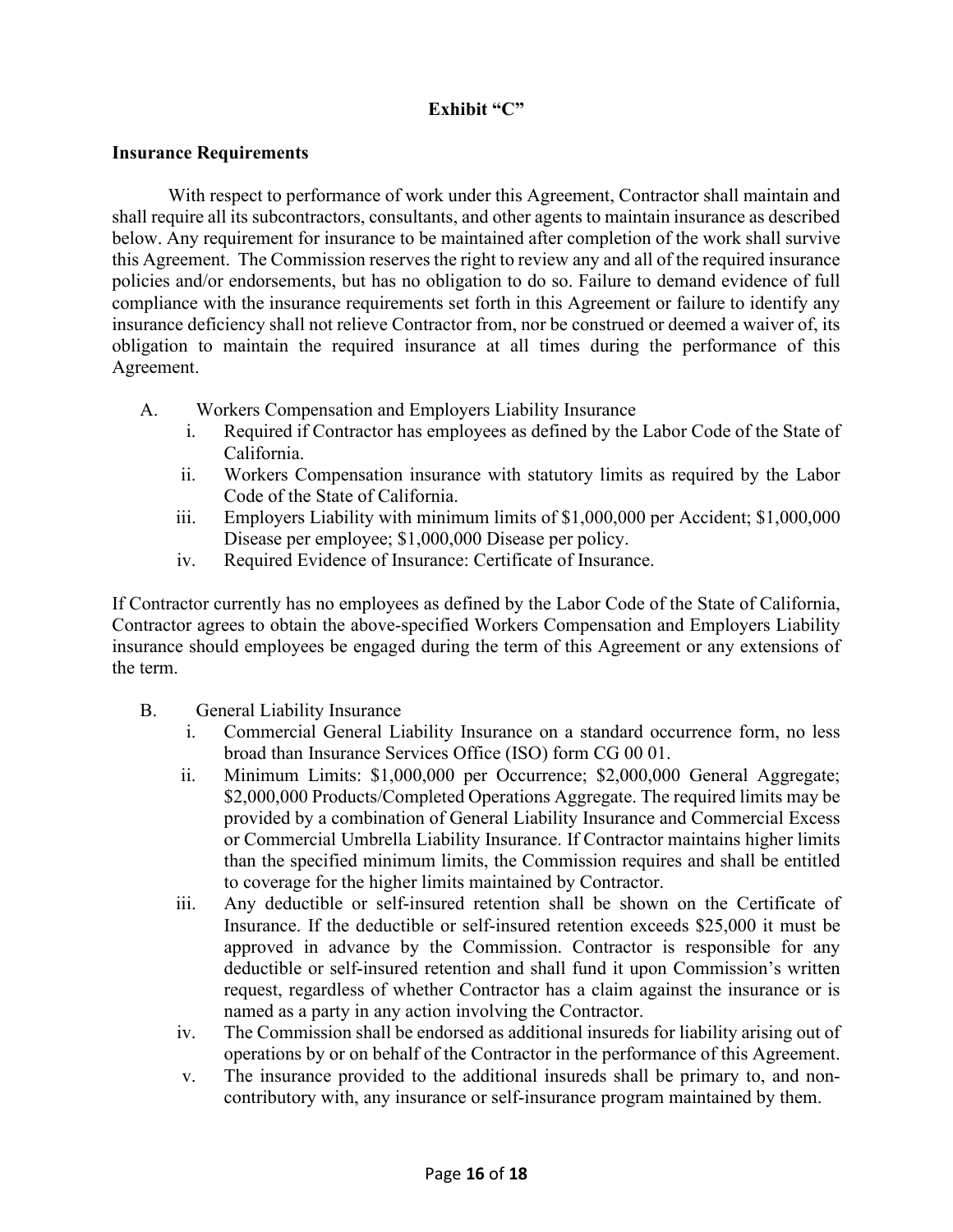**Exhibit "C"**

**Insurance Requirements**

With respect to performance of work under this Agreement, Contractor shall maintain and shall require all its subcontractors, consultants, and other agents to maintain insurance as described below. Any requirement for insurance to be maintained after completion of the work shall survive this Agreement. The Commission reserves the right to review any and all of the required insurance policies and/or endorsements, but has no obligation to do so. Failure to demand evidence of full compliance with the insurance requirements set forth in this Agreement or failure to identify any insurance deficiency shall not relieve Contractor from, nor be construed or deemed a waiver of, its obligation to maintain the required insurance at all times during the performance of this Agreement.

A. Workers Compensation and Employers Liability Insurance
   - i. Required if Contractor has employees as defined by the Labor Code of the State of California.
   - ii. Workers Compensation insurance with statutory limits as required by the Labor Code of the State of California.
   - iii. Employers Liability with minimum limits of $1,000,000 per Accident; $1,000,000 Disease per employee; $1,000,000 Disease per policy.
   - iv. Required Evidence of Insurance: Certificate of Insurance.

If Contractor currently has no employees as defined by the Labor Code of the State of California, Contractor agrees to obtain the above-specified Workers Compensation and Employers Liability insurance should employees be engaged during the term of this Agreement or any extensions of the term.

B. General Liability Insurance
   - i. Commercial General Liability Insurance on a standard occurrence form, no less broad than Insurance Services Office (ISO) form CG 00 01.
   - ii. Minimum Limits: $1,000,000 per Occurrence; $2,000,000 General Aggregate; $2,000,000 Products/Completed Operations Aggregate. The required limits may be provided by a combination of General Liability Insurance and Commercial Excess or Commercial Umbrella Liability Insurance. If Contractor maintains higher limits than the specified minimum limits, the Commission requires and shall be entitled to coverage for the higher limits maintained by Contractor.
   - iii. Any deductible or self-insured retention shall be shown on the Certificate of Insurance. If the deductible or self-insured retention exceeds $25,000 it must be approved in advance by the Commission. Contractor is responsible for any deductible or self-insured retention and shall fund it upon Commission's written request, regardless of whether Contractor has a claim against the insurance or is named as a party in any action involving the Contractor.
   - iv. The Commission shall be endorsed as additional insureds for liability arising out of operations by or on behalf of the Contractor in the performance of this Agreement.
   - v. The insurance provided to the additional insureds shall be primary to, and non-contributory with, any insurance or self-insurance program maintained by them.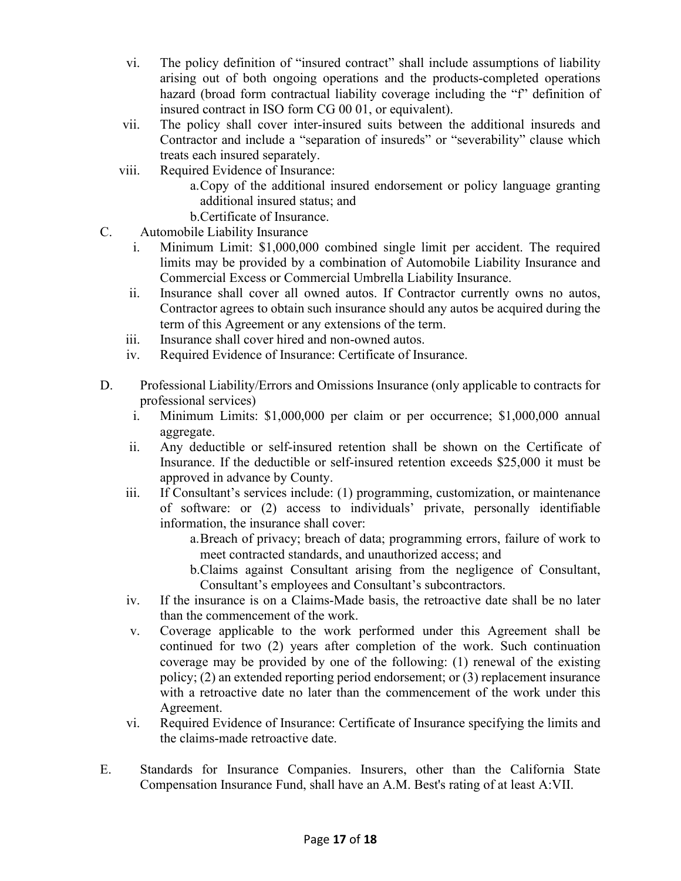vi. The policy definition of “insured contract” shall include assumptions of liability arising out of both ongoing operations and the products-completed operations hazard (broad form contractual liability coverage including the “f” definition of insured contract in ISO form CG 00 01, or equivalent).

vii. The policy shall cover inter-insured suits between the additional insureds and Contractor and include a “separation of insureds” or “severability” clause which treats each insured separately.

viii. Required Evidence of Insurance:

   a. Copy of the additional insured endorsement or policy language granting additional insured status; and

   b. Certificate of Insurance.

C. Automobile Liability Insurance

i. Minimum Limit: $1,000,000 combined single limit per accident. The required limits may be provided by a combination of Automobile Liability Insurance and Commercial Excess or Commercial Umbrella Liability Insurance.

ii. Insurance shall cover all owned autos. If Contractor currently owns no autos, Contractor agrees to obtain such insurance should any autos be acquired during the term of this Agreement or any extensions of the term.

iii. Insurance shall cover hired and non-owned autos.

iv. Required Evidence of Insurance: Certificate of Insurance.

D. Professional Liability/Errors and Omissions Insurance (only applicable to contracts for professional services)

i. Minimum Limits: $1,000,000 per claim or per occurrence; $1,000,000 annual aggregate.

ii. Any deductible or self-insured retention shall be shown on the Certificate of Insurance. If the deductible or self-insured retention exceeds $25,000 it must be approved in advance by County.

iii. If Consultant’s services include: (1) programming, customization, or maintenance of software: or (2) access to individuals’ private, personally identifiable information, the insurance shall cover:

   a. Breach of privacy; breach of data; programming errors, failure of work to meet contracted standards, and unauthorized access; and

   b. Claims against Consultant arising from the negligence of Consultant, Consultant’s employees and Consultant’s subcontractors.

iv. If the insurance is on a Claims-Made basis, the retroactive date shall be no later than the commencement of the work.

v. Coverage applicable to the work performed under this Agreement shall be continued for two (2) years after completion of the work. Such continuation coverage may be provided by one of the following: (1) renewal of the existing policy; (2) an extended reporting period endorsement; or (3) replacement insurance with a retroactive date no later than the commencement of the work under this Agreement.

vi. Required Evidence of Insurance: Certificate of Insurance specifying the limits and the claims-made retroactive date.

E. Standards for Insurance Companies. Insurers, other than the California State Compensation Insurance Fund, shall have an A.M. Best's rating of at least A:VII.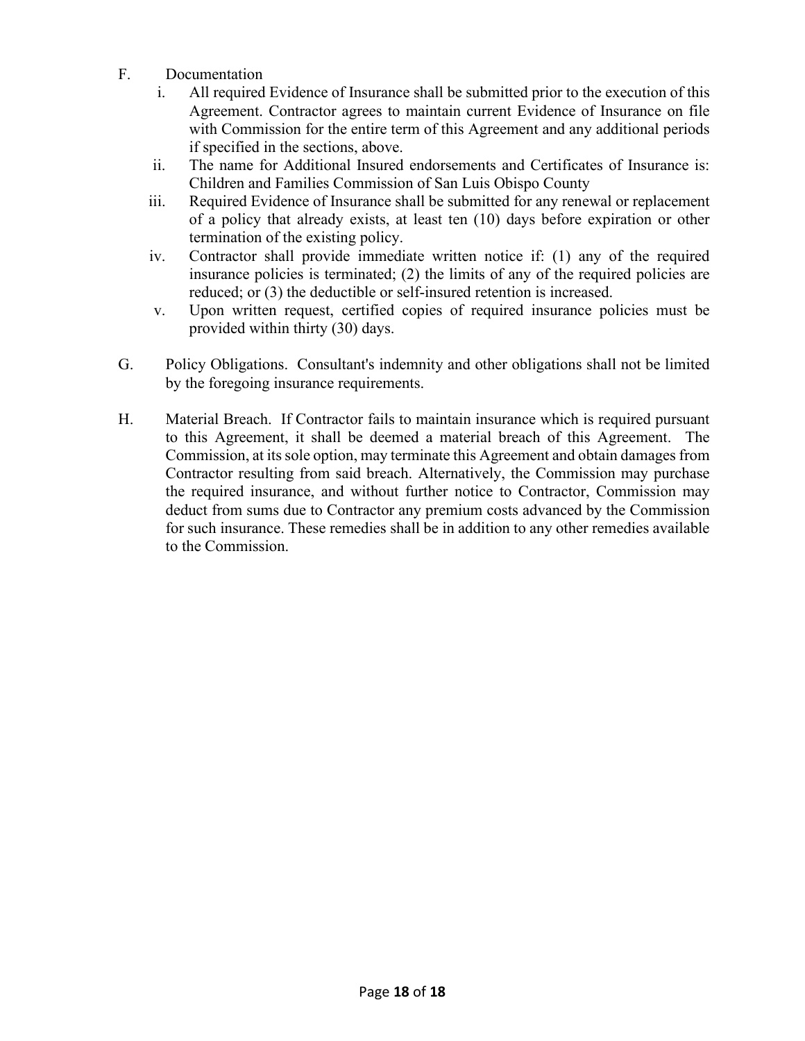F. Documentation

  i. All required Evidence of Insurance shall be submitted prior to the execution of this Agreement. Contractor agrees to maintain current Evidence of Insurance on file with Commission for the entire term of this Agreement and any additional periods if specified in the sections, above.

  ii. The name for Additional Insured endorsements and Certificates of Insurance is: Children and Families Commission of San Luis Obispo County

  iii. Required Evidence of Insurance shall be submitted for any renewal or replacement of a policy that already exists, at least ten (10) days before expiration or other termination of the existing policy.

  iv. Contractor shall provide immediate written notice if: (1) any of the required insurance policies is terminated; (2) the limits of any of the required policies are reduced; or (3) the deductible or self-insured retention is increased.

  v. Upon written request, certified copies of required insurance policies must be provided within thirty (30) days.

G. Policy Obligations. Consultant's indemnity and other obligations shall not be limited by the foregoing insurance requirements.

H. Material Breach. If Contractor fails to maintain insurance which is required pursuant to this Agreement, it shall be deemed a material breach of this Agreement. The Commission, at its sole option, may terminate this Agreement and obtain damages from Contractor resulting from said breach. Alternatively, the Commission may purchase the required insurance, and without further notice to Contractor, Commission may deduct from sums due to Contractor any premium costs advanced by the Commission for such insurance. These remedies shall be in addition to any other remedies available to the Commission.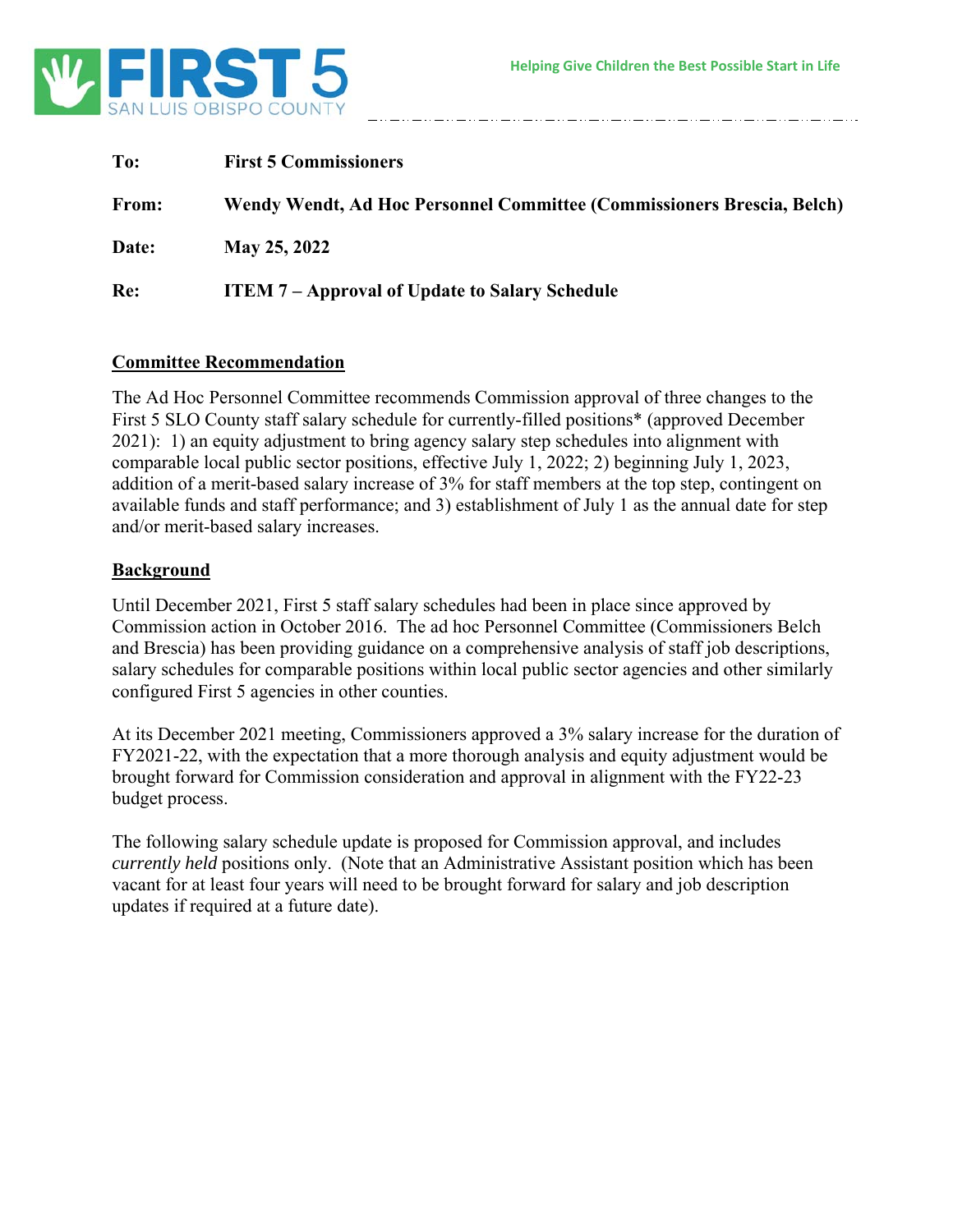FIRST 5 SAN LUIS OBISPO COUNTY

Helping Give Children the Best Possible Start in Life

**To:** **First 5 Commissioners**

**From:** **Wendy Wendt, Ad Hoc Personnel Committee (Commissioners Brescia, Belch)**

**Date:** **May 25, 2022**

**Re:** **ITEM 7 – Approval of Update to Salary Schedule**

## Committee Recommendation

The Ad Hoc Personnel Committee recommends Commission approval of three changes to the First 5 SLO County staff salary schedule for currently-filled positions* (approved December 2021): 1) an equity adjustment to bring agency salary step schedules into alignment with comparable local public sector positions, effective July 1, 2022; 2) beginning July 1, 2023, addition of a merit-based salary increase of 3% for staff members at the top step, contingent on available funds and staff performance; and 3) establishment of July 1 as the annual date for step and/or merit-based salary increases.

## Background

Until December 2021, First 5 staff salary schedules had been in place since approved by Commission action in October 2016. The ad hoc Personnel Committee (Commissioners Belch and Brescia) has been providing guidance on a comprehensive analysis of staff job descriptions, salary schedules for comparable positions within local public sector agencies and other similarly configured First 5 agencies in other counties.

At its December 2021 meeting, Commissioners approved a 3% salary increase for the duration of FY2021-22, with the expectation that a more thorough analysis and equity adjustment would be brought forward for Commission consideration and approval in alignment with the FY22-23 budget process.

The following salary schedule update is proposed for Commission approval, and includes *currently held* positions only. (Note that an Administrative Assistant position which has been vacant for at least four years will need to be brought forward for salary and job description updates if required at a future date).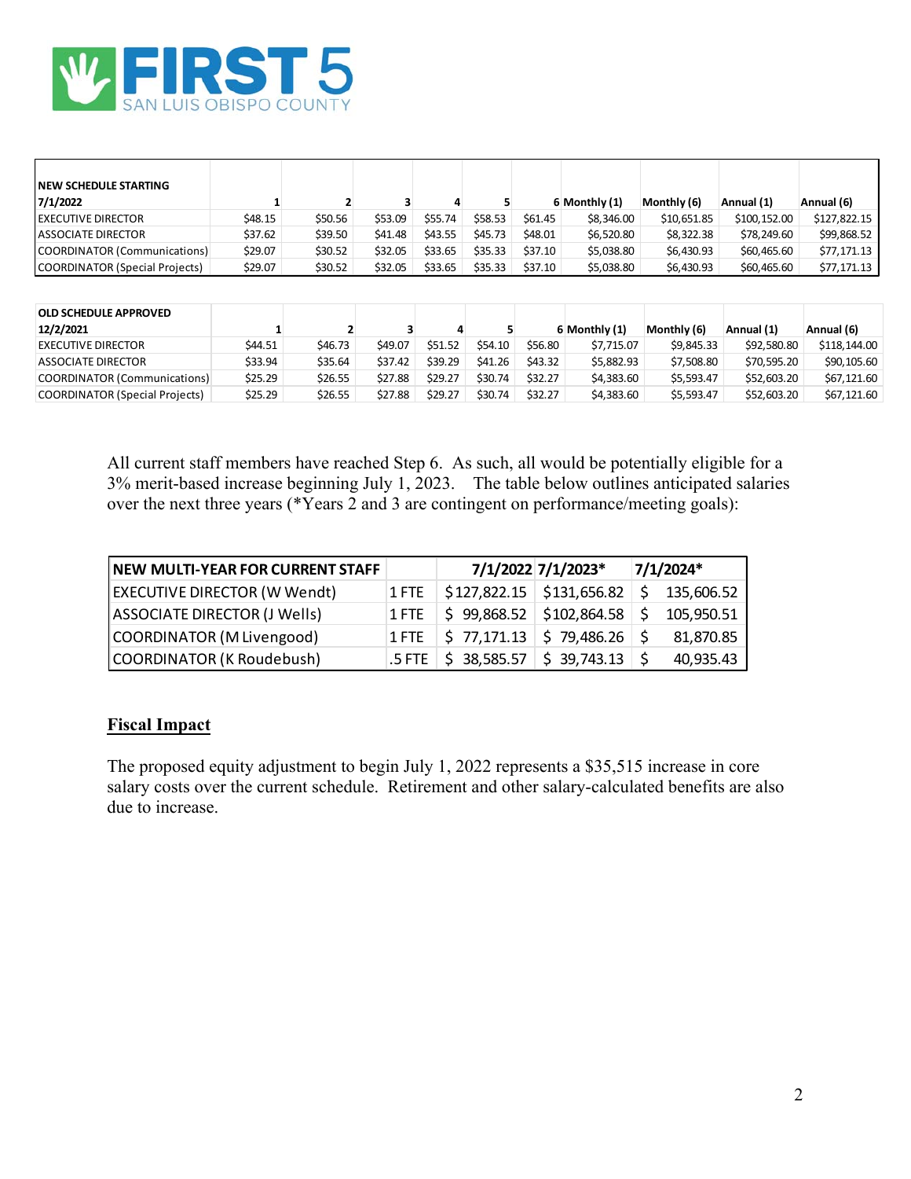FIRST 5 SAN LUIS OBISPO COUNTY

| NEW SCHEDULE STARTING 7/1/2022 | 1 | 2 | 3 | 4 | 5 | 6 | Monthly (1) | Monthly (6) | Annual (1) | Annual (6) |
|---|---|---|---|---|---|---|---|---|---|---|
| EXECUTIVE DIRECTOR | $48.15 | $50.56 | $53.09 | $55.74 | $58.53 | $61.45 | $8,346.00 | $10,651.85 | $100,152.00 | $127,822.15 |
| ASSOCIATE DIRECTOR | $37.62 | $39.50 | $41.48 | $43.55 | $45.73 | $48.01 | $6,520.80 | $8,322.38 | $78,249.60 | $99,868.52 |
| COORDINATOR (Communications) | $29.07 | $30.52 | $32.05 | $33.65 | $35.33 | $37.10 | $5,038.80 | $6,430.93 | $60,465.60 | $77,171.13 |
| COORDINATOR (Special Projects) | $29.07 | $30.52 | $32.05 | $33.65 | $35.33 | $37.10 | $5,038.80 | $6,430.93 | $60,465.60 | $77,171.13 |

| OLD SCHEDULE APPROVED 12/2/2021 | 1 | 2 | 3 | 4 | 5 | 6 | Monthly (1) | Monthly (6) | Annual (1) | Annual (6) |
|---|---|---|---|---|---|---|---|---|---|---|
| EXECUTIVE DIRECTOR | $44.51 | $46.73 | $49.07 | $51.52 | $54.10 | $56.80 | $7,715.07 | $9,845.33 | $92,580.80 | $118,144.00 |
| ASSOCIATE DIRECTOR | $33.94 | $35.64 | $37.42 | $39.29 | $41.26 | $43.32 | $5,882.93 | $7,508.80 | $70,595.20 | $90,105.60 |
| COORDINATOR (Communications) | $25.29 | $26.55 | $27.88 | $29.27 | $30.74 | $32.27 | $4,383.60 | $5,593.47 | $52,603.20 | $67,121.60 |
| COORDINATOR (Special Projects) | $25.29 | $26.55 | $27.88 | $29.27 | $30.74 | $32.27 | $4,383.60 | $5,593.47 | $52,603.20 | $67,121.60 |

All current staff members have reached Step 6. As such, all would be potentially eligible for a 3% merit-based increase beginning July 1, 2023. The table below outlines anticipated salaries over the next three years (*Years 2 and 3 are contingent on performance/meeting goals):

| NEW MULTI-YEAR FOR CURRENT STAFF | | 7/1/2022 | 7/1/2023* | 7/1/2024* |
|---|---|---|---|---|
| EXECUTIVE DIRECTOR (W Wendt) | 1 FTE | $127,822.15 | $131,656.82 | $ 135,606.52 |
| ASSOCIATE DIRECTOR (J Wells) | 1 FTE | $ 99,868.52 | $102,864.58 | $ 105,950.51 |
| COORDINATOR (M Livengood) | 1 FTE | $ 77,171.13 | $ 79,486.26 | $ 81,870.85 |
| COORDINATOR (K Roudebush) | .5 FTE | $ 38,585.57 | $ 39,743.13 | $ 40,935.43 |

## Fiscal Impact

The proposed equity adjustment to begin July 1, 2022 represents a $35,515 increase in core salary costs over the current schedule. Retirement and other salary-calculated benefits are also due to increase.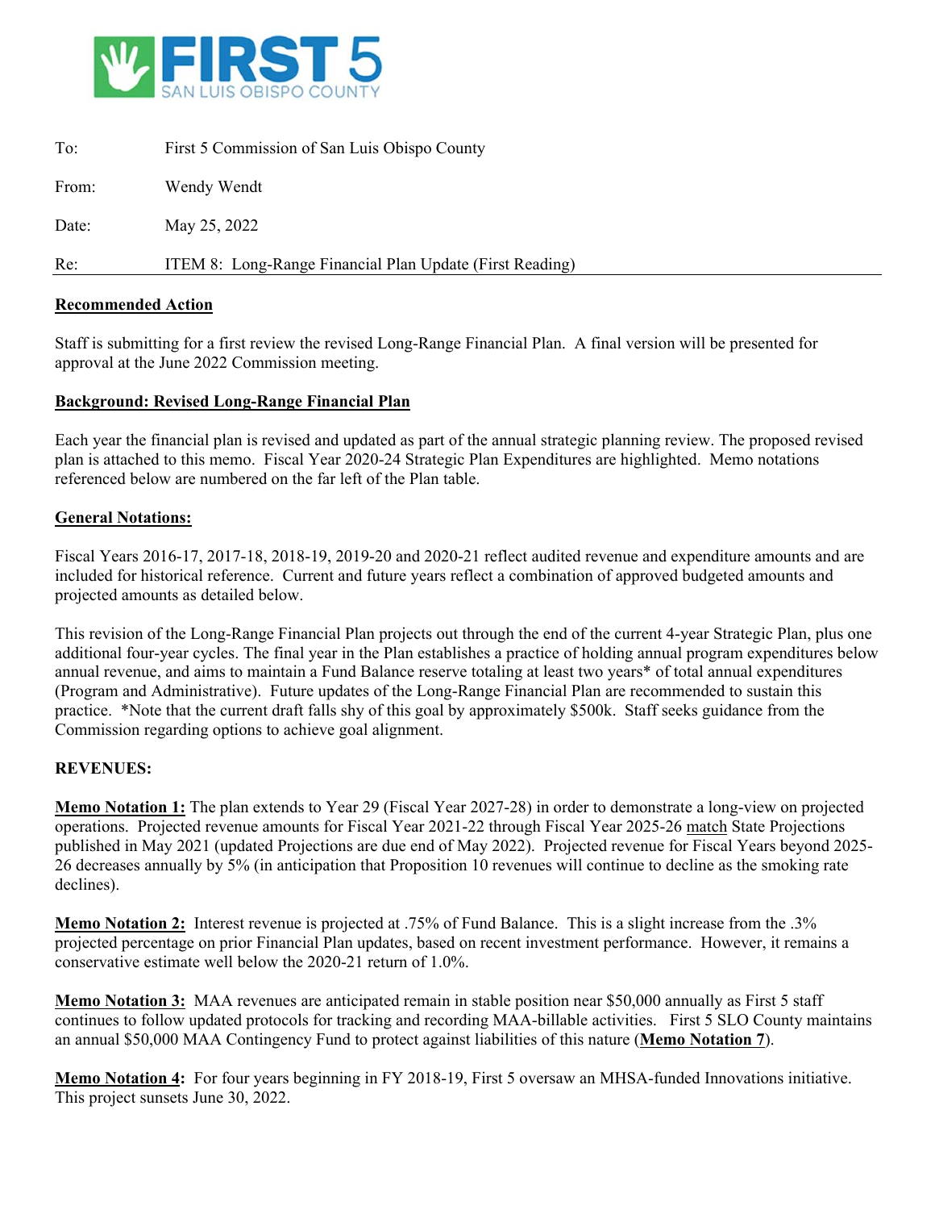FIRST 5 SAN LUIS OBISPO COUNTY

| | |
|---|---|
| To: | First 5 Commission of San Luis Obispo County |
| From: | Wendy Wendt |
| Date: | May 25, 2022 |
| Re: | ITEM 8: Long-Range Financial Plan Update (First Reading) |

**Recommended Action**

Staff is submitting for a first review the revised Long-Range Financial Plan. A final version will be presented for approval at the June 2022 Commission meeting.

**Background: Revised Long-Range Financial Plan**

Each year the financial plan is revised and updated as part of the annual strategic planning review. The proposed revised plan is attached to this memo. Fiscal Year 2020-24 Strategic Plan Expenditures are highlighted. Memo notations referenced below are numbered on the far left of the Plan table.

**General Notations:**

Fiscal Years 2016-17, 2017-18, 2018-19, 2019-20 and 2020-21 reflect audited revenue and expenditure amounts and are included for historical reference. Current and future years reflect a combination of approved budgeted amounts and projected amounts as detailed below.

This revision of the Long-Range Financial Plan projects out through the end of the current 4-year Strategic Plan, plus one additional four-year cycles. The final year in the Plan establishes a practice of holding annual program expenditures below annual revenue, and aims to maintain a Fund Balance reserve totaling at least two years* of total annual expenditures (Program and Administrative). Future updates of the Long-Range Financial Plan are recommended to sustain this practice. *Note that the current draft falls shy of this goal by approximately $500k. Staff seeks guidance from the Commission regarding options to achieve goal alignment.

**REVENUES:**

**Memo Notation 1:** The plan extends to Year 29 (Fiscal Year 2027-28) in order to demonstrate a long-view on projected operations. Projected revenue amounts for Fiscal Year 2021-22 through Fiscal Year 2025-26 match State Projections published in May 2021 (updated Projections are due end of May 2022). Projected revenue for Fiscal Years beyond 2025-26 decreases annually by 5% (in anticipation that Proposition 10 revenues will continue to decline as the smoking rate declines).

**Memo Notation 2:** Interest revenue is projected at .75% of Fund Balance. This is a slight increase from the .3% projected percentage on prior Financial Plan updates, based on recent investment performance. However, it remains a conservative estimate well below the 2020-21 return of 1.0%.

**Memo Notation 3:** MAA revenues are anticipated remain in stable position near $50,000 annually as First 5 staff continues to follow updated protocols for tracking and recording MAA-billable activities. First 5 SLO County maintains an annual $50,000 MAA Contingency Fund to protect against liabilities of this nature (**Memo Notation 7**).

**Memo Notation 4:** For four years beginning in FY 2018-19, First 5 oversaw an MHSA-funded Innovations initiative. This project sunsets June 30, 2022.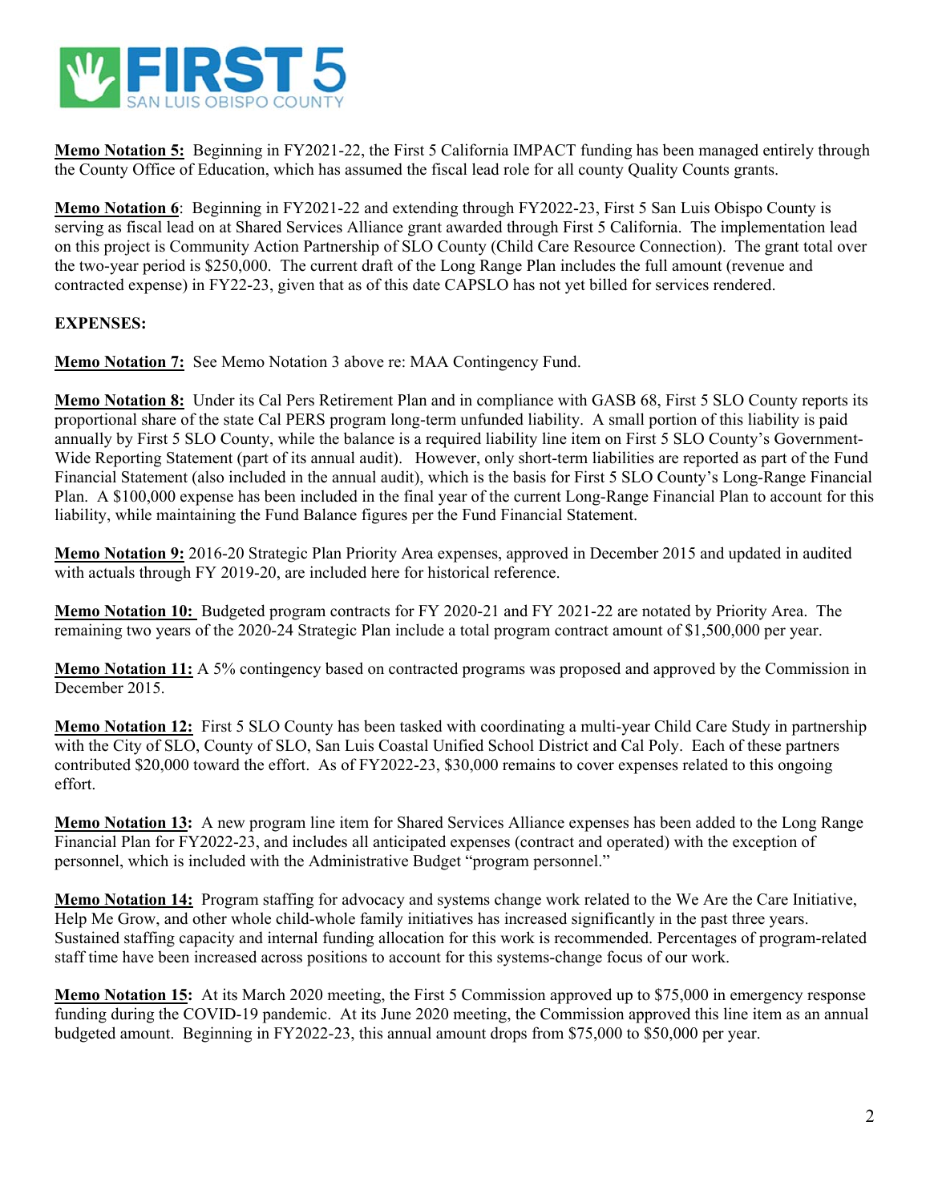**Memo Notation 5:** Beginning in FY2021-22, the First 5 California IMPACT funding has been managed entirely through the County Office of Education, which has assumed the fiscal lead role for all county Quality Counts grants.

**Memo Notation 6**: Beginning in FY2021-22 and extending through FY2022-23, First 5 San Luis Obispo County is serving as fiscal lead on at Shared Services Alliance grant awarded through First 5 California. The implementation lead on this project is Community Action Partnership of SLO County (Child Care Resource Connection). The grant total over the two-year period is $250,000. The current draft of the Long Range Plan includes the full amount (revenue and contracted expense) in FY22-23, given that as of this date CAPSLO has not yet billed for services rendered.

**EXPENSES:**

**Memo Notation 7:** See Memo Notation 3 above re: MAA Contingency Fund.

**Memo Notation 8:** Under its Cal Pers Retirement Plan and in compliance with GASB 68, First 5 SLO County reports its proportional share of the state Cal PERS program long-term unfunded liability. A small portion of this liability is paid annually by First 5 SLO County, while the balance is a required liability line item on First 5 SLO County's Government-Wide Reporting Statement (part of its annual audit). However, only short-term liabilities are reported as part of the Fund Financial Statement (also included in the annual audit), which is the basis for First 5 SLO County's Long-Range Financial Plan. A $100,000 expense has been included in the final year of the current Long-Range Financial Plan to account for this liability, while maintaining the Fund Balance figures per the Fund Financial Statement.

**Memo Notation 9:** 2016-20 Strategic Plan Priority Area expenses, approved in December 2015 and updated in audited with actuals through FY 2019-20, are included here for historical reference.

**Memo Notation 10:** Budgeted program contracts for FY 2020-21 and FY 2021-22 are notated by Priority Area. The remaining two years of the 2020-24 Strategic Plan include a total program contract amount of $1,500,000 per year.

**Memo Notation 11:** A 5% contingency based on contracted programs was proposed and approved by the Commission in December 2015.

**Memo Notation 12:** First 5 SLO County has been tasked with coordinating a multi-year Child Care Study in partnership with the City of SLO, County of SLO, San Luis Coastal Unified School District and Cal Poly. Each of these partners contributed $20,000 toward the effort. As of FY2022-23, $30,000 remains to cover expenses related to this ongoing effort.

**Memo Notation 13:** A new program line item for Shared Services Alliance expenses has been added to the Long Range Financial Plan for FY2022-23, and includes all anticipated expenses (contract and operated) with the exception of personnel, which is included with the Administrative Budget "program personnel."

**Memo Notation 14:** Program staffing for advocacy and systems change work related to the We Are the Care Initiative, Help Me Grow, and other whole child-whole family initiatives has increased significantly in the past three years. Sustained staffing capacity and internal funding allocation for this work is recommended. Percentages of program-related staff time have been increased across positions to account for this systems-change focus of our work.

**Memo Notation 15:** At its March 2020 meeting, the First 5 Commission approved up to $75,000 in emergency response funding during the COVID-19 pandemic. At its June 2020 meeting, the Commission approved this line item as an annual budgeted amount. Beginning in FY2022-23, this annual amount drops from $75,000 to $50,000 per year.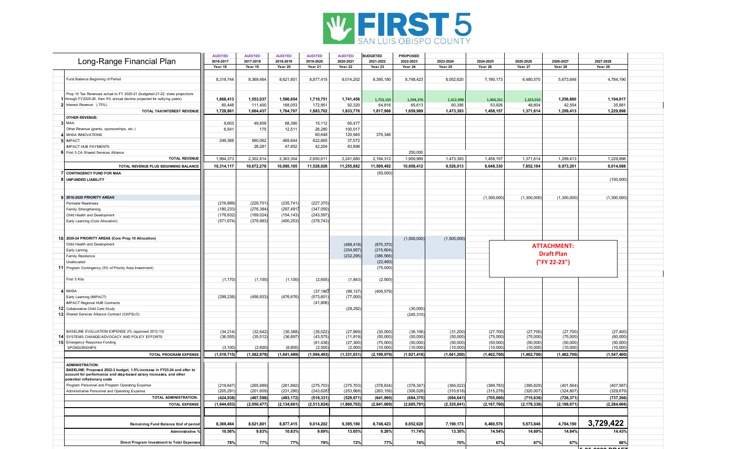# FIRST 5 SAN LUIS OBISPO COUNTY

| # | Long-Range Financial Plan | AUDITED 2016-2017 Year 18 | AUDITED 2017-2018 Year 19 | AUDITED 2018-2019 Year 20 | AUDITED 2019-2020 Year 21 | AUDITED 2020-2021 Year 22 | BUDGETED 2021-2022 Year 23 | PROPOSED 2022-2023 Year 24 | 2023-2024 Year 25 | 2024-2025 Year 26 | 2025-2026 Year 27 | 2026-2027 Year 28 | 2027-2028 Year 29 |
|---|---|---|---|---|---|---|---|---|---|---|---|---|---|
| | Fund Balance Beginning of Period | 8,319,744 | 8,369,464 | 8,621,801 | 8,877,415 | 9,014,202 | 9,395,180 | 8,748,423 | 8,052,620 | 7,190,173 | 6,480,570 | 5,673,848 | 4,784,190 |
| 1 | Prop 10 Tax Revenues actual to FY 2020-21 (budgeted 21-22, state projections through FY2025-26, then 5% annual decline projected for outlying years) | 1,668,413 | 1,553,037 | 1,596,654 | 1,710,751 | 1,741,456 | 1,753,150 | 1,594,376 | 1,412,998 | 1,404,231 | 1,323,010 | 1,256,860 | 1,194,017 |
| 2 | Interest Revenue (.75%) | 60,448 | 111,400 | 168,053 | 172,951 | 92,320 | 64,816 | 65,613 | 60,395 | 53,926 | 48,604 | 42,554 | 35,881 |
| | **TOTAL TAX/INTEREST REVENUE** | **1,728,861** | **1,664,437** | **1,764,707** | **1,883,702** | **1,833,776** | **1,817,966** | **1,659,989** | **1,473,393** | **1,458,157** | **1,371,614** | **1,299,413** | **1,229,898** |
| | **OTHER REVENUE:** | | | | | | | | | | | | |
| 3 | MAA | 9,603 | 49,859 | 68,390 | 15,112 | 65,477 | | | | | | | |
| | Other Revenue (grants, sponsorships, etc.) | 6,541 | 175 | 12,511 | 26,280 | 100,017 | | | | | | | |
| 4 | MHSA INNOVATIONS | | | | 60,648 | 120,940 | 376,346 | | | | | | |
| 5 | IMPACT | 249,368 | 560,062 | 469,844 | 622,665 | 37,572 | | | | | | | |
| | IMPACT HUB PAYMENTS | | 28,281 | 47,852 | 42,204 | 83,898 | | | | | | | |
| 6 | First 5 CA Shared Services Alliance | | | | | | | 250,000 | | | | | |
| | **TOTAL REVENUE** | 1,994,373 | 2,302,814 | 2,363,304 | 2,650,611 | 2,241,680 | 2,194,312 | 1,909,989 | 1,473,393 | 1,458,157 | 1,371,614 | 1,299,413 | 1,229,898 |
| | **TOTAL REVENUE PLUS BEGINNING BALANCE** | **10,314,117** | **10,672,278** | **10,985,105** | **11,528,026** | **11,255,882** | **11,589,492** | **10,658,412** | **9,526,013** | **8,648,330** | **7,852,184** | **6,973,261** | **6,014,088** |
| 7 | **CONTINGENCY FUND FOR MAA** | | | | | | (50,000) | | | | | | |
| 8 | **UNFUNDED LIABILITY** | | | | | | | | | | | | (100,000) |
| 9 | **2016-2020 PRIORITY AREAS** | | | | | | | | | (1,300,000) | (1,300,000) | (1,300,000) | (1,300,000) |
| | Perinatal Readiness | (216,899) | (229,701) | (235,741) | (227,370) | | | | | | | | |
| | Family Strengthening | (180,233) | (276,384) | (297,491) | (347,050) | | | | | | | | |
| | Child Health and Development | (176,632) | (169,024) | (154,143) | (243,597) | | | | | | | | |
| | Early Learning (Core Allocation) | (571,674) | (378,983) | (400,253) | (378,743) | | | | | | | | |
| 10 | **2020-24 PRIORITY AREAS (Core Prop 10 Allocation)** | | | | | | | (1,500,000) | (1,500,000) | | | | |
| | Child Health and Development | | | | | (488,419) | (875,370) | | | | | | |
| | Early Laming | | | | | (334,957) | (215,604) | | | | | | |
| | Family Resilience | | | | | (232,295) | (386,566) | | | | | | |
| | Unallocated | | | | | | (22,460) | | | | | | |
| 11 | Program Contingency (5% of Priority Area Investment) | | | | | | (75,000) | | | | | | |
| | First 5 Kits | (1,170) | (1,100) | (1,100) | (2,605) | (1,843) | (2,500) | | | | | | |
| 4 | MHSA | | | | (37,186) | (99,137) | (406,579) | | | | | | |
| | Early Learning (IMPACT) | (299,238) | (456,933) | (476,676) | (573,601) | (77,000) | | | | | | | |
| | IMPACT Regional HUB Contracts | | | | (41,806) | | | | | | | | |
| 12 | Collaborative Child Care Study | | | | | (28,292) | | (30,000) | | | | | |
| 13 | Shared Services Alliance Contract (CAPSLO) | | | | | | | (245,310) | | | | | |
| | BASELINE EVALUATION EXPENSE 2% (approved 2012-13) | (34,214) | (32,642) | (30,388) | (35,022) | (27,969) | (30,000) | (36,106) | (31,200) | (27,700) | (27,700) | (27,700) | (27,400) |
| 14 | SYSTEMS CHANGE/ADVOCACY AND POLICY EFFORTS | (36,555) | (35,512) | (36,897) | (43,575) | (11,819) | (50,000) | (50,000) | (50,000) | (75,000) | (75,000) | (75,000) | (60,000) |
| 15 | Emergency Response Funding | | | | (61,438) | (27,300) | (75,000) | (50,000) | (50,000) | (50,000) | (50,000) | (50,000) | (50,000) |
| | SPONSORSHIPS | (3,100) | (2,600) | (8,800) | (2,500) | (2,000) | (10,000) | (10,000) | (10,000) | (10,000) | (10,000) | (10,000) | (10,000) |
| | **TOTAL PROGRAM EXPENSE** | **(1,519,715)** | **(1,582,879)** | **(1,641,489)** | **(1,994,493)** | **(1,331,031)** | **(2,199,079)** | **(1,921,416)** | **(1,641,200)** | **(1,462,700)** | **(1,462,700)** | **(1,462,700)** | **(1,547,400)** |
| | **ADMINISTRATION:** **BASELINE: Proposed 2022-3 budget, 1.5% increase in FY23-24 and after to account for performance and step-based salary increases, and other potential inflationary costs** | | | | | | | | | | | | |
| | Program Personnel and Program Operating Expense | (219,647) | (265,989) | (261,892) | (275,703) | (275,703) | (378,834) | (378,347) | (384,022) | (389,783) | (395,629) | (401,564) | (407,587) |
| | Administrative Personnel and Operating Expense | (205,291) | (201,609) | (231,280) | (243,628) | (253,968) | (263,156) | (306,028) | (310,618) | (315,278) | (320,007) | (324,807) | (329,679) |
| | **TOTAL ADMINISTRATION:** | **(424,938)** | **(467,598)** | **(493,172)** | **(519,331)** | **(529,671)** | **(641,990)** | **(684,375)** | **(694,641)** | **(705,060)** | **(715,636)** | **(726,371)** | **(737,266)** |
| | **TOTAL EXPENSE** | **(1,944,653)** | **(2,050,477)** | **(2,134,661)** | **(2,513,824)** | **(1,860,702)** | **(2,841,069)** | **(2,605,791)** | **(2,335,841)** | **(2,167,760)** | **(2,178,336)** | **(2,189,071)** | **(2,284,666)** |
| | **Remaining Fund Balance End of period** | **8,369,464** | **8,621,801** | **8,877,415** | **9,014,202** | **9,395,180** | **8,748,423** | **8,052,620** | **7,190,173** | **6,480,570** | **5,673,848** | **4,784,190** | **3,729,422** |
| | **Administrative %** | **10.56%** | **9.83%** | **10.83%** | **9.69%** | **13.65%** | **9.26%** | **11.74%** | **13.30%** | **14.54%** | **14.69%** | **14.84%** | **14.43%** |
| | **Direct Program Investment to Total Expenses** | **78%** | **77%** | **77%** | **79%** | **72%** | **77%** | **74%** | **70%** | **67%** | **67%** | **67%** | **68%** |

**ATTACHMENT:**
**Draft Plan**
**("FY 22-23")**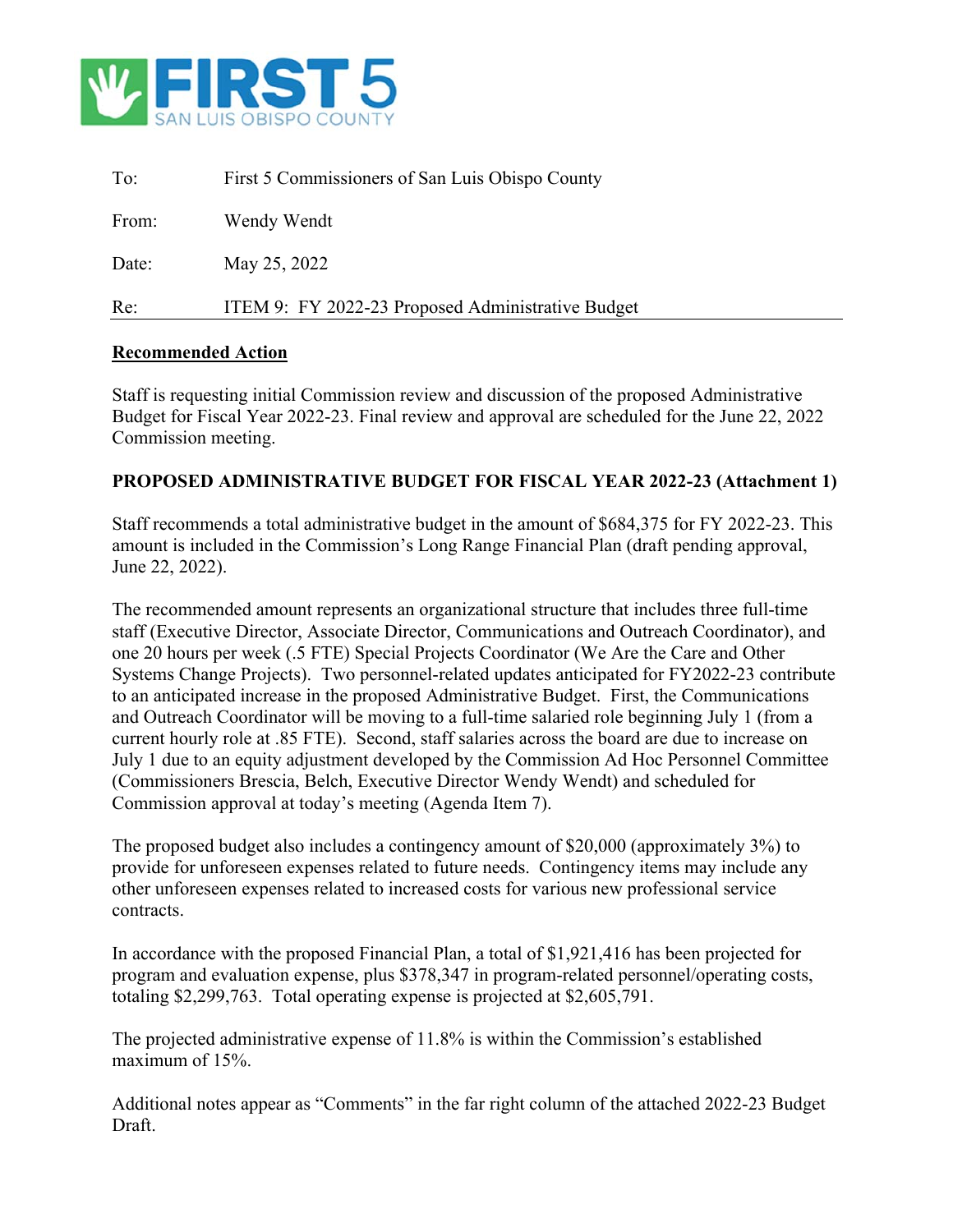FIRST 5 SAN LUIS OBISPO COUNTY

| | |
|---|---|
| To: | First 5 Commissioners of San Luis Obispo County |
| From: | Wendy Wendt |
| Date: | May 25, 2022 |
| Re: | ITEM 9: FY 2022-23 Proposed Administrative Budget |

**Recommended Action**

Staff is requesting initial Commission review and discussion of the proposed Administrative Budget for Fiscal Year 2022-23. Final review and approval are scheduled for the June 22, 2022 Commission meeting.

**PROPOSED ADMINISTRATIVE BUDGET FOR FISCAL YEAR 2022-23 (Attachment 1)**

Staff recommends a total administrative budget in the amount of $684,375 for FY 2022-23. This amount is included in the Commission's Long Range Financial Plan (draft pending approval, June 22, 2022).

The recommended amount represents an organizational structure that includes three full-time staff (Executive Director, Associate Director, Communications and Outreach Coordinator), and one 20 hours per week (.5 FTE) Special Projects Coordinator (We Are the Care and Other Systems Change Projects). Two personnel-related updates anticipated for FY2022-23 contribute to an anticipated increase in the proposed Administrative Budget. First, the Communications and Outreach Coordinator will be moving to a full-time salaried role beginning July 1 (from a current hourly role at .85 FTE). Second, staff salaries across the board are due to increase on July 1 due to an equity adjustment developed by the Commission Ad Hoc Personnel Committee (Commissioners Brescia, Belch, Executive Director Wendy Wendt) and scheduled for Commission approval at today's meeting (Agenda Item 7).

The proposed budget also includes a contingency amount of $20,000 (approximately 3%) to provide for unforeseen expenses related to future needs. Contingency items may include any other unforeseen expenses related to increased costs for various new professional service contracts.

In accordance with the proposed Financial Plan, a total of $1,921,416 has been projected for program and evaluation expense, plus $378,347 in program-related personnel/operating costs, totaling $2,299,763. Total operating expense is projected at $2,605,791.

The projected administrative expense of 11.8% is within the Commission's established maximum of 15%.

Additional notes appear as "Comments" in the far right column of the attached 2022-23 Budget Draft.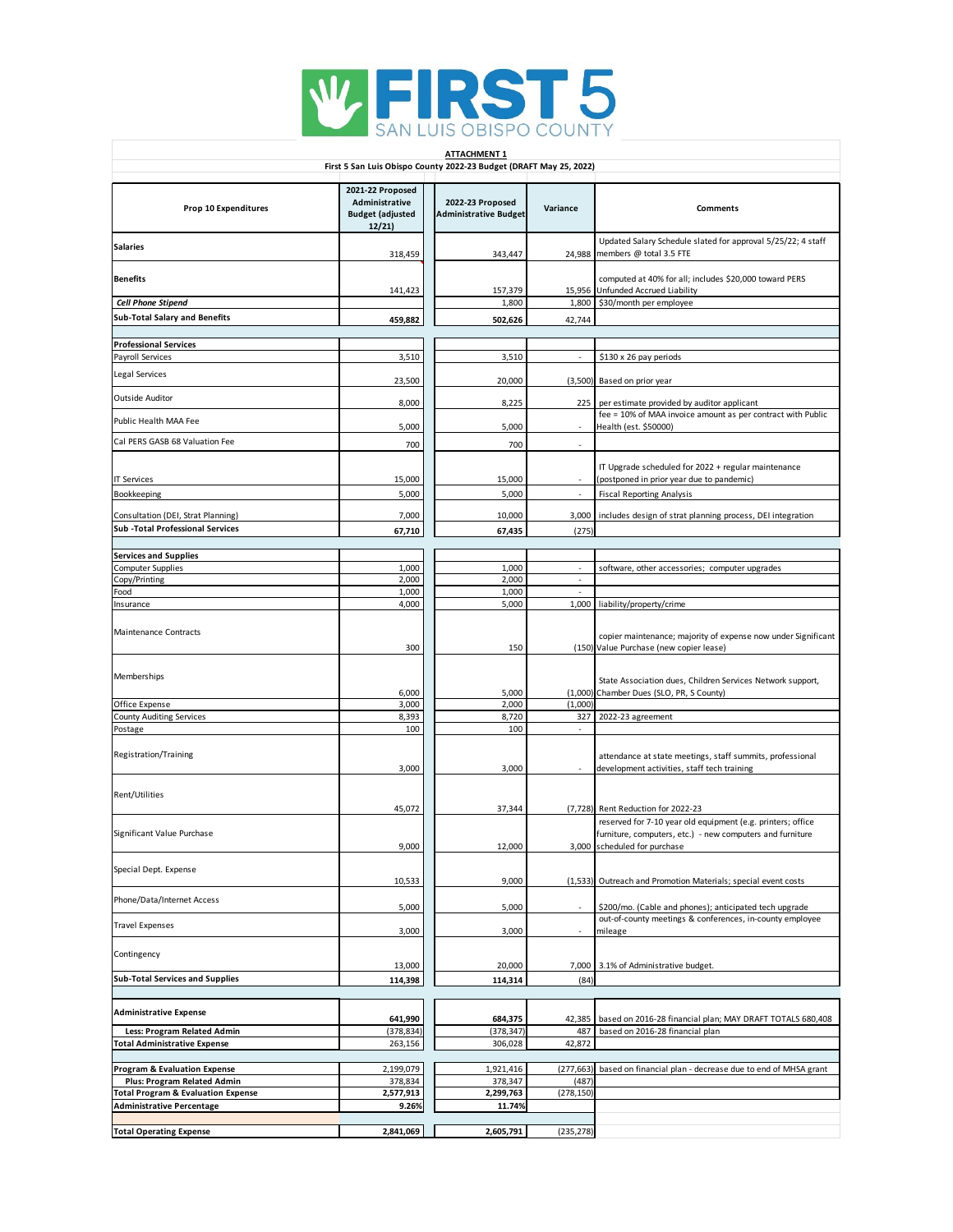FIRST 5 SAN LUIS OBISPO COUNTY

**ATTACHMENT 1**

**First 5 San Luis Obispo County 2022-23 Budget (DRAFT May 25, 2022)**

| Prop 10 Expenditures | 2021-22 Proposed Administrative Budget (adjusted 12/21) | 2022-23 Proposed Administrative Budget | Variance | Comments |
|---|---|---|---|---|
| **Salaries** | 318,459 | 343,447 | 24,988 | Updated Salary Schedule slated for approval 5/25/22; 4 staff members @ total 3.5 FTE |
| **Benefits** | 141,423 | 157,379 | 15,956 | computed at 40% for all; includes $20,000 toward PERS Unfunded Accrued Liability |
| ***Cell Phone Stipend*** | | 1,800 | 1,800 | $30/month per employee |
| **Sub-Total Salary and Benefits** | **459,882** | **502,626** | **42,744** | |
| | | | | |
| **Professional Services** | | | | |
| Payroll Services | 3,510 | 3,510 | - | $130 x 26 pay periods |
| Legal Services | 23,500 | 20,000 | (3,500) | Based on prior year |
| Outside Auditor | 8,000 | 8,225 | 225 | per estimate provided by auditor applicant |
| Public Health MAA Fee | 5,000 | 5,000 | - | fee = 10% of MAA invoice amount as per contract with Public Health (est. $50000) |
| Cal PERS GASB 68 Valuation Fee | 700 | 700 | - | |
| IT Services | 15,000 | 15,000 | - | IT Upgrade scheduled for 2022 + regular maintenance (postponed in prior year due to pandemic) |
| Bookkeeping | 5,000 | 5,000 | - | Fiscal Reporting Analysis |
| Consultation (DEI, Strat Planning) | 7,000 | 10,000 | 3,000 | includes design of strat planning process, DEI integration |
| **Sub -Total Professional Services** | **67,710** | **67,435** | (275) | |
| | | | | |
| **Services and Supplies** | | | | |
| Computer Supplies | 1,000 | 1,000 | - | software, other accessories; computer upgrades |
| Copy/Printing | 2,000 | 2,000 | - | |
| Food | 1,000 | 1,000 | - | |
| Insurance | 4,000 | 5,000 | 1,000 | liability/property/crime |
| Maintenance Contracts | 300 | 150 | (150) | copier maintenance; majority of expense now under Significant Value Purchase (new copier lease) |
| Memberships | 6,000 | 5,000 | (1,000) | State Association dues, Children Services Network support, Chamber Dues (SLO, PR, S County) |
| Office Expense | 3,000 | 2,000 | (1,000) | |
| County Auditing Services | 8,393 | 8,720 | 327 | 2022-23 agreement |
| Postage | 100 | 100 | - | |
| Registration/Training | 3,000 | 3,000 | - | attendance at state meetings, staff summits, professional development activities, staff tech training |
| Rent/Utilities | 45,072 | 37,344 | (7,728) | Rent Reduction for 2022-23 |
| Significant Value Purchase | 9,000 | 12,000 | 3,000 | reserved for 7-10 year old equipment (e.g. printers; office furniture, computers, etc.) - new computers and furniture scheduled for purchase |
| Special Dept. Expense | 10,533 | 9,000 | (1,533) | Outreach and Promotion Materials; special event costs |
| Phone/Data/Internet Access | 5,000 | 5,000 | - | $200/mo. (Cable and phones); anticipated tech upgrade |
| Travel Expenses | 3,000 | 3,000 | - | out-of-county meetings & conferences, in-county employee mileage |
| Contingency | 13,000 | 20,000 | 7,000 | 3.1% of Administrative budget. |
| **Sub-Total Services and Supplies** | **114,398** | **114,314** | (84) | |
| | | | | |
| **Administrative Expense** | **641,990** | **684,375** | 42,385 | based on 2016-28 financial plan; MAY DRAFT TOTALS 680,408 |
| **Less: Program Related Admin** | (378,834) | (378,347) | 487 | based on 2016-28 financial plan |
| **Total Administrative Expense** | 263,156 | 306,028 | 42,872 | |
| | | | | |
| **Program & Evaluation Expense** | 2,199,079 | 1,921,416 | (277,663) | based on financial plan - decrease due to end of MHSA grant |
| **Plus: Program Related Admin** | 378,834 | 378,347 | (487) | |
| **Total Program & Evaluation Expense** | **2,577,913** | **2,299,763** | (278,150) | |
| **Administrative Percentage** | **9.26%** | **11.74%** | | |
| | | | | |
| **Total Operating Expense** | **2,841,069** | **2,605,791** | (235,278) | |